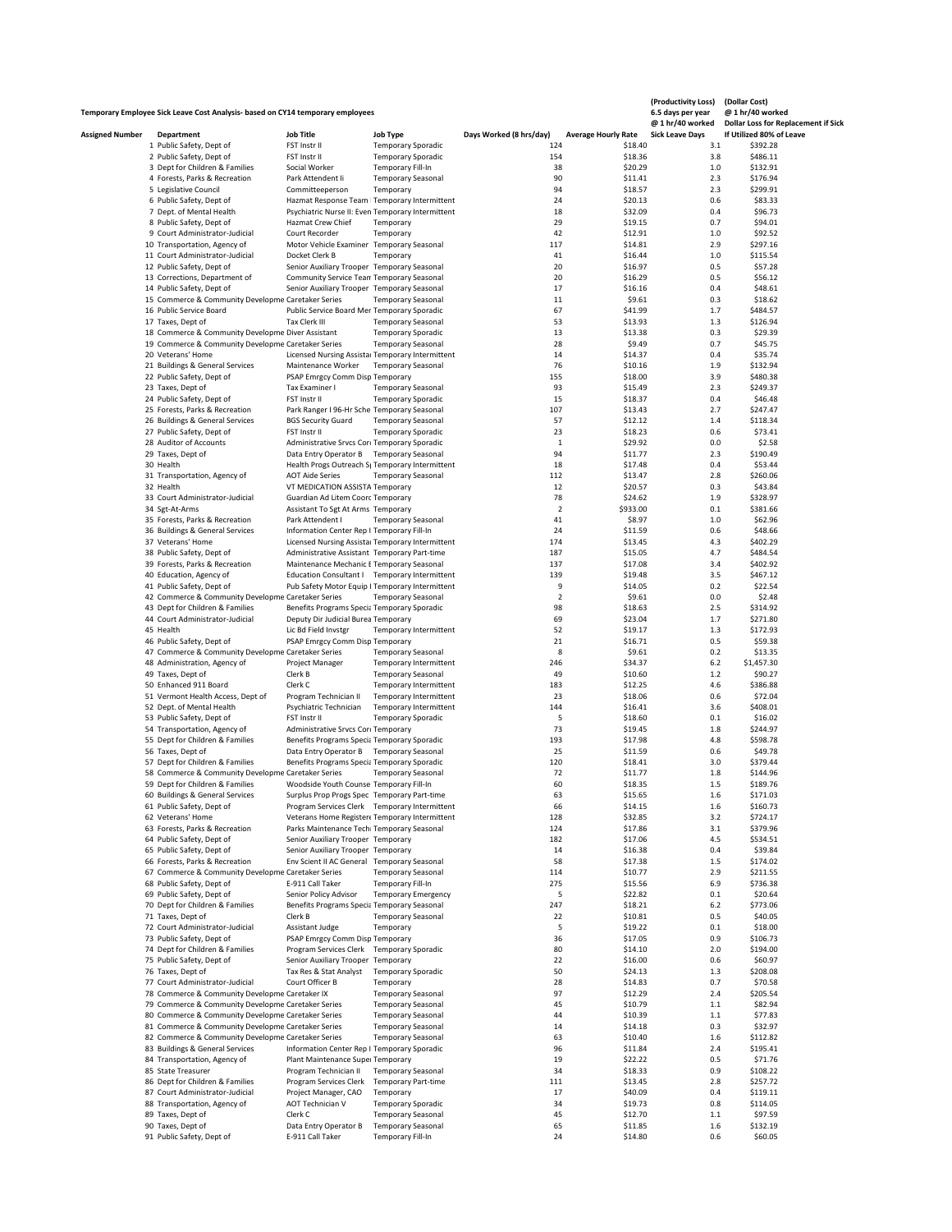**Temporary Employee Sick Leave Cost Analysis- based on CY14 temporary employees**

| Assigned Number | Department | Job Title | Job Type | Days Worked (8 hrs/day) | Average Hourly Rate | (Productivity Loss) 6.5 days per year @ 1 hr/40 worked Sick Leave Days | (Dollar Cost) @ 1 hr/40 worked Dollar Loss for Replacement if Sick If Utilized 80% of Leave |
|---|---|---|---|---|---|---|---|
| 1 | Public Safety, Dept of | FST Instr II | Temporary Sporadic | 124 | $18.40 | 3.1 | $392.28 |
| 2 | Public Safety, Dept of | FST Instr II | Temporary Sporadic | 154 | $18.36 | 3.8 | $486.11 |
| 3 | Dept for Children & Families | Social Worker | Temporary Fill-In | 38 | $20.29 | 1.0 | $132.91 |
| 4 | Forests, Parks & Recreation | Park Attendant Ii | Temporary Seasonal | 90 | $11.41 | 2.3 | $176.94 |
| 5 | Legislative Council | Committeeperson | Temporary | 94 | $18.57 | 2.3 | $299.91 |
| 6 | Public Safety, Dept of | Hazmat Response Team | Temporary Intermittent | 24 | $20.13 | 0.6 | $83.33 |
| 7 | Dept. of Mental Health | Psychiatric Nurse II: Even | Temporary Intermittent | 18 | $32.09 | 0.4 | $96.73 |
| 8 | Public Safety, Dept of | Hazmat Crew Chief | Temporary | 29 | $19.15 | 0.7 | $94.01 |
| 9 | Court Administrator-Judicial | Court Recorder | Temporary | 42 | $12.91 | 1.0 | $92.52 |
| 10 | Transportation, Agency of | Motor Vehicle Examiner | Temporary Seasonal | 117 | $14.81 | 2.9 | $297.16 |
| 11 | Court Administrator-Judicial | Docket Clerk B | Temporary | 41 | $16.44 | 1.0 | $115.54 |
| 12 | Public Safety, Dept of | Senior Auxiliary Trooper | Temporary Seasonal | 20 | $16.97 | 0.5 | $57.28 |
| 13 | Corrections, Department of | Community Service Team | Temporary Seasonal | 20 | $16.29 | 0.5 | $56.12 |
| 14 | Public Safety, Dept of | Senior Auxiliary Trooper | Temporary Seasonal | 17 | $16.16 | 0.4 | $48.61 |
| 15 | Commerce & Community Developme | Caretaker Series | Temporary Seasonal | 11 | $9.61 | 0.3 | $18.62 |
| 16 | Public Service Board | Public Service Board Mer | Temporary Sporadic | 67 | $41.99 | 1.7 | $484.57 |
| 17 | Taxes, Dept of | Tax Clerk III | Temporary Seasonal | 53 | $13.93 | 1.3 | $126.94 |
| 18 | Commerce & Community Developme | Diver Assistant | Temporary Sporadic | 13 | $13.38 | 0.3 | $29.39 |
| 19 | Commerce & Community Developme | Caretaker Series | Temporary Seasonal | 28 | $9.49 | 0.7 | $45.75 |
| 20 | Veterans' Home | Licensed Nursing Assista | Temporary Intermittent | 14 | $14.37 | 0.4 | $35.74 |
| 21 | Buildings & General Services | Maintenance Worker | Temporary Seasonal | 76 | $10.16 | 1.9 | $132.94 |
| 22 | Public Safety, Dept of | PSAP Emrgcy Comm Disp | Temporary | 155 | $18.00 | 3.9 | $480.38 |
| 23 | Taxes, Dept of | Tax Examiner I | Temporary Seasonal | 93 | $15.49 | 2.3 | $249.37 |
| 24 | Public Safety, Dept of | FST Instr II | Temporary Sporadic | 15 | $18.37 | 0.4 | $46.48 |
| 25 | Forests, Parks & Recreation | Park Ranger I 96-Hr Sche | Temporary Seasonal | 107 | $13.43 | 2.7 | $247.47 |
| 26 | Buildings & General Services | BGS Security Guard | Temporary Seasonal | 57 | $12.12 | 1.4 | $118.34 |
| 27 | Public Safety, Dept of | FST Instr II | Temporary Sporadic | 23 | $18.23 | 0.6 | $73.41 |
| 28 | Auditor of Accounts | Administrative Srvcs Cor | Temporary Sporadic | 1 | $29.92 | 0.0 | $2.58 |
| 29 | Taxes, Dept of | Data Entry Operator B | Temporary Seasonal | 94 | $11.77 | 2.3 | $190.49 |
| 30 | Health | Health Progs Outreach Sp | Temporary Intermittent | 18 | $17.48 | 0.4 | $53.44 |
| 31 | Transportation, Agency of | AOT Aide Series | Temporary Seasonal | 112 | $13.47 | 2.8 | $260.06 |
| 32 | Health | VT MEDICATION ASSISTA | Temporary | 12 | $20.57 | 0.3 | $43.84 |
| 33 | Court Administrator-Judicial | Guardian Ad Litem Coorc | Temporary | 78 | $24.62 | 1.9 | $328.97 |
| 34 | Sgt-At-Arms | Assistant To Sgt At Arms | Temporary | 2 | $933.00 | 0.1 | $381.66 |
| 35 | Forests, Parks & Recreation | Park Attendent I | Temporary Seasonal | 41 | $8.97 | 1.0 | $62.96 |
| 36 | Buildings & General Services | Information Center Rep I | Temporary Fill-In | 24 | $11.59 | 0.6 | $48.66 |
| 37 | Veterans' Home | Licensed Nursing Assista | Temporary Intermittent | 174 | $13.45 | 4.3 | $402.29 |
| 38 | Public Safety, Dept of | Administrative Assistant | Temporary Part-time | 187 | $15.05 | 4.7 | $484.54 |
| 39 | Forests, Parks & Recreation | Maintenance Mechanic E | Temporary Seasonal | 137 | $17.08 | 3.4 | $402.92 |
| 40 | Education, Agency of | Education Consultant I | Temporary Intermittent | 139 | $19.48 | 3.5 | $467.12 |
| 41 | Public Safety, Dept of | Pub Safety Motor Equip I | Temporary Intermittent | 9 | $14.05 | 0.2 | $22.54 |
| 42 | Commerce & Community Developme | Caretaker Series | Temporary Seasonal | 2 | $9.61 | 0.0 | $2.48 |
| 43 | Dept for Children & Families | Benefits Programs Specia | Temporary Sporadic | 98 | $18.63 | 2.5 | $314.92 |
| 44 | Court Administrator-Judicial | Deputy Dir Judicial Burea | Temporary | 69 | $23.04 | 1.7 | $271.80 |
| 45 | Health | Lic Bd Field Invstgr | Temporary Intermittent | 52 | $19.17 | 1.3 | $172.93 |
| 46 | Public Safety, Dept of | PSAP Emrgcy Comm Disp | Temporary | 21 | $16.71 | 0.5 | $59.38 |
| 47 | Commerce & Community Developme | Caretaker Series | Temporary Seasonal | 8 | $9.61 | 0.2 | $13.35 |
| 48 | Administration, Agency of | Project Manager | Temporary Intermittent | 246 | $34.37 | 6.2 | $1,457.30 |
| 49 | Taxes, Dept of | Clerk B | Temporary Seasonal | 49 | $10.60 | 1.2 | $90.27 |
| 50 | Enhanced 911 Board | Clerk C | Temporary Intermittent | 183 | $12.25 | 4.6 | $386.88 |
| 51 | Vermont Health Access, Dept of | Program Technician II | Temporary Intermittent | 23 | $18.06 | 0.6 | $72.04 |
| 52 | Dept. of Mental Health | Psychiatric Technician | Temporary Intermittent | 144 | $16.41 | 3.6 | $408.01 |
| 53 | Public Safety, Dept of | FST Instr II | Temporary Sporadic | 5 | $18.60 | 0.1 | $16.02 |
| 54 | Transportation, Agency of | Administrative Srvcs Cor | Temporary | 73 | $19.45 | 1.8 | $244.97 |
| 55 | Dept for Children & Families | Benefits Programs Specia | Temporary Sporadic | 193 | $17.98 | 4.8 | $598.78 |
| 56 | Taxes, Dept of | Data Entry Operator B | Temporary Seasonal | 25 | $11.59 | 0.6 | $49.78 |
| 57 | Dept for Children & Families | Benefits Programs Specia | Temporary Sporadic | 120 | $18.41 | 3.0 | $379.44 |
| 58 | Commerce & Community Developme | Caretaker Series | Temporary Seasonal | 72 | $11.77 | 1.8 | $144.96 |
| 59 | Dept for Children & Families | Woodside Youth Counse | Temporary Fill-In | 60 | $18.35 | 1.5 | $189.76 |
| 60 | Buildings & General Services | Surplus Prop Progs Spec | Temporary Part-time | 63 | $15.65 | 1.6 | $171.03 |
| 61 | Public Safety, Dept of | Program Services Clerk | Temporary Intermittent | 66 | $14.15 | 1.6 | $160.73 |
| 62 | Veterans' Home | Veterans Home Registere | Temporary Intermittent | 128 | $32.85 | 3.2 | $724.17 |
| 63 | Forests, Parks & Recreation | Parks Maintenance Techi | Temporary Seasonal | 124 | $17.86 | 3.1 | $379.96 |
| 64 | Public Safety, Dept of | Senior Auxiliary Trooper | Temporary | 182 | $17.06 | 4.5 | $534.51 |
| 65 | Public Safety, Dept of | Senior Auxiliary Trooper | Temporary | 14 | $16.38 | 0.4 | $39.84 |
| 66 | Forests, Parks & Recreation | Env Scient II AC General | Temporary Seasonal | 58 | $17.38 | 1.5 | $174.02 |
| 67 | Commerce & Community Developme | Caretaker Series | Temporary Seasonal | 114 | $10.77 | 2.9 | $211.55 |
| 68 | Public Safety, Dept of | E-911 Call Taker | Temporary Fill-In | 275 | $15.56 | 6.9 | $736.38 |
| 69 | Public Safety, Dept of | Senior Policy Advisor | Temporary Emergency | 5 | $22.82 | 0.1 | $20.64 |
| 70 | Dept for Children & Families | Benefits Programs Specia | Temporary Seasonal | 247 | $18.21 | 6.2 | $773.06 |
| 71 | Taxes, Dept of | Clerk B | Temporary Seasonal | 22 | $10.81 | 0.5 | $40.05 |
| 72 | Court Administrator-Judicial | Assistant Judge | Temporary | 5 | $19.22 | 0.1 | $18.00 |
| 73 | Public Safety, Dept of | PSAP Emrgcy Comm Disp | Temporary | 36 | $17.05 | 0.9 | $106.73 |
| 74 | Dept for Children & Families | Program Services Clerk | Temporary Sporadic | 80 | $14.10 | 2.0 | $194.00 |
| 75 | Public Safety, Dept of | Senior Auxiliary Trooper | Temporary | 22 | $16.00 | 0.6 | $60.97 |
| 76 | Taxes, Dept of | Tax Res & Stat Analyst | Temporary Sporadic | 50 | $24.13 | 1.3 | $208.08 |
| 77 | Court Administrator-Judicial | Court Officer B | Temporary | 28 | $14.83 | 0.7 | $70.58 |
| 78 | Commerce & Community Developme | Caretaker IX | Temporary Seasonal | 97 | $12.29 | 2.4 | $205.54 |
| 79 | Commerce & Community Developme | Caretaker Series | Temporary Seasonal | 45 | $10.79 | 1.1 | $82.94 |
| 80 | Commerce & Community Developme | Caretaker Series | Temporary Seasonal | 44 | $10.39 | 1.1 | $77.83 |
| 81 | Commerce & Community Developme | Caretaker Series | Temporary Seasonal | 14 | $14.18 | 0.3 | $32.97 |
| 82 | Commerce & Community Developme | Caretaker Series | Temporary Seasonal | 63 | $10.40 | 1.6 | $112.82 |
| 83 | Buildings & General Services | Information Center Rep I | Temporary Sporadic | 96 | $11.84 | 2.4 | $195.41 |
| 84 | Transportation, Agency of | Plant Maintenance Supei | Temporary | 19 | $22.22 | 0.5 | $71.76 |
| 85 | State Treasurer | Program Technician II | Temporary Seasonal | 34 | $18.33 | 0.9 | $108.22 |
| 86 | Dept for Children & Families | Program Services Clerk | Temporary Part-time | 111 | $13.45 | 2.8 | $257.72 |
| 87 | Court Administrator-Judicial | Project Manager, CAO | Temporary | 17 | $40.09 | 0.4 | $119.11 |
| 88 | Transportation, Agency of | AOT Technician V | Temporary Sporadic | 34 | $19.73 | 0.8 | $114.05 |
| 89 | Taxes, Dept of | Clerk C | Temporary Seasonal | 45 | $12.70 | 1.1 | $97.59 |
| 90 | Taxes, Dept of | Data Entry Operator B | Temporary Seasonal | 65 | $11.85 | 1.6 | $132.19 |
| 91 | Public Safety, Dept of | E-911 Call Taker | Temporary Fill-In | 24 | $14.80 | 0.6 | $60.05 |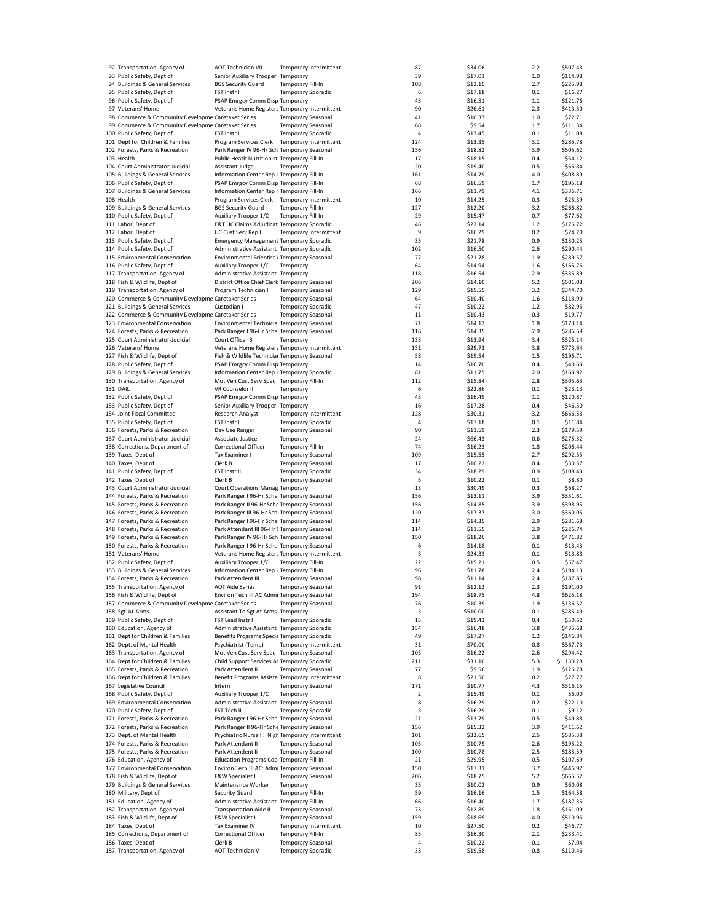| | | | | | | | |
|---|---|---|---|---|---|---|---|
| 92 | Transportation, Agency of | AOT Technician VII | Temporary Intermittent | 87 | $34.06 | 2.2 | $507.43 |
| 93 | Public Safety, Dept of | Senior Auxiliary Trooper | Temporary | 39 | $17.01 | 1.0 | $114.98 |
| 94 | Buildings & General Services | BGS Security Guard | Temporary Fill-In | 108 | $12.15 | 2.7 | $225.98 |
| 95 | Public Safety, Dept of | FST Instr I | Temporary Sporadic | 6 | $17.18 | 0.1 | $16.27 |
| 96 | Public Safety, Dept of | PSAP Emrgcy Comm Disp | Temporary | 43 | $16.51 | 1.1 | $121.76 |
| 97 | Veterans' Home | Veterans Home Registere | Temporary Intermittent | 90 | $26.61 | 2.3 | $413.30 |
| 98 | Commerce & Community Developme | Caretaker Series | Temporary Seasonal | 41 | $10.37 | 1.0 | $72.71 |
| 99 | Commerce & Community Developme | Caretaker Series | Temporary Seasonal | 68 | $9.54 | 1.7 | $111.34 |
| 100 | Public Safety, Dept of | FST Instr I | Temporary Sporadic | 4 | $17.45 | 0.1 | $11.08 |
| 101 | Dept for Children & Families | Program Services Clerk | Temporary Intermittent | 124 | $13.35 | 3.1 | $285.78 |
| 102 | Forests, Parks & Recreation | Park Ranger IV 96-Hr Sch | Temporary Seasonal | 156 | $18.82 | 3.9 | $505.62 |
| 103 | Health | Public Heath Nutritionist | Temporary Fill-In | 17 | $18.15 | 0.4 | $54.12 |
| 104 | Court Administrator-Judicial | Assistant Judge | Temporary | 20 | $19.40 | 0.5 | $66.84 |
| 105 | Buildings & General Services | Information Center Rep I | Temporary Fill-In | 161 | $14.79 | 4.0 | $408.89 |
| 106 | Public Safety, Dept of | PSAP Emrgcy Comm Disp | Temporary Fill-In | 68 | $16.59 | 1.7 | $195.18 |
| 107 | Buildings & General Services | Information Center Rep I | Temporary Fill-In | 166 | $11.79 | 4.1 | $336.71 |
| 108 | Health | Program Services Clerk | Temporary Intermittent | 10 | $14.25 | 0.3 | $25.39 |
| 109 | Buildings & General Services | BGS Security Guard | Temporary Fill-In | 127 | $12.20 | 3.2 | $266.82 |
| 110 | Public Safety, Dept of | Auxiliary Trooper 1/C | Temporary Fill-In | 29 | $15.47 | 0.7 | $77.62 |
| 111 | Labor, Dept of | E&T UC Claims Adjudicat | Temporary Sporadic | 46 | $22.14 | 1.2 | $176.72 |
| 112 | Labor, Dept of | UC Cust Serv Rep I | Temporary Intermittent | 9 | $16.29 | 0.2 | $24.20 |
| 113 | Public Safety, Dept of | Emergency Management | Temporary Sporadic | 35 | $21.78 | 0.9 | $130.25 |
| 114 | Public Safety, Dept of | Administrative Assistant | Temporary Sporadic | 102 | $16.50 | 2.6 | $290.44 |
| 115 | Environmental Conservation | Environmental Scientist \ | Temporary Seasonal | 77 | $21.78 | 1.9 | $289.57 |
| 116 | Public Safety, Dept of | Auxiliary Trooper 1/C | Temporary | 64 | $14.94 | 1.6 | $165.76 |
| 117 | Transportation, Agency of | Administrative Assistant | Temporary | 118 | $16.54 | 2.9 | $335.89 |
| 118 | Fish & Wildlife, Dept of | District Office Chief Clerk | Temporary Seasonal | 206 | $14.10 | 5.2 | $501.08 |
| 119 | Transportation, Agency of | Program Technician I | Temporary Seasonal | 129 | $15.55 | 3.2 | $344.70 |
| 120 | Commerce & Community Developme | Caretaker Series | Temporary Seasonal | 64 | $10.40 | 1.6 | $113.90 |
| 121 | Buildings & General Services | Custodian I | Temporary Sporadic | 47 | $10.22 | 1.2 | $82.95 |
| 122 | Commerce & Community Developme | Caretaker Series | Temporary Seasonal | 11 | $10.43 | 0.3 | $19.77 |
| 123 | Environmental Conservation | Environmental Technicia | Temporary Seasonal | 71 | $14.12 | 1.8 | $173.14 |
| 124 | Forests, Parks & Recreation | Park Ranger I 96-Hr Sche | Temporary Seasonal | 116 | $14.35 | 2.9 | $286.69 |
| 125 | Court Administrator-Judicial | Court Officer B | Temporary | 135 | $13.94 | 3.4 | $325.14 |
| 126 | Veterans' Home | Veterans Home Registere | Temporary Intermittent | 151 | $29.73 | 3.8 | $773.64 |
| 127 | Fish & Wildlife, Dept of | Fish & Wildlife Technicia | Temporary Seasonal | 58 | $19.54 | 1.5 | $196.71 |
| 128 | Public Safety, Dept of | PSAP Emrgcy Comm Disp | Temporary | 14 | $16.70 | 0.4 | $40.63 |
| 129 | Buildings & General Services | Information Center Rep I | Temporary Sporadic | 81 | $11.75 | 2.0 | $163.92 |
| 130 | Transportation, Agency of | Mot Veh Cust Serv Spec | Temporary Fill-In | 112 | $15.84 | 2.8 | $305.63 |
| 131 | DAIL | VR Counselor II | Temporary | 6 | $22.86 | 0.1 | $23.13 |
| 132 | Public Safety, Dept of | PSAP Emrgcy Comm Disp | Temporary | 43 | $16.49 | 1.1 | $120.87 |
| 133 | Public Safety, Dept of | Senior Auxiliary Trooper | Temporary | 16 | $17.28 | 0.4 | $46.50 |
| 134 | Joint Fiscal Committee | Research Analyst | Temporary Intermittent | 128 | $30.31 | 3.2 | $666.53 |
| 135 | Public Safety, Dept of | FST Instr I | Temporary Sporadic | 4 | $17.18 | 0.1 | $11.84 |
| 136 | Forests, Parks & Recreation | Day Use Ranger | Temporary Seasonal | 90 | $11.59 | 2.3 | $179.59 |
| 137 | Court Administrator-Judicial | Associate Justice | Temporary | 24 | $66.43 | 0.6 | $275.32 |
| 138 | Corrections, Department of | Correctional Officer I | Temporary Fill-In | 74 | $16.23 | 1.8 | $206.44 |
| 139 | Taxes, Dept of | Tax Examiner I | Temporary Seasonal | 109 | $15.55 | 2.7 | $292.55 |
| 140 | Taxes, Dept of | Clerk B | Temporary Seasonal | 17 | $10.22 | 0.4 | $30.37 |
| 141 | Public Safety, Dept of | FST Instr II | Temporary Sporadic | 34 | $18.29 | 0.9 | $108.43 |
| 142 | Taxes, Dept of | Clerk B | Temporary Seasonal | 5 | $10.22 | 0.1 | $8.80 |
| 143 | Court Administrator-Judicial | Court Operations Manag | Temporary | 13 | $30.49 | 0.3 | $68.27 |
| 144 | Forests, Parks & Recreation | Park Ranger I 96-Hr Sche | Temporary Seasonal | 156 | $13.11 | 3.9 | $351.61 |
| 145 | Forests, Parks & Recreation | Park Ranger II 96-Hr Sche | Temporary Seasonal | 156 | $14.85 | 3.9 | $398.95 |
| 146 | Forests, Parks & Recreation | Park Ranger III 96-Hr Sch | Temporary Seasonal | 120 | $17.37 | 3.0 | $360.05 |
| 147 | Forests, Parks & Recreation | Park Ranger I 96-Hr Sche | Temporary Seasonal | 114 | $14.35 | 2.9 | $281.68 |
| 148 | Forests, Parks & Recreation | Park Attendant III 96-Hr S | Temporary Seasonal | 114 | $11.55 | 2.9 | $226.74 |
| 149 | Forests, Parks & Recreation | Park Ranger IV 96-Hr Sch | Temporary Seasonal | 150 | $18.26 | 3.8 | $471.82 |
| 150 | Forests, Parks & Recreation | Park Ranger I 96-Hr Sche | Temporary Seasonal | 6 | $14.18 | 0.1 | $13.43 |
| 151 | Veterans' Home | Veterans Home Registere | Temporary Intermittent | 3 | $24.33 | 0.1 | $13.88 |
| 152 | Public Safety, Dept of | Auxiliary Trooper 1/C | Temporary Fill-In | 22 | $15.21 | 0.5 | $57.47 |
| 153 | Buildings & General Services | Information Center Rep I | Temporary Fill-In | 96 | $11.78 | 2.4 | $194.13 |
| 154 | Forests, Parks & Recreation | Park Attendent III | Temporary Seasonal | 98 | $11.14 | 2.4 | $187.85 |
| 155 | Transportation, Agency of | AOT Aide Series | Temporary Seasonal | 91 | $12.12 | 2.3 | $191.00 |
| 156 | Fish & Wildlife, Dept of | Environ Tech III AC Admi | Temporary Seasonal | 194 | $18.75 | 4.8 | $625.18 |
| 157 | Commerce & Community Developme | Caretaker Series | Temporary Seasonal | 76 | $10.39 | 1.9 | $136.52 |
| 158 | Sgt-At-Arms | Assistant To Sgt At Arms | Temporary | 3 | $510.00 | 0.1 | $285.49 |
| 159 | Public Safety, Dept of | FST Lead Instr I | Temporary Sporadic | 15 | $19.43 | 0.4 | $50.62 |
| 160 | Education, Agency of | Administrative Assistant | Temporary Sporadic | 154 | $16.48 | 3.8 | $435.68 |
| 161 | Dept for Children & Families | Benefits Programs Specia | Temporary Sporadic | 49 | $17.27 | 1.2 | $146.84 |
| 162 | Dept. of Mental Health | Psychiatrist (Temp) | Temporary Intermittent | 31 | $70.00 | 0.8 | $367.73 |
| 163 | Transportation, Agency of | Mot Veh Cust Serv Spec | Temporary Seasonal | 105 | $16.22 | 2.6 | $294.42 |
| 164 | Dept for Children & Families | Child Support Services A | Temporary Sporadic | 211 | $31.10 | 5.3 | $1,130.28 |
| 165 | Forests, Parks & Recreation | Park Attendent Ii | Temporary Seasonal | 77 | $9.56 | 1.9 | $126.78 |
| 166 | Dept for Children & Families | Benefit Programs Assista | Temporary Intermittent | 8 | $21.50 | 0.2 | $27.77 |
| 167 | Legislative Council | Intern | Temporary Seasonal | 171 | $10.77 | 4.3 | $316.15 |
| 168 | Public Safety, Dept of | Auxiliary Trooper 1/C | Temporary | 2 | $15.49 | 0.1 | $6.00 |
| 169 | Environmental Conservation | Administrative Assistant | Temporary Seasonal | 8 | $16.29 | 0.2 | $22.10 |
| 170 | Public Safety, Dept of | FST Tech II | Temporary Sporadic | 3 | $16.29 | 0.1 | $9.12 |
| 171 | Forests, Parks & Recreation | Park Ranger I 96-Hr Sche | Temporary Seasonal | 21 | $13.79 | 0.5 | $49.88 |
| 172 | Forests, Parks & Recreation | Park Ranger II 96-Hr Sche | Temporary Seasonal | 156 | $15.32 | 3.9 | $411.62 |
| 173 | Dept. of Mental Health | Psychiatric Nurse II: Nigh | Temporary Intermittent | 101 | $33.65 | 2.5 | $585.38 |
| 174 | Forests, Parks & Recreation | Park Attendant II | Temporary Seasonal | 105 | $10.79 | 2.6 | $195.22 |
| 175 | Forests, Parks & Recreation | Park Attendent Ii | Temporary Seasonal | 100 | $10.78 | 2.5 | $185.59 |
| 176 | Education, Agency of | Education Programs Coo | Temporary Fill-In | 21 | $29.95 | 0.5 | $107.69 |
| 177 | Environmental Conservation | Environ Tech III AC: Admi | Temporary Seasonal | 150 | $17.31 | 3.7 | $446.92 |
| 178 | Fish & Wildlife, Dept of | F&W Specialist I | Temporary Seasonal | 206 | $18.75 | 5.2 | $665.52 |
| 179 | Buildings & General Services | Maintenance Worker | Temporary | 35 | $10.02 | 0.9 | $60.08 |
| 180 | Military, Dept of | Security Guard | Temporary Fill-In | 59 | $16.16 | 1.5 | $164.58 |
| 181 | Education, Agency of | Administrative Assistant | Temporary Fill-In | 66 | $16.40 | 1.7 | $187.35 |
| 182 | Transportation, Agency of | Transportation Aide II | Temporary Seasonal | 73 | $12.89 | 1.8 | $161.09 |
| 183 | Fish & Wildlife, Dept of | F&W Specialist I | Temporary Seasonal | 159 | $18.69 | 4.0 | $510.95 |
| 184 | Taxes, Dept of | Tax Examiner IV | Temporary Intermittent | 10 | $27.50 | 0.2 | $46.77 |
| 185 | Corrections, Department of | Correctional Officer I | Temporary Fill-In | 83 | $16.30 | 2.1 | $233.41 |
| 186 | Taxes, Dept of | Clerk B | Temporary Seasonal | 4 | $10.22 | 0.1 | $7.04 |
| 187 | Transportation, Agency of | AOT Technician V | Temporary Sporadic | 33 | $19.58 | 0.8 | $110.46 |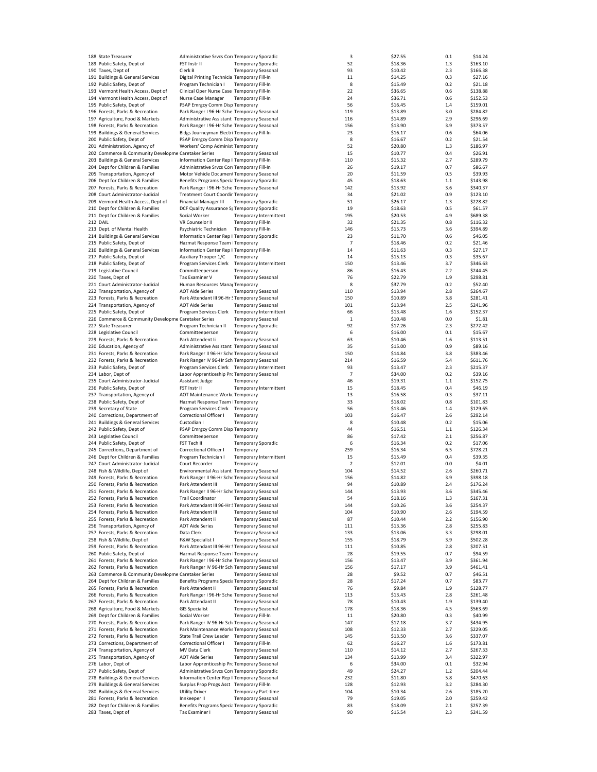| | | | | | | | |
|---|---|---|---|---|---|---|---|
| 188 | State Treasurer | Administrative Srvcs Cor | Temporary Sporadic | 3 | $27.55 | 0.1 | $14.24 |
| 189 | Public Safety, Dept of | FST Instr II | Temporary Sporadic | 52 | $18.36 | 1.3 | $163.10 |
| 190 | Taxes, Dept of | Clerk B | Temporary Seasonal | 93 | $10.42 | 2.3 | $166.38 |
| 191 | Buildings & General Services | Digital Printing Technicia | Temporary Fill-In | 11 | $14.25 | 0.3 | $27.16 |
| 192 | Public Safety, Dept of | Program Technician I | Temporary Fill-In | 8 | $15.49 | 0.2 | $21.18 |
| 193 | Vermont Health Access, Dept of | Clinical Oper Nurse Case | Temporary Fill-In | 22 | $36.65 | 0.6 | $138.88 |
| 194 | Vermont Health Access, Dept of | Nurse Case Manager | Temporary Fill-In | 24 | $36.71 | 0.6 | $152.53 |
| 195 | Public Safety, Dept of | PSAP Emrgcy Comm Disp | Temporary Fill-In | 56 | $16.45 | 1.4 | $159.01 |
| 196 | Forests, Parks & Recreation | Park Ranger I 96-Hr Sche | Temporary Seasonal | 119 | $13.89 | 3.0 | $284.82 |
| 197 | Agriculture, Food & Markets | Administrative Assistant | Temporary Seasonal | 116 | $14.89 | 2.9 | $296.69 |
| 198 | Forests, Parks & Recreation | Park Ranger I 96-Hr Sche | Temporary Seasonal | 156 | $13.90 | 3.9 | $373.57 |
| 199 | Buildings & General Services | Bldgs Journeyman Electri | Temporary Fill-In | 23 | $16.17 | 0.6 | $64.06 |
| 200 | Public Safety, Dept of | PSAP Emrgcy Comm Disp | Temporary | 8 | $16.67 | 0.2 | $21.54 |
| 201 | Administration, Agency of | Workers' Comp Administ | Temporary | 52 | $20.80 | 1.3 | $186.97 |
| 202 | Commerce & Community Developme | Caretaker Series | Temporary Seasonal | 15 | $10.77 | 0.4 | $26.91 |
| 203 | Buildings & General Services | Information Center Rep I | Temporary Fill-In | 110 | $15.32 | 2.7 | $289.79 |
| 204 | Dept for Children & Families | Administrative Srvcs Cor | Temporary Fill-In | 26 | $19.17 | 0.7 | $86.67 |
| 205 | Transportation, Agency of | Motor Vehicle Document | Temporary Seasonal | 20 | $11.59 | 0.5 | $39.93 |
| 206 | Dept for Children & Families | Benefits Programs Specia | Temporary Sporadic | 45 | $18.63 | 1.1 | $143.98 |
| 207 | Forests, Parks & Recreation | Park Ranger I 96-Hr Sche | Temporary Seasonal | 142 | $13.92 | 3.6 | $340.37 |
| 208 | Court Administrator-Judicial | Treatment Court Coordir | Temporary | 34 | $21.02 | 0.9 | $123.10 |
| 209 | Vermont Health Access, Dept of | Financial Manager III | Temporary Sporadic | 51 | $26.17 | 1.3 | $228.82 |
| 210 | Dept for Children & Families | DCF Quality Assurance Sp | Temporary Fill-In | 19 | $18.63 | 0.5 | $61.57 |
| 211 | Dept for Children & Families | Social Worker | Temporary Intermittent | 195 | $20.53 | 4.9 | $689.38 |
| 212 | DAIL | VR Counselor II | Temporary Fill-In | 32 | $21.35 | 0.8 | $116.32 |
| 213 | Dept. of Mental Health | Psychiatric Technician | Temporary Fill-In | 146 | $15.73 | 3.6 | $394.89 |
| 214 | Buildings & General Services | Information Center Rep I | Temporary Sporadic | 23 | $11.70 | 0.6 | $46.05 |
| 215 | Public Safety, Dept of | Hazmat Response Team | Temporary | 7 | $18.46 | 0.2 | $21.46 |
| 216 | Buildings & General Services | Information Center Rep I | Temporary Fill-In | 14 | $11.63 | 0.3 | $27.17 |
| 217 | Public Safety, Dept of | Auxiliary Trooper 1/C | Temporary | 14 | $15.13 | 0.3 | $35.67 |
| 218 | Public Safety, Dept of | Program Services Clerk | Temporary Intermittent | 150 | $13.46 | 3.7 | $346.63 |
| 219 | Legislative Council | Committeeperson | Temporary | 86 | $16.43 | 2.2 | $244.45 |
| 220 | Taxes, Dept of | Tax Examiner V | Temporary Seasonal | 76 | $22.79 | 1.9 | $298.81 |
| 221 | Court Administrator-Judicial | Human Resources Mana | Temporary | 8 | $37.79 | 0.2 | $52.40 |
| 222 | Transportation, Agency of | AOT Aide Series | Temporary Seasonal | 110 | $13.94 | 2.8 | $264.67 |
| 223 | Forests, Parks & Recreation | Park Attendant III 96-Hr S | Temporary Seasonal | 150 | $10.89 | 3.8 | $281.41 |
| 224 | Transportation, Agency of | AOT Aide Series | Temporary Seasonal | 101 | $13.94 | 2.5 | $241.96 |
| 225 | Public Safety, Dept of | Program Services Clerk | Temporary Intermittent | 66 | $13.48 | 1.6 | $152.37 |
| 226 | Commerce & Community Developme | Caretaker Series | Temporary Seasonal | 1 | $10.48 | 0.0 | $1.81 |
| 227 | State Treasurer | Program Technician II | Temporary Sporadic | 92 | $17.26 | 2.3 | $272.42 |
| 228 | Legislative Council | Committeeperson | Temporary | 6 | $16.00 | 0.1 | $15.67 |
| 229 | Forests, Parks & Recreation | Park Attendent Ii | Temporary Seasonal | 63 | $10.46 | 1.6 | $113.51 |
| 230 | Education, Agency of | Administrative Assistant | Temporary Seasonal | 35 | $15.00 | 0.9 | $89.16 |
| 231 | Forests, Parks & Recreation | Park Ranger II 96-Hr Sche | Temporary Seasonal | 150 | $14.84 | 3.8 | $383.46 |
| 232 | Forests, Parks & Recreation | Park Ranger IV 96-Hr Sch | Temporary Seasonal | 214 | $16.59 | 5.4 | $611.76 |
| 233 | Public Safety, Dept of | Program Services Clerk | Temporary Intermittent | 93 | $13.47 | 2.3 | $215.37 |
| 234 | Labor, Dept of | Labor Apprenticeship Pro | Temporary Seasonal | 7 | $34.00 | 0.2 | $39.16 |
| 235 | Court Administrator-Judicial | Assistant Judge | Temporary | 46 | $19.31 | 1.1 | $152.75 |
| 236 | Public Safety, Dept of | FST Instr II | Temporary Intermittent | 15 | $18.45 | 0.4 | $46.19 |
| 237 | Transportation, Agency of | AOT Maintenance Worke | Temporary | 13 | $16.58 | 0.3 | $37.11 |
| 238 | Public Safety, Dept of | Hazmat Response Team | Temporary | 33 | $18.02 | 0.8 | $101.83 |
| 239 | Secretary of State | Program Services Clerk | Temporary | 56 | $13.46 | 1.4 | $129.65 |
| 240 | Corrections, Department of | Correctional Officer I | Temporary | 103 | $16.47 | 2.6 | $292.14 |
| 241 | Buildings & General Services | Custodian I | Temporary | 8 | $10.48 | 0.2 | $15.06 |
| 242 | Public Safety, Dept of | PSAP Emrgcy Comm Disp | Temporary | 44 | $16.51 | 1.1 | $126.34 |
| 243 | Legislative Council | Committeeperson | Temporary | 86 | $17.42 | 2.1 | $256.87 |
| 244 | Public Safety, Dept of | FST Tech II | Temporary Sporadic | 6 | $16.34 | 0.2 | $17.06 |
| 245 | Corrections, Department of | Correctional Officer I | Temporary | 259 | $16.34 | 6.5 | $728.21 |
| 246 | Dept for Children & Families | Program Technician I | Temporary Intermittent | 15 | $15.49 | 0.4 | $39.35 |
| 247 | Court Administrator-Judicial | Court Recorder | Temporary | 2 | $12.01 | 0.0 | $4.01 |
| 248 | Fish & Wildlife, Dept of | Environmental Assistant | Temporary Seasonal | 104 | $14.52 | 2.6 | $260.71 |
| 249 | Forests, Parks & Recreation | Park Ranger II 96-Hr Sche | Temporary Seasonal | 156 | $14.82 | 3.9 | $398.18 |
| 250 | Forests, Parks & Recreation | Park Attendent III | Temporary Seasonal | 94 | $10.89 | 2.4 | $176.24 |
| 251 | Forests, Parks & Recreation | Park Ranger II 96-Hr Sche | Temporary Seasonal | 144 | $13.93 | 3.6 | $345.46 |
| 252 | Forests, Parks & Recreation | Trail Coordinator | Temporary Seasonal | 54 | $18.16 | 1.3 | $167.31 |
| 253 | Forests, Parks & Recreation | Park Attendant III 96-Hr S | Temporary Seasonal | 144 | $10.26 | 3.6 | $254.37 |
| 254 | Forests, Parks & Recreation | Park Attendent III | Temporary Seasonal | 104 | $10.90 | 2.6 | $194.59 |
| 255 | Forests, Parks & Recreation | Park Attendent Ii | Temporary Seasonal | 87 | $10.44 | 2.2 | $156.90 |
| 256 | Transportation, Agency of | AOT Aide Series | Temporary Seasonal | 111 | $13.36 | 2.8 | $255.83 |
| 257 | Forests, Parks & Recreation | Data Clerk | Temporary Seasonal | 133 | $13.06 | 3.3 | $298.01 |
| 258 | Fish & Wildlife, Dept of | F&W Specialist I | Temporary Seasonal | 155 | $18.79 | 3.9 | $502.28 |
| 259 | Forests, Parks & Recreation | Park Attendant III 96-Hr S | Temporary Seasonal | 111 | $10.85 | 2.8 | $207.51 |
| 260 | Public Safety, Dept of | Hazmat Response Team | Temporary | 28 | $19.55 | 0.7 | $94.59 |
| 261 | Forests, Parks & Recreation | Park Ranger I 96-Hr Sche | Temporary Seasonal | 156 | $13.47 | 3.9 | $361.94 |
| 262 | Forests, Parks & Recreation | Park Ranger IV 96-Hr Sch | Temporary Seasonal | 156 | $17.17 | 3.9 | $461.41 |
| 263 | Commerce & Community Developme | Caretaker Series | Temporary Seasonal | 28 | $9.52 | 0.7 | $46.51 |
| 264 | Dept for Children & Families | Benefits Programs Specia | Temporary Sporadic | 28 | $17.24 | 0.7 | $83.77 |
| 265 | Forests, Parks & Recreation | Park Attendent Ii | Temporary Seasonal | 76 | $9.84 | 1.9 | $128.77 |
| 266 | Forests, Parks & Recreation | Park Ranger I 96-Hr Sche | Temporary Seasonal | 113 | $13.43 | 2.8 | $261.48 |
| 267 | Forests, Parks & Recreation | Park Attendant II | Temporary Seasonal | 78 | $10.43 | 1.9 | $139.40 |
| 268 | Agriculture, Food & Markets | GIS Specialist | Temporary Seasonal | 178 | $18.36 | 4.5 | $563.69 |
| 269 | Dept for Children & Families | Social Worker | Temporary Fill-In | 11 | $20.80 | 0.3 | $40.99 |
| 270 | Forests, Parks & Recreation | Park Ranger IV 96-Hr Sch | Temporary Seasonal | 147 | $17.18 | 3.7 | $434.95 |
| 271 | Forests, Parks & Recreation | Park Maintenance Worke | Temporary Seasonal | 108 | $12.33 | 2.7 | $229.05 |
| 272 | Forests, Parks & Recreation | State Trail Crew Leader | Temporary Seasonal | 145 | $13.50 | 3.6 | $337.07 |
| 273 | Corrections, Department of | Correctional Officer I | Temporary Fill-In | 62 | $16.27 | 1.6 | $173.81 |
| 274 | Transportation, Agency of | MV Data Clerk | Temporary Seasonal | 110 | $14.12 | 2.7 | $267.33 |
| 275 | Transportation, Agency of | AOT Aide Series | Temporary Seasonal | 134 | $13.99 | 3.4 | $322.97 |
| 276 | Labor, Dept of | Labor Apprenticeship Pro | Temporary Seasonal | 6 | $34.00 | 0.1 | $32.94 |
| 277 | Public Safety, Dept of | Administrative Srvcs Cor | Temporary Sporadic | 49 | $24.27 | 1.2 | $204.44 |
| 278 | Buildings & General Services | Information Center Rep I | Temporary Seasonal | 232 | $11.80 | 5.8 | $470.63 |
| 279 | Buildings & General Services | Surplus Prop Progs Asst | Temporary Fill-In | 128 | $12.93 | 3.2 | $284.30 |
| 280 | Buildings & General Services | Utility Driver | Temporary Part-time | 104 | $10.34 | 2.6 | $185.20 |
| 281 | Forests, Parks & Recreation | Innkeeper II | Temporary Seasonal | 79 | $19.05 | 2.0 | $259.42 |
| 282 | Dept for Children & Families | Benefits Programs Specia | Temporary Sporadic | 83 | $18.09 | 2.1 | $257.39 |
| 283 | Taxes, Dept of | Tax Examiner I | Temporary Seasonal | 90 | $15.54 | 2.3 | $241.59 |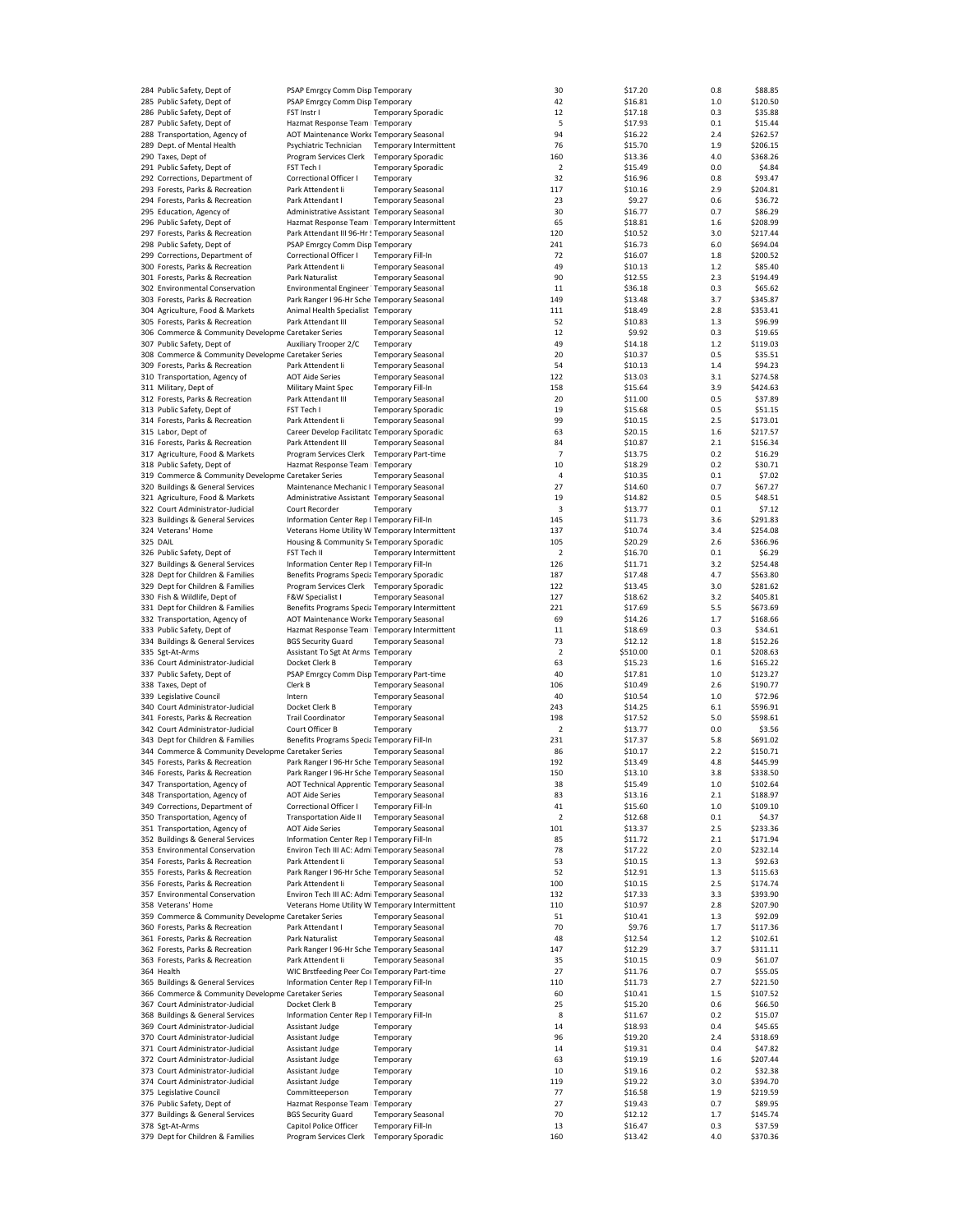| | | | | | | | |
|---|---|---|---|---|---|---|---|
| 284 | Public Safety, Dept of | PSAP Emrgcy Comm Disp | Temporary | 30 | $17.20 | 0.8 | $88.85 |
| 285 | Public Safety, Dept of | PSAP Emrgcy Comm Disp | Temporary | 42 | $16.81 | 1.0 | $120.50 |
| 286 | Public Safety, Dept of | FST Instr I | Temporary Sporadic | 12 | $17.18 | 0.3 | $35.88 |
| 287 | Public Safety, Dept of | Hazmat Response Team | Temporary | 5 | $17.93 | 0.1 | $15.44 |
| 288 | Transportation, Agency of | AOT Maintenance Worke | Temporary Seasonal | 94 | $16.22 | 2.4 | $262.57 |
| 289 | Dept. of Mental Health | Psychiatric Technician | Temporary Intermittent | 76 | $15.70 | 1.9 | $206.15 |
| 290 | Taxes, Dept of | Program Services Clerk | Temporary Sporadic | 160 | $13.36 | 4.0 | $368.26 |
| 291 | Public Safety, Dept of | FST Tech I | Temporary Sporadic | 2 | $15.49 | 0.0 | $4.84 |
| 292 | Corrections, Department of | Correctional Officer I | Temporary | 32 | $16.96 | 0.8 | $93.47 |
| 293 | Forests, Parks & Recreation | Park Attendent Ii | Temporary Seasonal | 117 | $10.16 | 2.9 | $204.81 |
| 294 | Forests, Parks & Recreation | Park Attendant I | Temporary Seasonal | 23 | $9.27 | 0.6 | $36.72 |
| 295 | Education, Agency of | Administrative Assistant | Temporary Seasonal | 30 | $16.77 | 0.7 | $86.29 |
| 296 | Public Safety, Dept of | Hazmat Response Team | Temporary Intermittent | 65 | $18.81 | 1.6 | $208.99 |
| 297 | Forests, Parks & Recreation | Park Attendant III 96-Hr S | Temporary Seasonal | 120 | $10.52 | 3.0 | $217.44 |
| 298 | Public Safety, Dept of | PSAP Emrgcy Comm Disp | Temporary | 241 | $16.73 | 6.0 | $694.04 |
| 299 | Corrections, Department of | Correctional Officer I | Temporary Fill-In | 72 | $16.07 | 1.8 | $200.52 |
| 300 | Forests, Parks & Recreation | Park Attendent Ii | Temporary Seasonal | 49 | $10.13 | 1.2 | $85.40 |
| 301 | Forests, Parks & Recreation | Park Naturalist | Temporary Seasonal | 90 | $12.55 | 2.3 | $194.49 |
| 302 | Environmental Conservation | Environmental Engineer | Temporary Seasonal | 11 | $36.18 | 0.3 | $65.62 |
| 303 | Forests, Parks & Recreation | Park Ranger I 96-Hr Sche | Temporary Seasonal | 149 | $13.48 | 3.7 | $345.87 |
| 304 | Agriculture, Food & Markets | Animal Health Specialist | Temporary | 111 | $18.49 | 2.8 | $353.41 |
| 305 | Forests, Parks & Recreation | Park Attendant III | Temporary Seasonal | 52 | $10.83 | 1.3 | $96.99 |
| 306 | Commerce & Community Developme | Caretaker Series | Temporary Seasonal | 12 | $9.92 | 0.3 | $19.65 |
| 307 | Public Safety, Dept of | Auxiliary Trooper 2/C | Temporary | 49 | $14.18 | 1.2 | $119.03 |
| 308 | Commerce & Community Developme | Caretaker Series | Temporary Seasonal | 20 | $10.37 | 0.5 | $35.51 |
| 309 | Forests, Parks & Recreation | Park Attendent Ii | Temporary Seasonal | 54 | $10.13 | 1.4 | $94.23 |
| 310 | Transportation, Agency of | AOT Aide Series | Temporary Seasonal | 122 | $13.03 | 3.1 | $274.58 |
| 311 | Military, Dept of | Military Maint Spec | Temporary Fill-In | 158 | $15.64 | 3.9 | $424.63 |
| 312 | Forests, Parks & Recreation | Park Attendant III | Temporary Seasonal | 20 | $11.00 | 0.5 | $37.89 |
| 313 | Public Safety, Dept of | FST Tech I | Temporary Sporadic | 19 | $15.68 | 0.5 | $51.15 |
| 314 | Forests, Parks & Recreation | Park Attendent Ii | Temporary Seasonal | 99 | $10.15 | 2.5 | $173.01 |
| 315 | Labor, Dept of | Career Develop Facilitato | Temporary Sporadic | 63 | $20.15 | 1.6 | $217.57 |
| 316 | Forests, Parks & Recreation | Park Attendant III | Temporary Seasonal | 84 | $10.87 | 2.1 | $156.34 |
| 317 | Agriculture, Food & Markets | Program Services Clerk | Temporary Part-time | 7 | $13.75 | 0.2 | $16.29 |
| 318 | Public Safety, Dept of | Hazmat Response Team | Temporary | 10 | $18.29 | 0.2 | $30.71 |
| 319 | Commerce & Community Developme | Caretaker Series | Temporary Seasonal | 4 | $10.35 | 0.1 | $7.02 |
| 320 | Buildings & General Services | Maintenance Mechanic I | Temporary Seasonal | 27 | $14.60 | 0.7 | $67.27 |
| 321 | Agriculture, Food & Markets | Administrative Assistant | Temporary Seasonal | 19 | $14.82 | 0.5 | $48.51 |
| 322 | Court Administrator-Judicial | Court Recorder | Temporary | 3 | $13.77 | 0.1 | $7.12 |
| 323 | Buildings & General Services | Information Center Rep I | Temporary Fill-In | 145 | $11.73 | 3.6 | $291.83 |
| 324 | Veterans' Home | Veterans Home Utility W | Temporary Intermittent | 137 | $10.74 | 3.4 | $254.08 |
| 325 | DAIL | Housing & Community Se | Temporary Sporadic | 105 | $20.29 | 2.6 | $366.96 |
| 326 | Public Safety, Dept of | FST Tech II | Temporary Intermittent | 2 | $16.70 | 0.1 | $6.29 |
| 327 | Buildings & General Services | Information Center Rep I | Temporary Fill-In | 126 | $11.71 | 3.2 | $254.48 |
| 328 | Dept for Children & Families | Benefits Programs Specia | Temporary Sporadic | 187 | $17.48 | 4.7 | $563.80 |
| 329 | Dept for Children & Families | Program Services Clerk | Temporary Sporadic | 122 | $13.45 | 3.0 | $281.62 |
| 330 | Fish & Wildlife, Dept of | F&W Specialist I | Temporary Seasonal | 127 | $18.62 | 3.2 | $405.81 |
| 331 | Dept for Children & Families | Benefits Programs Specia | Temporary Intermittent | 221 | $17.69 | 5.5 | $673.69 |
| 332 | Transportation, Agency of | AOT Maintenance Worke | Temporary Seasonal | 69 | $14.26 | 1.7 | $168.66 |
| 333 | Public Safety, Dept of | Hazmat Response Team | Temporary Intermittent | 11 | $18.69 | 0.3 | $34.61 |
| 334 | Buildings & General Services | BGS Security Guard | Temporary Seasonal | 73 | $12.12 | 1.8 | $152.26 |
| 335 | Sgt-At-Arms | Assistant To Sgt At Arms | Temporary | 2 | $510.00 | 0.1 | $208.63 |
| 336 | Court Administrator-Judicial | Docket Clerk B | Temporary | 63 | $15.23 | 1.6 | $165.22 |
| 337 | Public Safety, Dept of | PSAP Emrgcy Comm Disp | Temporary Part-time | 40 | $17.81 | 1.0 | $123.27 |
| 338 | Taxes, Dept of | Clerk B | Temporary Seasonal | 106 | $10.49 | 2.6 | $190.77 |
| 339 | Legislative Council | Intern | Temporary Seasonal | 40 | $10.54 | 1.0 | $72.96 |
| 340 | Court Administrator-Judicial | Docket Clerk B | Temporary | 243 | $14.25 | 6.1 | $596.91 |
| 341 | Forests, Parks & Recreation | Trail Coordinator | Temporary Seasonal | 198 | $17.52 | 5.0 | $598.61 |
| 342 | Court Administrator-Judicial | Court Officer B | Temporary | 2 | $13.77 | 0.0 | $3.56 |
| 343 | Dept for Children & Families | Benefits Programs Specia | Temporary Fill-In | 231 | $17.37 | 5.8 | $691.02 |
| 344 | Commerce & Community Developme | Caretaker Series | Temporary Seasonal | 86 | $10.17 | 2.2 | $150.71 |
| 345 | Forests, Parks & Recreation | Park Ranger I 96-Hr Sche | Temporary Seasonal | 192 | $13.49 | 4.8 | $445.99 |
| 346 | Forests, Parks & Recreation | Park Ranger I 96-Hr Sche | Temporary Seasonal | 150 | $13.10 | 3.8 | $338.50 |
| 347 | Transportation, Agency of | AOT Technical Apprentic | Temporary Seasonal | 38 | $15.49 | 1.0 | $102.64 |
| 348 | Transportation, Agency of | AOT Aide Series | Temporary Seasonal | 83 | $13.16 | 2.1 | $188.97 |
| 349 | Corrections, Department of | Correctional Officer I | Temporary Fill-In | 41 | $15.60 | 1.0 | $109.10 |
| 350 | Transportation, Agency of | Transportation Aide II | Temporary Seasonal | 2 | $12.68 | 0.1 | $4.37 |
| 351 | Transportation, Agency of | AOT Aide Series | Temporary Seasonal | 101 | $13.37 | 2.5 | $233.36 |
| 352 | Buildings & General Services | Information Center Rep I | Temporary Fill-In | 85 | $11.72 | 2.1 | $171.94 |
| 353 | Environmental Conservation | Environ Tech III AC: Adm | Temporary Seasonal | 78 | $17.22 | 2.0 | $232.14 |
| 354 | Forests, Parks & Recreation | Park Attendent Ii | Temporary Seasonal | 53 | $10.15 | 1.3 | $92.63 |
| 355 | Forests, Parks & Recreation | Park Ranger I 96-Hr Sche | Temporary Seasonal | 52 | $12.91 | 1.3 | $115.63 |
| 356 | Forests, Parks & Recreation | Park Attendent Ii | Temporary Seasonal | 100 | $10.15 | 2.5 | $174.74 |
| 357 | Environmental Conservation | Environ Tech III AC: Adm | Temporary Seasonal | 132 | $17.33 | 3.3 | $393.90 |
| 358 | Veterans' Home | Veterans Home Utility W | Temporary Intermittent | 110 | $10.97 | 2.8 | $207.90 |
| 359 | Commerce & Community Developme | Caretaker Series | Temporary Seasonal | 51 | $10.41 | 1.3 | $92.09 |
| 360 | Forests, Parks & Recreation | Park Attendant I | Temporary Seasonal | 70 | $9.76 | 1.7 | $117.36 |
| 361 | Forests, Parks & Recreation | Park Naturalist | Temporary Seasonal | 48 | $12.54 | 1.2 | $102.61 |
| 362 | Forests, Parks & Recreation | Park Ranger I 96-Hr Sche | Temporary Seasonal | 147 | $12.29 | 3.7 | $311.11 |
| 363 | Forests, Parks & Recreation | Park Attendent Ii | Temporary Seasonal | 35 | $10.15 | 0.9 | $61.07 |
| 364 | Health | WIC Brstfeeding Peer Co | Temporary Part-time | 27 | $11.76 | 0.7 | $55.05 |
| 365 | Buildings & General Services | Information Center Rep I | Temporary Fill-In | 110 | $11.73 | 2.7 | $221.50 |
| 366 | Commerce & Community Developme | Caretaker Series | Temporary Seasonal | 60 | $10.41 | 1.5 | $107.52 |
| 367 | Court Administrator-Judicial | Docket Clerk B | Temporary | 25 | $15.20 | 0.6 | $66.50 |
| 368 | Buildings & General Services | Information Center Rep I | Temporary Fill-In | 8 | $11.67 | 0.2 | $15.07 |
| 369 | Court Administrator-Judicial | Assistant Judge | Temporary | 14 | $18.93 | 0.4 | $45.65 |
| 370 | Court Administrator-Judicial | Assistant Judge | Temporary | 96 | $19.20 | 2.4 | $318.69 |
| 371 | Court Administrator-Judicial | Assistant Judge | Temporary | 14 | $19.31 | 0.4 | $47.82 |
| 372 | Court Administrator-Judicial | Assistant Judge | Temporary | 63 | $19.19 | 1.6 | $207.44 |
| 373 | Court Administrator-Judicial | Assistant Judge | Temporary | 10 | $19.16 | 0.2 | $32.38 |
| 374 | Court Administrator-Judicial | Assistant Judge | Temporary | 119 | $19.22 | 3.0 | $394.70 |
| 375 | Legislative Council | Committeeperson | Temporary | 77 | $16.58 | 1.9 | $219.59 |
| 376 | Public Safety, Dept of | Hazmat Response Team | Temporary | 27 | $19.43 | 0.7 | $89.95 |
| 377 | Buildings & General Services | BGS Security Guard | Temporary Seasonal | 70 | $12.12 | 1.7 | $145.74 |
| 378 | Sgt-At-Arms | Capitol Police Officer | Temporary Fill-In | 13 | $16.47 | 0.3 | $37.59 |
| 379 | Dept for Children & Families | Program Services Clerk | Temporary Sporadic | 160 | $13.42 | 4.0 | $370.36 |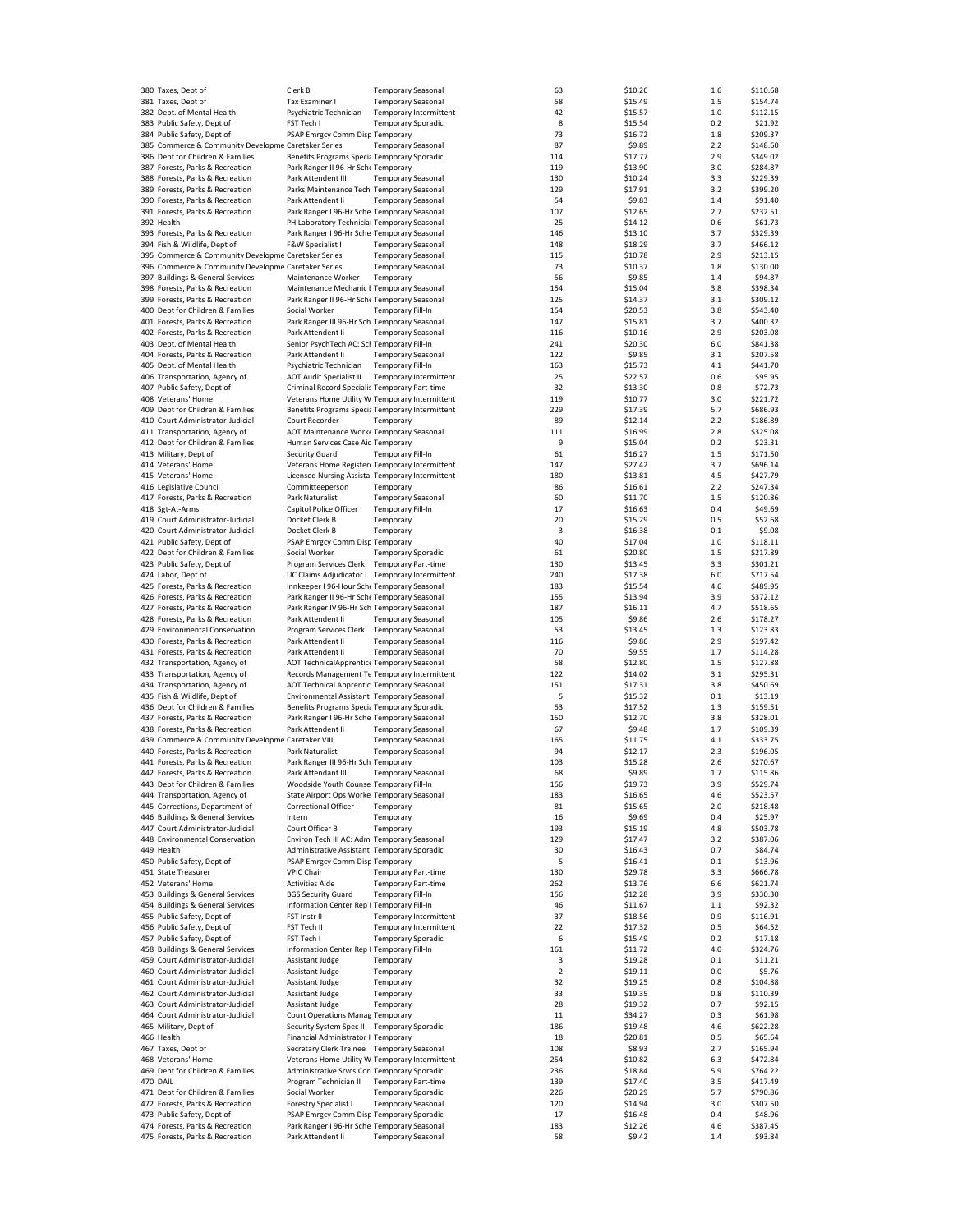| | | | | | | | |
|---|---|---|---|---|---|---|---|
| 380 | Taxes, Dept of | Clerk B | Temporary Seasonal | 63 | $10.26 | 1.6 | $110.68 |
| 381 | Taxes, Dept of | Tax Examiner I | Temporary Seasonal | 58 | $15.49 | 1.5 | $154.74 |
| 382 | Dept. of Mental Health | Psychiatric Technician | Temporary Intermittent | 42 | $15.57 | 1.0 | $112.15 |
| 383 | Public Safety, Dept of | FST Tech I | Temporary Sporadic | 8 | $15.54 | 0.2 | $21.92 |
| 384 | Public Safety, Dept of | PSAP Emrgcy Comm Disp | Temporary | 73 | $16.72 | 1.8 | $209.37 |
| 385 | Commerce & Community Developme | Caretaker Series | Temporary Seasonal | 87 | $9.89 | 2.2 | $148.60 |
| 386 | Dept for Children & Families | Benefits Programs Specia | Temporary Sporadic | 114 | $17.77 | 2.9 | $349.02 |
| 387 | Forests, Parks & Recreation | Park Ranger II 96-Hr Sche | Temporary | 119 | $13.90 | 3.0 | $284.87 |
| 388 | Forests, Parks & Recreation | Park Attendant III | Temporary Seasonal | 130 | $10.24 | 3.3 | $229.39 |
| 389 | Forests, Parks & Recreation | Parks Maintenance Techn | Temporary Seasonal | 129 | $17.91 | 3.2 | $399.20 |
| 390 | Forests, Parks & Recreation | Park Attendant Ii | Temporary Seasonal | 54 | $9.83 | 1.4 | $91.40 |
| 391 | Forests, Parks & Recreation | Park Ranger I 96-Hr Sche | Temporary Seasonal | 107 | $12.65 | 2.7 | $232.51 |
| 392 | Health | PH Laboratory Technician | Temporary Seasonal | 25 | $14.12 | 0.6 | $61.73 |
| 393 | Forests, Parks & Recreation | Park Ranger I 96-Hr Sche | Temporary Seasonal | 146 | $13.10 | 3.7 | $329.39 |
| 394 | Fish & Wildlife, Dept of | F&W Specialist I | Temporary Seasonal | 148 | $18.29 | 3.7 | $466.12 |
| 395 | Commerce & Community Developme | Caretaker Series | Temporary Seasonal | 115 | $10.78 | 2.9 | $213.15 |
| 396 | Commerce & Community Developme | Caretaker Series | Temporary Seasonal | 73 | $10.37 | 1.8 | $130.00 |
| 397 | Buildings & General Services | Maintenance Worker | Temporary | 56 | $9.85 | 1.4 | $94.87 |
| 398 | Forests, Parks & Recreation | Maintenance Mechanic I | Temporary Seasonal | 154 | $15.04 | 3.8 | $398.34 |
| 399 | Forests, Parks & Recreation | Park Ranger II 96-Hr Sche | Temporary Seasonal | 125 | $14.37 | 3.1 | $309.12 |
| 400 | Dept for Children & Families | Social Worker | Temporary Fill-In | 154 | $20.53 | 3.8 | $543.40 |
| 401 | Forests, Parks & Recreation | Park Ranger III 96-Hr Sch | Temporary Seasonal | 147 | $15.81 | 3.7 | $400.32 |
| 402 | Forests, Parks & Recreation | Park Attendant Ii | Temporary Seasonal | 116 | $10.16 | 2.9 | $203.08 |
| 403 | Dept. of Mental Health | Senior PsychTech AC: Sch | Temporary Fill-In | 241 | $20.30 | 6.0 | $841.38 |
| 404 | Forests, Parks & Recreation | Park Attendant Ii | Temporary Seasonal | 122 | $9.85 | 3.1 | $207.58 |
| 405 | Dept. of Mental Health | Psychiatric Technician | Temporary Fill-In | 163 | $15.73 | 4.1 | $441.70 |
| 406 | Transportation, Agency of | AOT Audit Specialist II | Temporary Intermittent | 25 | $22.57 | 0.6 | $95.95 |
| 407 | Public Safety, Dept of | Criminal Record Specialis | Temporary Part-time | 32 | $13.30 | 0.8 | $72.73 |
| 408 | Veterans' Home | Veterans Home Utility W | Temporary Intermittent | 119 | $10.77 | 3.0 | $221.72 |
| 409 | Dept for Children & Families | Benefits Programs Specia | Temporary Intermittent | 229 | $17.39 | 5.7 | $686.93 |
| 410 | Court Administrator-Judicial | Court Recorder | Temporary | 89 | $12.14 | 2.2 | $186.89 |
| 411 | Transportation, Agency of | AOT Maintenance Worke | Temporary Seasonal | 111 | $16.99 | 2.8 | $325.08 |
| 412 | Dept for Children & Families | Human Services Case Aid | Temporary | 9 | $15.04 | 0.2 | $23.31 |
| 413 | Military, Dept of | Security Guard | Temporary Fill-In | 61 | $16.27 | 1.5 | $171.50 |
| 414 | Veterans' Home | Veterans Home Registere | Temporary Intermittent | 147 | $27.42 | 3.7 | $696.14 |
| 415 | Veterans' Home | Licensed Nursing Assistan | Temporary Intermittent | 180 | $13.81 | 4.5 | $427.79 |
| 416 | Legislative Council | Committeeperson | Temporary | 86 | $16.61 | 2.2 | $247.34 |
| 417 | Forests, Parks & Recreation | Park Naturalist | Temporary Seasonal | 60 | $11.70 | 1.5 | $120.86 |
| 418 | Sgt-At-Arms | Capitol Police Officer | Temporary Fill-In | 17 | $16.63 | 0.4 | $49.69 |
| 419 | Court Administrator-Judicial | Docket Clerk B | Temporary | 20 | $15.29 | 0.5 | $52.68 |
| 420 | Court Administrator-Judicial | Docket Clerk B | Temporary | 3 | $16.38 | 0.1 | $9.08 |
| 421 | Public Safety, Dept of | PSAP Emrgcy Comm Disp | Temporary | 40 | $17.04 | 1.0 | $118.11 |
| 422 | Dept for Children & Families | Social Worker | Temporary Sporadic | 61 | $20.80 | 1.5 | $217.89 |
| 423 | Public Safety, Dept of | Program Services Clerk | Temporary Part-time | 130 | $13.45 | 3.3 | $301.21 |
| 424 | Labor, Dept of | UC Claims Adjudicator I | Temporary Intermittent | 240 | $17.38 | 6.0 | $717.54 |
| 425 | Forests, Parks & Recreation | Innkeeper I 96-Hour Sche | Temporary Seasonal | 183 | $15.54 | 4.6 | $489.95 |
| 426 | Forests, Parks & Recreation | Park Ranger II 96-Hr Sche | Temporary Seasonal | 155 | $13.94 | 3.9 | $372.12 |
| 427 | Forests, Parks & Recreation | Park Ranger IV 96-Hr Sch | Temporary Seasonal | 187 | $16.11 | 4.7 | $518.65 |
| 428 | Forests, Parks & Recreation | Park Attendant Ii | Temporary Seasonal | 105 | $9.86 | 2.6 | $178.27 |
| 429 | Environmental Conservation | Program Services Clerk | Temporary Seasonal | 53 | $13.45 | 1.3 | $123.83 |
| 430 | Forests, Parks & Recreation | Park Attendant Ii | Temporary Seasonal | 116 | $9.86 | 2.9 | $197.42 |
| 431 | Forests, Parks & Recreation | Park Attendant Ii | Temporary Seasonal | 70 | $9.55 | 1.7 | $114.28 |
| 432 | Transportation, Agency of | AOT TechnicalApprentice | Temporary Seasonal | 58 | $12.80 | 1.5 | $127.88 |
| 433 | Transportation, Agency of | Records Management Te | Temporary Intermittent | 122 | $14.02 | 3.1 | $295.31 |
| 434 | Transportation, Agency of | AOT Technical Apprentic | Temporary Seasonal | 151 | $17.31 | 3.8 | $450.69 |
| 435 | Fish & Wildlife, Dept of | Environmental Assistant | Temporary Seasonal | 5 | $15.32 | 0.1 | $13.19 |
| 436 | Dept for Children & Families | Benefits Programs Specia | Temporary Sporadic | 53 | $17.52 | 1.3 | $159.51 |
| 437 | Forests, Parks & Recreation | Park Ranger I 96-Hr Sche | Temporary Seasonal | 150 | $12.70 | 3.8 | $328.01 |
| 438 | Forests, Parks & Recreation | Park Attendant Ii | Temporary Seasonal | 67 | $9.48 | 1.7 | $109.39 |
| 439 | Commerce & Community Developme | Caretaker VIII | Temporary Seasonal | 165 | $11.75 | 4.1 | $333.75 |
| 440 | Forests, Parks & Recreation | Park Naturalist | Temporary Seasonal | 94 | $12.17 | 2.3 | $196.05 |
| 441 | Forests, Parks & Recreation | Park Ranger III 96-Hr Sch | Temporary | 103 | $15.28 | 2.6 | $270.67 |
| 442 | Forests, Parks & Recreation | Park Attendant III | Temporary Seasonal | 68 | $9.89 | 1.7 | $115.86 |
| 443 | Dept for Children & Families | Woodside Youth Counse | Temporary Fill-In | 156 | $19.73 | 3.9 | $529.74 |
| 444 | Transportation, Agency of | State Airport Ops Worke | Temporary Seasonal | 183 | $16.65 | 4.6 | $523.57 |
| 445 | Corrections, Department of | Correctional Officer I | Temporary | 81 | $15.65 | 2.0 | $218.48 |
| 446 | Buildings & General Services | Intern | Temporary | 16 | $9.69 | 0.4 | $25.97 |
| 447 | Court Administrator-Judicial | Court Officer B | Temporary | 193 | $15.19 | 4.8 | $503.78 |
| 448 | Environmental Conservation | Environ Tech III AC: Admi | Temporary Seasonal | 129 | $17.47 | 3.2 | $387.06 |
| 449 | Health | Administrative Assistant | Temporary Sporadic | 30 | $16.43 | 0.7 | $84.74 |
| 450 | Public Safety, Dept of | PSAP Emrgcy Comm Disp | Temporary | 5 | $16.41 | 0.1 | $13.96 |
| 451 | State Treasurer | VPIC Chair | Temporary Part-time | 130 | $29.78 | 3.3 | $666.78 |
| 452 | Veterans' Home | Activities Aide | Temporary Part-time | 262 | $13.76 | 6.6 | $621.74 |
| 453 | Buildings & General Services | BGS Security Guard | Temporary Fill-In | 156 | $12.28 | 3.9 | $330.30 |
| 454 | Buildings & General Services | Information Center Rep I | Temporary Fill-In | 46 | $11.67 | 1.1 | $92.32 |
| 455 | Public Safety, Dept of | FST Instr II | Temporary Intermittent | 37 | $18.56 | 0.9 | $116.91 |
| 456 | Public Safety, Dept of | FST Tech II | Temporary Intermittent | 22 | $17.32 | 0.5 | $64.52 |
| 457 | Public Safety, Dept of | FST Tech I | Temporary Sporadic | 6 | $15.49 | 0.2 | $17.18 |
| 458 | Buildings & General Services | Information Center Rep I | Temporary Fill-In | 161 | $11.72 | 4.0 | $324.76 |
| 459 | Court Administrator-Judicial | Assistant Judge | Temporary | 3 | $19.28 | 0.1 | $11.21 |
| 460 | Court Administrator-Judicial | Assistant Judge | Temporary | 2 | $19.11 | 0.0 | $5.76 |
| 461 | Court Administrator-Judicial | Assistant Judge | Temporary | 32 | $19.25 | 0.8 | $104.88 |
| 462 | Court Administrator-Judicial | Assistant Judge | Temporary | 33 | $19.35 | 0.8 | $110.39 |
| 463 | Court Administrator-Judicial | Assistant Judge | Temporary | 28 | $19.32 | 0.7 | $92.15 |
| 464 | Court Administrator-Judicial | Court Operations Manag | Temporary | 11 | $34.27 | 0.3 | $61.98 |
| 465 | Military, Dept of | Security System Spec II | Temporary Sporadic | 186 | $19.48 | 4.6 | $622.28 |
| 466 | Health | Financial Administrator I | Temporary | 18 | $20.81 | 0.5 | $65.64 |
| 467 | Taxes, Dept of | Secretary Clerk Trainee | Temporary Seasonal | 108 | $8.93 | 2.7 | $165.94 |
| 468 | Veterans' Home | Veterans Home Utility W | Temporary Intermittent | 254 | $10.82 | 6.3 | $472.84 |
| 469 | Dept for Children & Families | Administrative Srvcs Coo | Temporary Sporadic | 236 | $18.84 | 5.9 | $764.22 |
| 470 | DAIL | Program Technician II | Temporary Part-time | 139 | $17.40 | 3.5 | $417.49 |
| 471 | Dept for Children & Families | Social Worker | Temporary Sporadic | 226 | $20.29 | 5.7 | $790.86 |
| 472 | Forests, Parks & Recreation | Forestry Specialist I | Temporary Seasonal | 120 | $14.94 | 3.0 | $307.50 |
| 473 | Public Safety, Dept of | PSAP Emrgcy Comm Disp | Temporary Sporadic | 17 | $16.48 | 0.4 | $48.96 |
| 474 | Forests, Parks & Recreation | Park Ranger I 96-Hr Sche | Temporary Seasonal | 183 | $12.26 | 4.6 | $387.45 |
| 475 | Forests, Parks & Recreation | Park Attendant Ii | Temporary Seasonal | 58 | $9.42 | 1.4 | $93.84 |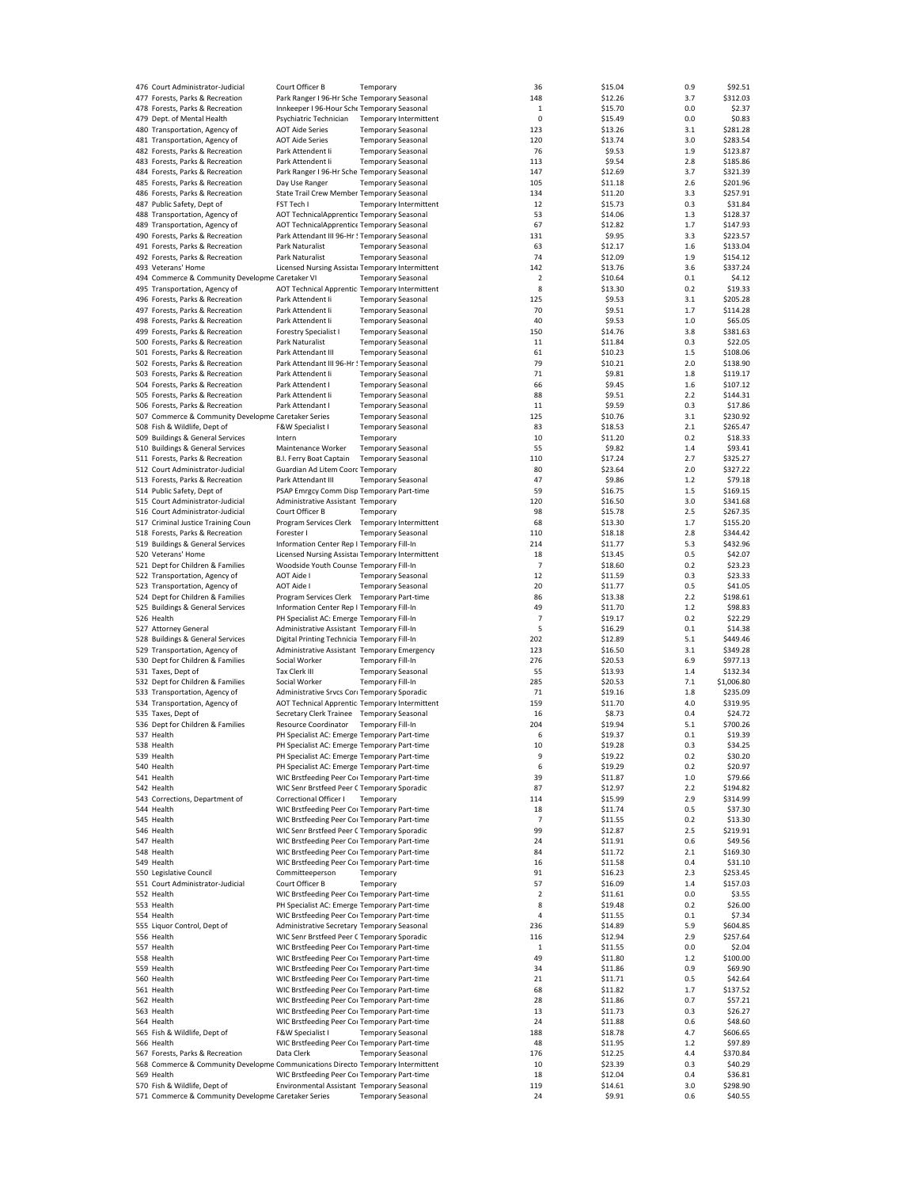| | | | | | | | |
|---|---|---|---|---|---|---|---|
| 476 | Court Administrator-Judicial | Court Officer B | Temporary | 36 | $15.04 | 0.9 | $92.51 |
| 477 | Forests, Parks & Recreation | Park Ranger I 96-Hr Sche | Temporary Seasonal | 148 | $12.26 | 3.7 | $312.03 |
| 478 | Forests, Parks & Recreation | Innkeeper I 96-Hour Sche | Temporary Seasonal | 1 | $15.70 | 0.0 | $2.37 |
| 479 | Dept. of Mental Health | Psychiatric Technician | Temporary Intermittent | 0 | $15.49 | 0.0 | $0.83 |
| 480 | Transportation, Agency of | AOT Aide Series | Temporary Seasonal | 123 | $13.26 | 3.1 | $281.28 |
| 481 | Transportation, Agency of | AOT Aide Series | Temporary Seasonal | 120 | $13.74 | 3.0 | $283.54 |
| 482 | Forests, Parks & Recreation | Park Attendant Ii | Temporary Seasonal | 76 | $9.53 | 1.9 | $123.87 |
| 483 | Forests, Parks & Recreation | Park Attendant Ii | Temporary Seasonal | 113 | $9.54 | 2.8 | $185.86 |
| 484 | Forests, Parks & Recreation | Park Ranger I 96-Hr Sche | Temporary Seasonal | 147 | $12.69 | 3.7 | $321.39 |
| 485 | Forests, Parks & Recreation | Day Use Ranger | Temporary Seasonal | 105 | $11.18 | 2.6 | $201.96 |
| 486 | Forests, Parks & Recreation | State Trail Crew Member | Temporary Seasonal | 134 | $11.20 | 3.3 | $257.91 |
| 487 | Public Safety, Dept of | FST Tech I | Temporary Intermittent | 12 | $15.73 | 0.3 | $31.84 |
| 488 | Transportation, Agency of | AOT TechnicalApprentice | Temporary Seasonal | 53 | $14.06 | 1.3 | $128.37 |
| 489 | Transportation, Agency of | AOT TechnicalApprentice | Temporary Seasonal | 67 | $12.82 | 1.7 | $147.93 |
| 490 | Forests, Parks & Recreation | Park Attendant III 96-Hr S | Temporary Seasonal | 131 | $9.95 | 3.3 | $223.57 |
| 491 | Forests, Parks & Recreation | Park Naturalist | Temporary Seasonal | 63 | $12.17 | 1.6 | $133.04 |
| 492 | Forests, Parks & Recreation | Park Naturalist | Temporary Seasonal | 74 | $12.09 | 1.9 | $154.12 |
| 493 | Veterans' Home | Licensed Nursing Assista | Temporary Intermittent | 142 | $13.76 | 3.6 | $337.24 |
| 494 | Commerce & Community Developme | Caretaker VI | Temporary Seasonal | 2 | $10.64 | 0.1 | $4.12 |
| 495 | Transportation, Agency of | AOT Technical Apprentic | Temporary Intermittent | 8 | $13.30 | 0.2 | $19.33 |
| 496 | Forests, Parks & Recreation | Park Attendant Ii | Temporary Seasonal | 125 | $9.53 | 3.1 | $205.28 |
| 497 | Forests, Parks & Recreation | Park Attendant Ii | Temporary Seasonal | 70 | $9.51 | 1.7 | $114.28 |
| 498 | Forests, Parks & Recreation | Park Attendant Ii | Temporary Seasonal | 40 | $9.53 | 1.0 | $65.05 |
| 499 | Forests, Parks & Recreation | Forestry Specialist I | Temporary Seasonal | 150 | $14.76 | 3.8 | $381.63 |
| 500 | Forests, Parks & Recreation | Park Naturalist | Temporary Seasonal | 11 | $11.84 | 0.3 | $22.05 |
| 501 | Forests, Parks & Recreation | Park Attendant III | Temporary Seasonal | 61 | $10.23 | 1.5 | $108.06 |
| 502 | Forests, Parks & Recreation | Park Attendant III 96-Hr S | Temporary Seasonal | 79 | $10.21 | 2.0 | $138.90 |
| 503 | Forests, Parks & Recreation | Park Attendant Ii | Temporary Seasonal | 71 | $9.81 | 1.8 | $119.17 |
| 504 | Forests, Parks & Recreation | Park Attendant I | Temporary Seasonal | 66 | $9.45 | 1.6 | $107.12 |
| 505 | Forests, Parks & Recreation | Park Attendant Ii | Temporary Seasonal | 88 | $9.51 | 2.2 | $144.31 |
| 506 | Forests, Parks & Recreation | Park Attendant I | Temporary Seasonal | 11 | $9.59 | 0.3 | $17.86 |
| 507 | Commerce & Community Developme | Caretaker Series | Temporary Seasonal | 125 | $10.76 | 3.1 | $230.92 |
| 508 | Fish & Wildlife, Dept of | F&W Specialist I | Temporary Seasonal | 83 | $18.53 | 2.1 | $265.47 |
| 509 | Buildings & General Services | Intern | Temporary | 10 | $11.20 | 0.2 | $18.33 |
| 510 | Buildings & General Services | Maintenance Worker | Temporary Seasonal | 55 | $9.82 | 1.4 | $93.41 |
| 511 | Forests, Parks & Recreation | B.I. Ferry Boat Captain | Temporary Seasonal | 110 | $17.24 | 2.7 | $325.27 |
| 512 | Court Administrator-Judicial | Guardian Ad Litem Coord | Temporary | 80 | $23.64 | 2.0 | $327.22 |
| 513 | Forests, Parks & Recreation | Park Attendant III | Temporary Seasonal | 47 | $9.86 | 1.2 | $79.18 |
| 514 | Public Safety, Dept of | PSAP Emrgcy Comm Disp | Temporary Part-time | 59 | $16.75 | 1.5 | $169.15 |
| 515 | Court Administrator-Judicial | Administrative Assistant | Temporary | 120 | $16.50 | 3.0 | $341.68 |
| 516 | Court Administrator-Judicial | Court Officer B | Temporary | 98 | $15.78 | 2.5 | $267.35 |
| 517 | Criminal Justice Training Coun | Program Services Clerk | Temporary Intermittent | 68 | $13.30 | 1.7 | $155.20 |
| 518 | Forests, Parks & Recreation | Forester I | Temporary Seasonal | 110 | $18.18 | 2.8 | $344.42 |
| 519 | Buildings & General Services | Information Center Rep I | Temporary Fill-In | 214 | $11.77 | 5.3 | $432.96 |
| 520 | Veterans' Home | Licensed Nursing Assista | Temporary Intermittent | 18 | $13.45 | 0.5 | $42.07 |
| 521 | Dept for Children & Families | Woodside Youth Counse | Temporary Fill-In | 7 | $18.60 | 0.2 | $23.23 |
| 522 | Transportation, Agency of | AOT Aide I | Temporary Seasonal | 12 | $11.59 | 0.3 | $23.33 |
| 523 | Transportation, Agency of | AOT Aide I | Temporary Seasonal | 20 | $11.77 | 0.5 | $41.05 |
| 524 | Dept for Children & Families | Program Services Clerk | Temporary Part-time | 86 | $13.38 | 2.2 | $198.61 |
| 525 | Buildings & General Services | Information Center Rep I | Temporary Fill-In | 49 | $11.70 | 1.2 | $98.83 |
| 526 | Health | PH Specialist AC: Emerge | Temporary Fill-In | 7 | $19.17 | 0.2 | $22.29 |
| 527 | Attorney General | Administrative Assistant | Temporary Fill-In | 5 | $16.29 | 0.1 | $14.38 |
| 528 | Buildings & General Services | Digital Printing Technicia | Temporary Fill-In | 202 | $12.89 | 5.1 | $449.46 |
| 529 | Transportation, Agency of | Administrative Assistant | Temporary Emergency | 123 | $16.50 | 3.1 | $349.28 |
| 530 | Dept for Children & Families | Social Worker | Temporary Fill-In | 276 | $20.53 | 6.9 | $977.13 |
| 531 | Taxes, Dept of | Tax Clerk III | Temporary Seasonal | 55 | $13.93 | 1.4 | $132.34 |
| 532 | Dept for Children & Families | Social Worker | Temporary Fill-In | 285 | $20.53 | 7.1 | $1,006.80 |
| 533 | Transportation, Agency of | Administrative Srvcs Cor | Temporary Sporadic | 71 | $19.16 | 1.8 | $235.09 |
| 534 | Transportation, Agency of | AOT Technical Apprentic | Temporary Intermittent | 159 | $11.70 | 4.0 | $319.95 |
| 535 | Taxes, Dept of | Secretary Clerk Trainee | Temporary Seasonal | 16 | $8.73 | 0.4 | $24.72 |
| 536 | Dept for Children & Families | Resource Coordinator | Temporary Fill-In | 204 | $19.94 | 5.1 | $700.26 |
| 537 | Health | PH Specialist AC: Emerge | Temporary Part-time | 6 | $19.37 | 0.1 | $19.39 |
| 538 | Health | PH Specialist AC: Emerge | Temporary Part-time | 10 | $19.28 | 0.3 | $34.25 |
| 539 | Health | PH Specialist AC: Emerge | Temporary Part-time | 9 | $19.22 | 0.2 | $30.20 |
| 540 | Health | PH Specialist AC: Emerge | Temporary Part-time | 6 | $19.29 | 0.2 | $20.97 |
| 541 | Health | WIC Brstfeeding Peer Co | Temporary Part-time | 39 | $11.87 | 1.0 | $79.66 |
| 542 | Health | WIC Senr Brstfeed Peer C | Temporary Sporadic | 87 | $12.97 | 2.2 | $194.82 |
| 543 | Corrections, Department of | Correctional Officer I | Temporary | 114 | $15.99 | 2.9 | $314.99 |
| 544 | Health | WIC Brstfeeding Peer Co | Temporary Part-time | 18 | $11.74 | 0.5 | $37.30 |
| 545 | Health | WIC Brstfeeding Peer Co | Temporary Part-time | 7 | $11.55 | 0.2 | $13.30 |
| 546 | Health | WIC Senr Brstfeed Peer C | Temporary Sporadic | 99 | $12.87 | 2.5 | $219.91 |
| 547 | Health | WIC Brstfeeding Peer Co | Temporary Part-time | 24 | $11.91 | 0.6 | $49.56 |
| 548 | Health | WIC Brstfeeding Peer Co | Temporary Part-time | 84 | $11.72 | 2.1 | $169.30 |
| 549 | Health | WIC Brstfeeding Peer Co | Temporary Part-time | 16 | $11.58 | 0.4 | $31.10 |
| 550 | Legislative Council | Committeeperson | Temporary | 91 | $16.23 | 2.3 | $253.45 |
| 551 | Court Administrator-Judicial | Court Officer B | Temporary | 57 | $16.09 | 1.4 | $157.03 |
| 552 | Health | WIC Brstfeeding Peer Co | Temporary Part-time | 2 | $11.61 | 0.0 | $3.55 |
| 553 | Health | PH Specialist AC: Emerge | Temporary Part-time | 8 | $19.48 | 0.2 | $26.00 |
| 554 | Health | WIC Brstfeeding Peer Co | Temporary Part-time | 4 | $11.55 | 0.1 | $7.34 |
| 555 | Liquor Control, Dept of | Administrative Secretary | Temporary Seasonal | 236 | $14.89 | 5.9 | $604.85 |
| 556 | Health | WIC Senr Brstfeed Peer C | Temporary Sporadic | 116 | $12.94 | 2.9 | $257.64 |
| 557 | Health | WIC Brstfeeding Peer Co | Temporary Part-time | 1 | $11.55 | 0.0 | $2.04 |
| 558 | Health | WIC Brstfeeding Peer Co | Temporary Part-time | 49 | $11.80 | 1.2 | $100.00 |
| 559 | Health | WIC Brstfeeding Peer Co | Temporary Part-time | 34 | $11.86 | 0.9 | $69.90 |
| 560 | Health | WIC Brstfeeding Peer Co | Temporary Part-time | 21 | $11.71 | 0.5 | $42.64 |
| 561 | Health | WIC Brstfeeding Peer Co | Temporary Part-time | 68 | $11.82 | 1.7 | $137.52 |
| 562 | Health | WIC Brstfeeding Peer Co | Temporary Part-time | 28 | $11.86 | 0.7 | $57.21 |
| 563 | Health | WIC Brstfeeding Peer Co | Temporary Part-time | 13 | $11.73 | 0.3 | $26.27 |
| 564 | Health | WIC Brstfeeding Peer Co | Temporary Part-time | 24 | $11.88 | 0.6 | $48.60 |
| 565 | Fish & Wildlife, Dept of | F&W Specialist I | Temporary Seasonal | 188 | $18.78 | 4.7 | $606.65 |
| 566 | Health | WIC Brstfeeding Peer Co | Temporary Part-time | 48 | $11.95 | 1.2 | $97.89 |
| 567 | Forests, Parks & Recreation | Data Clerk | Temporary Seasonal | 176 | $12.25 | 4.4 | $370.84 |
| 568 | Commerce & Community Developme | Communications Directo | Temporary Intermittent | 10 | $23.39 | 0.3 | $40.29 |
| 569 | Health | WIC Brstfeeding Peer Co | Temporary Part-time | 18 | $12.04 | 0.4 | $36.81 |
| 570 | Fish & Wildlife, Dept of | Environmental Assistant | Temporary Seasonal | 119 | $14.61 | 3.0 | $298.90 |
| 571 | Commerce & Community Developme | Caretaker Series | Temporary Seasonal | 24 | $9.91 | 0.6 | $40.55 |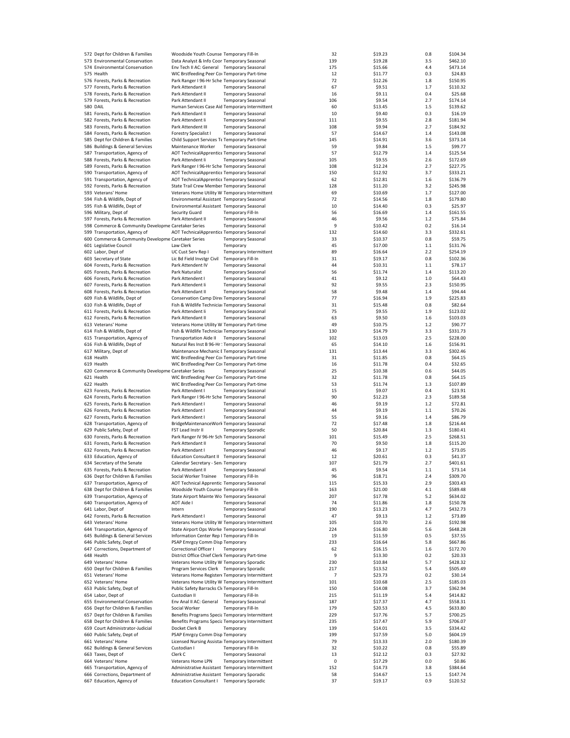| | | | | | | | |
|---|---|---|---|---|---|---|---|
| 572 | Dept for Children & Families | Woodside Youth Counse | Temporary Fill-In | 32 | $19.23 | 0.8 | $104.34 |
| 573 | Environmental Conservation | Data Analyst & Info Coor | Temporary Seasonal | 139 | $19.28 | 3.5 | $462.10 |
| 574 | Environmental Conservation | Env Tech II AC: General | Temporary Seasonal | 175 | $15.66 | 4.4 | $473.14 |
| 575 | Health | WIC Brstfeeding Peer Co | Temporary Part-time | 12 | $11.77 | 0.3 | $24.83 |
| 576 | Forests, Parks & Recreation | Park Ranger I 96-Hr Sche | Temporary Seasonal | 72 | $12.26 | 1.8 | $150.95 |
| 577 | Forests, Parks & Recreation | Park Attendant II | Temporary Seasonal | 67 | $9.51 | 1.7 | $110.32 |
| 578 | Forests, Parks & Recreation | Park Attendant II | Temporary Seasonal | 16 | $9.11 | 0.4 | $25.68 |
| 579 | Forests, Parks & Recreation | Park Attendant II | Temporary Seasonal | 106 | $9.54 | 2.7 | $174.14 |
| 580 | DAIL | Human Services Case Aid | Temporary Intermittent | 60 | $13.45 | 1.5 | $139.62 |
| 581 | Forests, Parks & Recreation | Park Attendant II | Temporary Seasonal | 10 | $9.40 | 0.3 | $16.19 |
| 582 | Forests, Parks & Recreation | Park Attendent Ii | Temporary Seasonal | 111 | $9.55 | 2.8 | $181.94 |
| 583 | Forests, Parks & Recreation | Park Attendent III | Temporary Seasonal | 108 | $9.94 | 2.7 | $184.92 |
| 584 | Forests, Parks & Recreation | Forestry Specialist I | Temporary Seasonal | 57 | $14.67 | 1.4 | $143.08 |
| 585 | Dept for Children & Families | Child Support Services Te | Temporary Part-time | 145 | $14.91 | 3.6 | $373.14 |
| 586 | Buildings & General Services | Maintenance Worker | Temporary Seasonal | 59 | $9.84 | 1.5 | $99.77 |
| 587 | Transportation, Agency of | AOT TechnicalApprentice | Temporary Seasonal | 57 | $12.79 | 1.4 | $125.54 |
| 588 | Forests, Parks & Recreation | Park Attendent Ii | Temporary Seasonal | 105 | $9.55 | 2.6 | $172.69 |
| 589 | Forests, Parks & Recreation | Park Ranger I 96-Hr Sche | Temporary Seasonal | 108 | $12.24 | 2.7 | $227.75 |
| 590 | Transportation, Agency of | AOT TechnicalApprentice | Temporary Seasonal | 150 | $12.92 | 3.7 | $333.21 |
| 591 | Transportation, Agency of | AOT TechnicalApprentice | Temporary Seasonal | 62 | $12.81 | 1.6 | $136.79 |
| 592 | Forests, Parks & Recreation | State Trail Crew Member | Temporary Seasonal | 128 | $11.20 | 3.2 | $245.98 |
| 593 | Veterans' Home | Veterans Home Utility W | Temporary Intermittent | 69 | $10.69 | 1.7 | $127.00 |
| 594 | Fish & Wildlife, Dept of | Environmental Assistant | Temporary Seasonal | 72 | $14.56 | 1.8 | $179.80 |
| 595 | Fish & Wildlife, Dept of | Environmental Assistant | Temporary Seasonal | 10 | $14.40 | 0.3 | $25.97 |
| 596 | Military, Dept of | Security Guard | Temporary Fill-In | 56 | $16.69 | 1.4 | $161.55 |
| 597 | Forests, Parks & Recreation | Park Attendant II | Temporary Seasonal | 46 | $9.56 | 1.2 | $75.84 |
| 598 | Commerce & Community Developme | Caretaker Series | Temporary Seasonal | 9 | $10.42 | 0.2 | $16.14 |
| 599 | Transportation, Agency of | AOT TechnicalApprentice | Temporary Seasonal | 132 | $14.60 | 3.3 | $332.61 |
| 600 | Commerce & Community Developme | Caretaker Series | Temporary Seasonal | 33 | $10.37 | 0.8 | $59.75 |
| 601 | Legislative Council | Law Clerk | Temporary | 45 | $17.00 | 1.1 | $131.76 |
| 602 | Labor, Dept of | UC Cust Serv Rep I | Temporary Intermittent | 89 | $16.64 | 2.2 | $254.19 |
| 603 | Secretary of State | Lic Bd Field Invstgr Civil | Temporary Fill-In | 31 | $19.17 | 0.8 | $102.36 |
| 604 | Forests, Parks & Recreation | Park Attendent IV | Temporary Seasonal | 44 | $10.31 | 1.1 | $78.17 |
| 605 | Forests, Parks & Recreation | Park Naturalist | Temporary Seasonal | 56 | $11.74 | 1.4 | $113.20 |
| 606 | Forests, Parks & Recreation | Park Attendant I | Temporary Seasonal | 41 | $9.12 | 1.0 | $64.43 |
| 607 | Forests, Parks & Recreation | Park Attendent Ii | Temporary Seasonal | 92 | $9.55 | 2.3 | $150.95 |
| 608 | Forests, Parks & Recreation | Park Attendant II | Temporary Seasonal | 58 | $9.48 | 1.4 | $94.44 |
| 609 | Fish & Wildlife, Dept of | Conservation Camp Direc | Temporary Seasonal | 77 | $16.94 | 1.9 | $225.83 |
| 610 | Fish & Wildlife, Dept of | Fish & Wildlife Technicia | Temporary Seasonal | 31 | $15.48 | 0.8 | $82.64 |
| 611 | Forests, Parks & Recreation | Park Attendent Ii | Temporary Seasonal | 75 | $9.55 | 1.9 | $123.02 |
| 612 | Forests, Parks & Recreation | Park Attendant II | Temporary Seasonal | 63 | $9.50 | 1.6 | $103.03 |
| 613 | Veterans' Home | Veterans Home Utility W | Temporary Part-time | 49 | $10.75 | 1.2 | $90.77 |
| 614 | Fish & Wildlife, Dept of | Fish & Wildlife Technicia | Temporary Seasonal | 130 | $14.79 | 3.3 | $331.73 |
| 615 | Transportation, Agency of | Transportation Aide II | Temporary Seasonal | 102 | $13.03 | 2.5 | $228.00 |
| 616 | Fish & Wildlife, Dept of | Natural Res Inst B 96-Hr | Temporary Seasonal | 65 | $14.10 | 1.6 | $156.91 |
| 617 | Military, Dept of | Maintenance Mechanic I | Temporary Seasonal | 131 | $13.44 | 3.3 | $302.46 |
| 618 | Health | WIC Brstfeeding Peer Co | Temporary Part-time | 31 | $11.85 | 0.8 | $64.15 |
| 619 | Health | WIC Brstfeeding Peer Co | Temporary Part-time | 16 | $11.78 | 0.4 | $32.65 |
| 620 | Commerce & Community Developme | Caretaker Series | Temporary Seasonal | 25 | $10.38 | 0.6 | $44.05 |
| 621 | Health | WIC Brstfeeding Peer Co | Temporary Part-time | 32 | $11.78 | 0.8 | $64.15 |
| 622 | Health | WIC Brstfeeding Peer Co | Temporary Part-time | 53 | $11.74 | 1.3 | $107.89 |
| 623 | Forests, Parks & Recreation | Park Attendant I | Temporary Seasonal | 15 | $9.07 | 0.4 | $23.91 |
| 624 | Forests, Parks & Recreation | Park Ranger I 96-Hr Sche | Temporary Seasonal | 90 | $12.23 | 2.3 | $189.58 |
| 625 | Forests, Parks & Recreation | Park Attendant I | Temporary Seasonal | 46 | $9.19 | 1.2 | $72.81 |
| 626 | Forests, Parks & Recreation | Park Attendant I | Temporary Seasonal | 44 | $9.19 | 1.1 | $70.26 |
| 627 | Forests, Parks & Recreation | Park Attendant I | Temporary Seasonal | 55 | $9.16 | 1.4 | $86.79 |
| 628 | Transportation, Agency of | BridgeMaintenanceWork | Temporary Seasonal | 72 | $17.48 | 1.8 | $216.44 |
| 629 | Public Safety, Dept of | FST Lead Instr II | Temporary Sporadic | 50 | $20.84 | 1.3 | $180.41 |
| 630 | Forests, Parks & Recreation | Park Ranger IV 96-Hr Sch | Temporary Seasonal | 101 | $15.49 | 2.5 | $268.51 |
| 631 | Forests, Parks & Recreation | Park Attendant II | Temporary Seasonal | 70 | $9.50 | 1.8 | $115.20 |
| 632 | Forests, Parks & Recreation | Park Attendant I | Temporary Seasonal | 46 | $9.17 | 1.2 | $73.05 |
| 633 | Education, Agency of | Education Consultant II | Temporary Seasonal | 12 | $20.61 | 0.3 | $41.37 |
| 634 | Secretary of the Senate | Calendar Secretary - Sen | Temporary | 107 | $21.79 | 2.7 | $401.61 |
| 635 | Forests, Parks & Recreation | Park Attendant II | Temporary Seasonal | 45 | $9.54 | 1.1 | $73.14 |
| 636 | Dept for Children & Families | Social Worker Trainee | Temporary Fill-In | 96 | $18.71 | 2.4 | $309.70 |
| 637 | Transportation, Agency of | AOT Technical Apprentic | Temporary Seasonal | 115 | $15.33 | 2.9 | $303.43 |
| 638 | Dept for Children & Families | Woodside Youth Counse | Temporary Fill-In | 163 | $21.00 | 4.1 | $589.48 |
| 639 | Transportation, Agency of | State Airport Mainte Wo | Temporary Seasonal | 207 | $17.78 | 5.2 | $634.02 |
| 640 | Transportation, Agency of | AOT Aide I | Temporary Seasonal | 74 | $11.86 | 1.8 | $150.78 |
| 641 | Labor, Dept of | Intern | Temporary Seasonal | 190 | $13.23 | 4.7 | $432.73 |
| 642 | Forests, Parks & Recreation | Park Attendant I | Temporary Seasonal | 47 | $9.13 | 1.2 | $73.89 |
| 643 | Veterans' Home | Veterans Home Utility W | Temporary Intermittent | 105 | $10.70 | 2.6 | $192.98 |
| 644 | Transportation, Agency of | State Airport Ops Worke | Temporary Seasonal | 224 | $16.80 | 5.6 | $648.28 |
| 645 | Buildings & General Services | Information Center Rep I | Temporary Fill-In | 19 | $11.59 | 0.5 | $37.55 |
| 646 | Public Safety, Dept of | PSAP Emrgcy Comm Disp | Temporary | 233 | $16.64 | 5.8 | $667.86 |
| 647 | Corrections, Department of | Correctional Officer I | Temporary | 62 | $16.15 | 1.6 | $172.70 |
| 648 | Health | District Office Chief Clerk | Temporary Part-time | 9 | $13.30 | 0.2 | $20.33 |
| 649 | Veterans' Home | Veterans Home Utility W | Temporary Sporadic | 230 | $10.84 | 5.7 | $428.32 |
| 650 | Dept for Children & Families | Program Services Clerk | Temporary Sporadic | 217 | $13.52 | 5.4 | $505.49 |
| 651 | Veterans' Home | Veterans Home Registere | Temporary Intermittent | 7 | $23.73 | 0.2 | $30.14 |
| 652 | Veterans' Home | Veterans Home Utility W | Temporary Intermittent | 101 | $10.68 | 2.5 | $185.03 |
| 653 | Public Safety, Dept of | Public Safety Barracks Cl | Temporary Fill-In | 150 | $14.08 | 3.7 | $362.94 |
| 654 | Labor, Dept of | Custodian II | Temporary Fill-In | 215 | $11.19 | 5.4 | $414.82 |
| 655 | Environmental Conservation | Env Anal II AC: General | Temporary Seasonal | 187 | $17.37 | 4.7 | $558.31 |
| 656 | Dept for Children & Families | Social Worker | Temporary Fill-In | 179 | $20.53 | 4.5 | $633.80 |
| 657 | Dept for Children & Families | Benefits Programs Specia | Temporary Intermittent | 229 | $17.76 | 5.7 | $700.25 |
| 658 | Dept for Children & Families | Benefits Programs Specia | Temporary Intermittent | 235 | $17.47 | 5.9 | $706.07 |
| 659 | Court Administrator-Judicial | Docket Clerk B | Temporary | 139 | $14.01 | 3.5 | $334.42 |
| 660 | Public Safety, Dept of | PSAP Emrgcy Comm Disp | Temporary | 199 | $17.59 | 5.0 | $604.19 |
| 661 | Veterans' Home | Licensed Nursing Assista | Temporary Intermittent | 79 | $13.33 | 2.0 | $180.39 |
| 662 | Buildings & General Services | Custodian I | Temporary Fill-In | 32 | $10.22 | 0.8 | $55.89 |
| 663 | Taxes, Dept of | Clerk C | Temporary Seasonal | 13 | $12.12 | 0.3 | $27.92 |
| 664 | Veterans' Home | Veterans Home LPN | Temporary Intermittent | 0 | $17.29 | 0.0 | $0.86 |
| 665 | Transportation, Agency of | Administrative Assistant | Temporary Intermittent | 152 | $14.73 | 3.8 | $384.64 |
| 666 | Corrections, Department of | Administrative Assistant | Temporary Sporadic | 58 | $14.67 | 1.5 | $147.74 |
| 667 | Education, Agency of | Education Consultant I | Temporary Sporadic | 37 | $19.17 | 0.9 | $120.52 |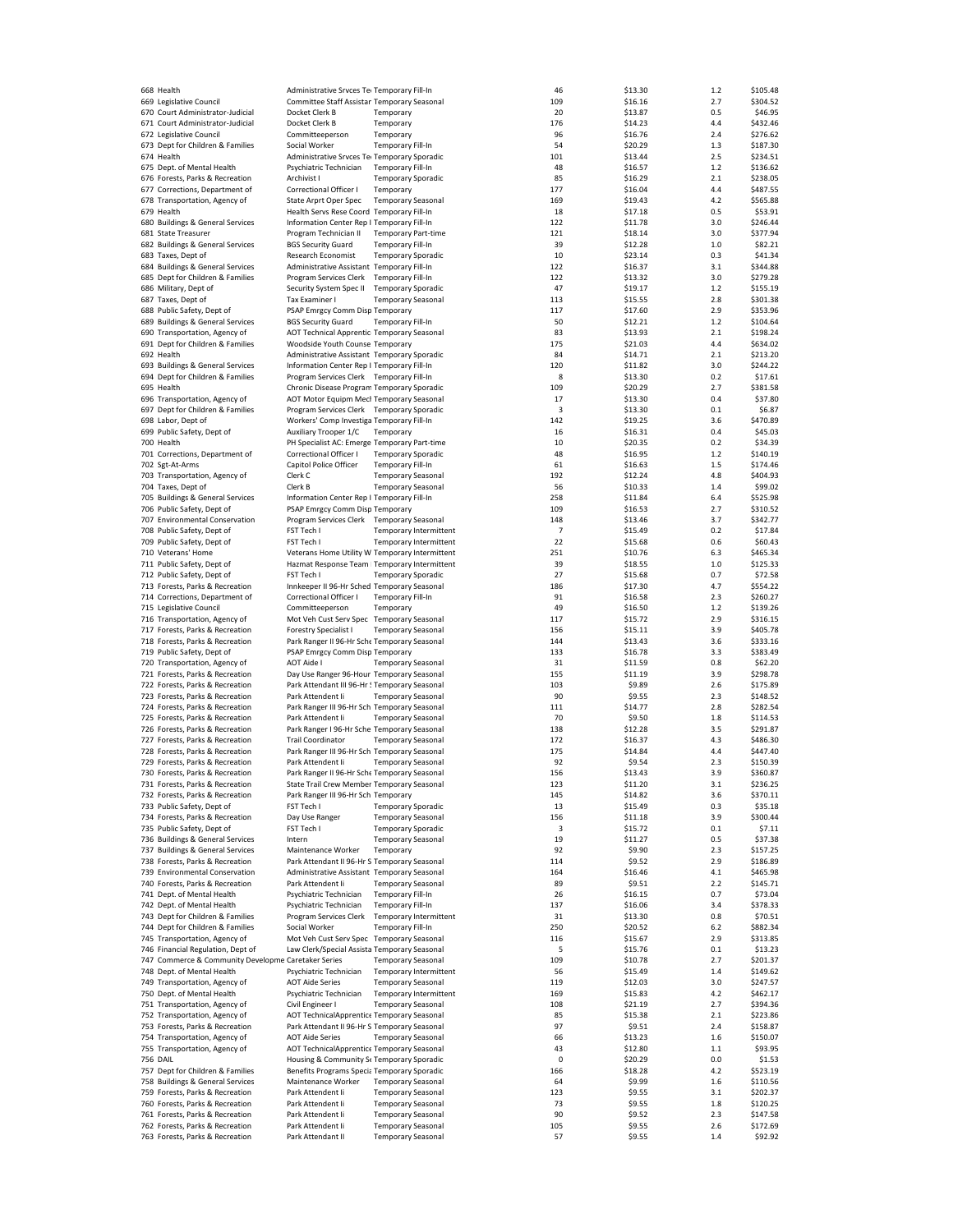| | | | | | | |
|---|---|---|---|---|---|---|
| 668 | Health | Administrative Srvces Te Temporary Fill-In | 46 | $13.30 | 1.2 | $105.48 |
| 669 | Legislative Council | Committee Staff Assistar Temporary Seasonal | 109 | $16.16 | 2.7 | $304.52 |
| 670 | Court Administrator-Judicial | Docket Clerk B Temporary | 20 | $13.87 | 0.5 | $46.95 |
| 671 | Court Administrator-Judicial | Docket Clerk B Temporary | 176 | $14.23 | 4.4 | $432.46 |
| 672 | Legislative Council | Committeeperson Temporary | 96 | $16.76 | 2.4 | $276.62 |
| 673 | Dept for Children & Families | Social Worker Temporary Fill-In | 54 | $20.29 | 1.3 | $187.30 |
| 674 | Health | Administrative Srvces Te Temporary Sporadic | 101 | $13.44 | 2.5 | $234.51 |
| 675 | Dept. of Mental Health | Psychiatric Technician Temporary Fill-In | 48 | $16.57 | 1.2 | $136.62 |
| 676 | Forests, Parks & Recreation | Archivist I Temporary Sporadic | 85 | $16.29 | 2.1 | $238.05 |
| 677 | Corrections, Department of | Correctional Officer I Temporary | 177 | $16.04 | 4.4 | $487.55 |
| 678 | Transportation, Agency of | State Arprt Oper Spec Temporary Seasonal | 169 | $19.43 | 4.2 | $565.88 |
| 679 | Health | Health Servs Rese Coord Temporary Fill-In | 18 | $17.18 | 0.5 | $53.91 |
| 680 | Buildings & General Services | Information Center Rep I Temporary Fill-In | 122 | $11.78 | 3.0 | $246.44 |
| 681 | State Treasurer | Program Technician II Temporary Part-time | 121 | $18.14 | 3.0 | $377.94 |
| 682 | Buildings & General Services | BGS Security Guard Temporary Fill-In | 39 | $12.28 | 1.0 | $82.21 |
| 683 | Taxes, Dept of | Research Economist Temporary Sporadic | 10 | $23.14 | 0.3 | $41.34 |
| 684 | Buildings & General Services | Administrative Assistant Temporary Fill-In | 122 | $16.37 | 3.1 | $344.88 |
| 685 | Dept for Children & Families | Program Services Clerk Temporary Fill-In | 122 | $13.32 | 3.0 | $279.28 |
| 686 | Military, Dept of | Security System Spec II Temporary Sporadic | 47 | $19.17 | 1.2 | $155.19 |
| 687 | Taxes, Dept of | Tax Examiner I Temporary Seasonal | 113 | $15.55 | 2.8 | $301.38 |
| 688 | Public Safety, Dept of | PSAP Emrgcy Comm Disp Temporary | 117 | $17.60 | 2.9 | $353.96 |
| 689 | Buildings & General Services | BGS Security Guard Temporary Fill-In | 50 | $12.21 | 1.2 | $104.64 |
| 690 | Transportation, Agency of | AOT Technical Apprentic Temporary Seasonal | 83 | $13.93 | 2.1 | $198.24 |
| 691 | Dept for Children & Families | Woodside Youth Counse Temporary | 175 | $21.03 | 4.4 | $634.02 |
| 692 | Health | Administrative Assistant Temporary Sporadic | 84 | $14.71 | 2.1 | $213.20 |
| 693 | Buildings & General Services | Information Center Rep I Temporary Fill-In | 120 | $11.82 | 3.0 | $244.22 |
| 694 | Dept for Children & Families | Program Services Clerk Temporary Fill-In | 8 | $13.30 | 0.2 | $17.61 |
| 695 | Health | Chronic Disease Program Temporary Sporadic | 109 | $20.29 | 2.7 | $381.58 |
| 696 | Transportation, Agency of | AOT Motor Equipm Mech Temporary Seasonal | 17 | $13.30 | 0.4 | $37.80 |
| 697 | Dept for Children & Families | Program Services Clerk Temporary Sporadic | 3 | $13.30 | 0.1 | $6.87 |
| 698 | Labor, Dept of | Workers' Comp Investiga Temporary Fill-In | 142 | $19.25 | 3.6 | $470.89 |
| 699 | Public Safety, Dept of | Auxiliary Trooper 1/C Temporary | 16 | $16.31 | 0.4 | $45.03 |
| 700 | Health | PH Specialist AC: Emerge Temporary Part-time | 10 | $20.35 | 0.2 | $34.39 |
| 701 | Corrections, Department of | Correctional Officer I Temporary Sporadic | 48 | $16.95 | 1.2 | $140.19 |
| 702 | Sgt-At-Arms | Capitol Police Officer Temporary Fill-In | 61 | $16.63 | 1.5 | $174.46 |
| 703 | Transportation, Agency of | Clerk C Temporary Seasonal | 192 | $12.24 | 4.8 | $404.93 |
| 704 | Taxes, Dept of | Clerk B Temporary Seasonal | 56 | $10.33 | 1.4 | $99.02 |
| 705 | Buildings & General Services | Information Center Rep I Temporary Fill-In | 258 | $11.84 | 6.4 | $525.98 |
| 706 | Public Safety, Dept of | PSAP Emrgcy Comm Disp Temporary | 109 | $16.53 | 2.7 | $310.52 |
| 707 | Environmental Conservation | Program Services Clerk Temporary Seasonal | 148 | $13.46 | 3.7 | $342.77 |
| 708 | Public Safety, Dept of | FST Tech I Temporary Intermittent | 7 | $15.49 | 0.2 | $17.84 |
| 709 | Public Safety, Dept of | FST Tech I Temporary Intermittent | 22 | $15.68 | 0.6 | $60.43 |
| 710 | Veterans' Home | Veterans Home Utility W Temporary Intermittent | 251 | $10.76 | 6.3 | $465.34 |
| 711 | Public Safety, Dept of | Hazmat Response Team Temporary Intermittent | 39 | $18.55 | 1.0 | $125.33 |
| 712 | Public Safety, Dept of | FST Tech I Temporary Sporadic | 27 | $15.68 | 0.7 | $72.58 |
| 713 | Forests, Parks & Recreation | Innkeeper II 96-Hr Sched Temporary Seasonal | 186 | $17.30 | 4.7 | $554.22 |
| 714 | Corrections, Department of | Correctional Officer I Temporary Fill-In | 91 | $16.58 | 2.3 | $260.27 |
| 715 | Legislative Council | Committeeperson Temporary | 49 | $16.50 | 1.2 | $139.26 |
| 716 | Transportation, Agency of | Mot Veh Cust Serv Spec Temporary Seasonal | 117 | $15.72 | 2.9 | $316.15 |
| 717 | Forests, Parks & Recreation | Forestry Specialist I Temporary Seasonal | 156 | $15.11 | 3.9 | $405.78 |
| 718 | Forests, Parks & Recreation | Park Ranger II 96-Hr Sche Temporary Seasonal | 144 | $13.43 | 3.6 | $333.16 |
| 719 | Public Safety, Dept of | PSAP Emrgcy Comm Disp Temporary | 133 | $16.78 | 3.3 | $383.49 |
| 720 | Transportation, Agency of | AOT Aide I Temporary Seasonal | 31 | $11.59 | 0.8 | $62.20 |
| 721 | Forests, Parks & Recreation | Day Use Ranger 96-Hour Temporary Seasonal | 155 | $11.19 | 3.9 | $298.78 |
| 722 | Forests, Parks & Recreation | Park Attendant III 96-Hr Temporary Seasonal | 103 | $9.89 | 2.6 | $175.89 |
| 723 | Forests, Parks & Recreation | Park Attendent Ii Temporary Seasonal | 90 | $9.55 | 2.3 | $148.52 |
| 724 | Forests, Parks & Recreation | Park Ranger III 96-Hr Sch Temporary Seasonal | 111 | $14.77 | 2.8 | $282.54 |
| 725 | Forests, Parks & Recreation | Park Attendent Ii Temporary Seasonal | 70 | $9.50 | 1.8 | $114.53 |
| 726 | Forests, Parks & Recreation | Park Ranger I 96-Hr Sche Temporary Seasonal | 138 | $12.28 | 3.5 | $291.87 |
| 727 | Forests, Parks & Recreation | Trail Coordinator Temporary Seasonal | 172 | $16.37 | 4.3 | $486.30 |
| 728 | Forests, Parks & Recreation | Park Ranger III 96-Hr Sch Temporary Seasonal | 175 | $14.84 | 4.4 | $447.40 |
| 729 | Forests, Parks & Recreation | Park Attendent Ii Temporary Seasonal | 92 | $9.54 | 2.3 | $150.39 |
| 730 | Forests, Parks & Recreation | Park Ranger II 96-Hr Sche Temporary Seasonal | 156 | $13.43 | 3.9 | $360.87 |
| 731 | Forests, Parks & Recreation | State Trail Crew Member Temporary Seasonal | 123 | $11.20 | 3.1 | $236.25 |
| 732 | Forests, Parks & Recreation | Park Ranger III 96-Hr Sch Temporary | 145 | $14.82 | 3.6 | $370.11 |
| 733 | Public Safety, Dept of | FST Tech I Temporary Sporadic | 13 | $15.49 | 0.3 | $35.18 |
| 734 | Forests, Parks & Recreation | Day Use Ranger Temporary Seasonal | 156 | $11.18 | 3.9 | $300.44 |
| 735 | Public Safety, Dept of | FST Tech I Temporary Sporadic | 3 | $15.72 | 0.1 | $7.11 |
| 736 | Buildings & General Services | Intern Temporary Seasonal | 19 | $11.27 | 0.5 | $37.38 |
| 737 | Buildings & General Services | Maintenance Worker Temporary | 92 | $9.90 | 2.3 | $157.25 |
| 738 | Forests, Parks & Recreation | Park Attendant II 96-Hr S Temporary Seasonal | 114 | $9.52 | 2.9 | $186.89 |
| 739 | Environmental Conservation | Administrative Assistant Temporary Seasonal | 164 | $16.46 | 4.1 | $465.98 |
| 740 | Forests, Parks & Recreation | Park Attendent Ii Temporary Seasonal | 89 | $9.51 | 2.2 | $145.71 |
| 741 | Dept. of Mental Health | Psychiatric Technician Temporary Fill-In | 26 | $16.15 | 0.7 | $73.04 |
| 742 | Dept. of Mental Health | Psychiatric Technician Temporary Fill-In | 137 | $16.06 | 3.4 | $378.33 |
| 743 | Dept for Children & Families | Program Services Clerk Temporary Intermittent | 31 | $13.30 | 0.8 | $70.51 |
| 744 | Dept for Children & Families | Social Worker Temporary Fill-In | 250 | $20.52 | 6.2 | $882.34 |
| 745 | Transportation, Agency of | Mot Veh Cust Serv Spec Temporary Seasonal | 116 | $15.67 | 2.9 | $313.85 |
| 746 | Financial Regulation, Dept of | Law Clerk/Special Assista Temporary Seasonal | 5 | $15.76 | 0.1 | $13.23 |
| 747 | Commerce & Community Developme | Caretaker Series Temporary Seasonal | 109 | $10.78 | 2.7 | $201.37 |
| 748 | Dept. of Mental Health | Psychiatric Technician Temporary Intermittent | 56 | $15.49 | 1.4 | $149.62 |
| 749 | Transportation, Agency of | AOT Aide Series Temporary Seasonal | 119 | $12.03 | 3.0 | $247.57 |
| 750 | Dept. of Mental Health | Psychiatric Technician Temporary Intermittent | 169 | $15.83 | 4.2 | $462.17 |
| 751 | Transportation, Agency of | Civil Engineer I Temporary Seasonal | 108 | $21.19 | 2.7 | $394.36 |
| 752 | Transportation, Agency of | AOT TechnicalApprentice Temporary Seasonal | 85 | $15.38 | 2.1 | $223.86 |
| 753 | Forests, Parks & Recreation | Park Attendant II 96-Hr S Temporary Seasonal | 97 | $9.51 | 2.4 | $158.87 |
| 754 | Transportation, Agency of | AOT Aide Series Temporary Seasonal | 66 | $13.23 | 1.6 | $150.07 |
| 755 | Transportation, Agency of | AOT TechnicalApprentice Temporary Seasonal | 43 | $12.80 | 1.1 | $93.95 |
| 756 | DAIL | Housing & Community Se Temporary Sporadic | 0 | $20.29 | 0.0 | $1.53 |
| 757 | Dept for Children & Families | Benefits Programs Speci Temporary Sporadic | 166 | $18.28 | 4.2 | $523.19 |
| 758 | Buildings & General Services | Maintenance Worker Temporary Seasonal | 64 | $9.99 | 1.6 | $110.56 |
| 759 | Forests, Parks & Recreation | Park Attendent Ii Temporary Seasonal | 123 | $9.55 | 3.1 | $202.37 |
| 760 | Forests, Parks & Recreation | Park Attendent Ii Temporary Seasonal | 73 | $9.55 | 1.8 | $120.25 |
| 761 | Forests, Parks & Recreation | Park Attendent Ii Temporary Seasonal | 90 | $9.52 | 2.3 | $147.58 |
| 762 | Forests, Parks & Recreation | Park Attendent Ii Temporary Seasonal | 105 | $9.55 | 2.6 | $172.69 |
| 763 | Forests, Parks & Recreation | Park Attendant II Temporary Seasonal | 57 | $9.55 | 1.4 | $92.92 |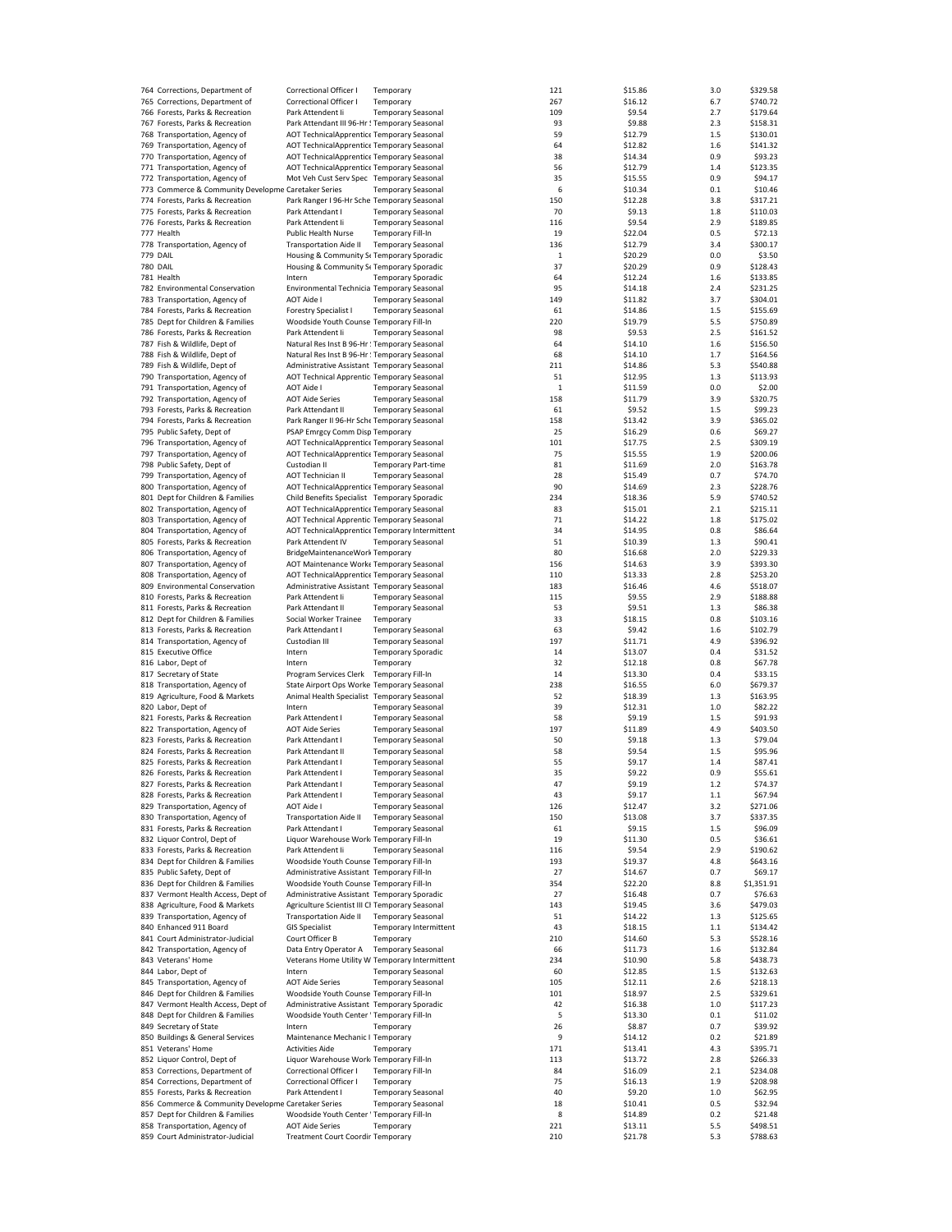| | | | | | | | |
|---|---|---|---|---|---|---|---|
| 764 | Corrections, Department of | Correctional Officer I | Temporary | 121 | $15.86 | 3.0 | $329.58 |
| 765 | Corrections, Department of | Correctional Officer I | Temporary | 267 | $16.12 | 6.7 | $740.72 |
| 766 | Forests, Parks & Recreation | Park Attendent Ii | Temporary Seasonal | 109 | $9.54 | 2.7 | $179.64 |
| 767 | Forests, Parks & Recreation | Park Attendant III 96-Hr S | Temporary Seasonal | 93 | $9.88 | 2.3 | $158.31 |
| 768 | Transportation, Agency of | AOT TechnicalApprentice | Temporary Seasonal | 59 | $12.79 | 1.5 | $130.01 |
| 769 | Transportation, Agency of | AOT TechnicalApprentice | Temporary Seasonal | 64 | $12.82 | 1.6 | $141.32 |
| 770 | Transportation, Agency of | AOT TechnicalApprentice | Temporary Seasonal | 38 | $14.34 | 0.9 | $93.23 |
| 771 | Transportation, Agency of | AOT TechnicalApprentice | Temporary Seasonal | 56 | $12.79 | 1.4 | $123.35 |
| 772 | Transportation, Agency of | Mot Veh Cust Serv Spec | Temporary Seasonal | 35 | $15.55 | 0.9 | $94.17 |
| 773 | Commerce & Community Developme | Caretaker Series | Temporary Seasonal | 6 | $10.34 | 0.1 | $10.46 |
| 774 | Forests, Parks & Recreation | Park Ranger I 96-Hr Sche | Temporary Seasonal | 150 | $12.28 | 3.8 | $317.21 |
| 775 | Forests, Parks & Recreation | Park Attendant I | Temporary Seasonal | 70 | $9.13 | 1.8 | $110.03 |
| 776 | Forests, Parks & Recreation | Park Attendent Ii | Temporary Seasonal | 116 | $9.54 | 2.9 | $189.85 |
| 777 | Health | Public Health Nurse | Temporary Fill-In | 19 | $22.04 | 0.5 | $72.13 |
| 778 | Transportation, Agency of | Transportation Aide II | Temporary Seasonal | 136 | $12.79 | 3.4 | $300.17 |
| 779 | DAIL | Housing & Community Se | Temporary Sporadic | 1 | $20.29 | 0.0 | $3.50 |
| 780 | DAIL | Housing & Community Se | Temporary Sporadic | 37 | $20.29 | 0.9 | $128.43 |
| 781 | Health | Intern | Temporary Sporadic | 64 | $12.24 | 1.6 | $133.85 |
| 782 | Environmental Conservation | Environmental Technicia | Temporary Seasonal | 95 | $14.18 | 2.4 | $231.25 |
| 783 | Transportation, Agency of | AOT Aide I | Temporary Seasonal | 149 | $11.82 | 3.7 | $304.01 |
| 784 | Forests, Parks & Recreation | Forestry Specialist I | Temporary Seasonal | 61 | $14.86 | 1.5 | $155.69 |
| 785 | Dept for Children & Families | Woodside Youth Counse | Temporary Fill-In | 220 | $19.79 | 5.5 | $750.89 |
| 786 | Forests, Parks & Recreation | Park Attendent Ii | Temporary Seasonal | 98 | $9.53 | 2.5 | $161.52 |
| 787 | Fish & Wildlife, Dept of | Natural Res Inst B 96-Hr | Temporary Seasonal | 64 | $14.10 | 1.6 | $156.50 |
| 788 | Fish & Wildlife, Dept of | Natural Res Inst B 96-Hr | Temporary Seasonal | 68 | $14.10 | 1.7 | $164.56 |
| 789 | Fish & Wildlife, Dept of | Administrative Assistant | Temporary Seasonal | 211 | $14.86 | 5.3 | $540.88 |
| 790 | Transportation, Agency of | AOT Technical Apprentic | Temporary Seasonal | 51 | $12.95 | 1.3 | $113.93 |
| 791 | Transportation, Agency of | AOT Aide I | Temporary Seasonal | 1 | $11.59 | 0.0 | $2.00 |
| 792 | Transportation, Agency of | AOT Aide Series | Temporary Seasonal | 158 | $11.79 | 3.9 | $320.75 |
| 793 | Forests, Parks & Recreation | Park Attendant II | Temporary Seasonal | 61 | $9.52 | 1.5 | $99.23 |
| 794 | Forests, Parks & Recreation | Park Ranger II 96-Hr Sche | Temporary Seasonal | 158 | $13.42 | 3.9 | $365.02 |
| 795 | Public Safety, Dept of | PSAP Emrgcy Comm Disp | Temporary | 25 | $16.29 | 0.6 | $69.27 |
| 796 | Transportation, Agency of | AOT TechnicalApprentice | Temporary Seasonal | 101 | $17.75 | 2.5 | $309.19 |
| 797 | Transportation, Agency of | AOT TechnicalApprentice | Temporary Seasonal | 75 | $15.55 | 1.9 | $200.06 |
| 798 | Public Safety, Dept of | Custodian II | Temporary Part-time | 81 | $11.69 | 2.0 | $163.78 |
| 799 | Transportation, Agency of | AOT Technician II | Temporary Seasonal | 28 | $15.49 | 0.7 | $74.70 |
| 800 | Transportation, Agency of | AOT TechnicalApprentice | Temporary Seasonal | 90 | $14.69 | 2.3 | $228.76 |
| 801 | Dept for Children & Families | Child Benefits Specialist | Temporary Sporadic | 234 | $18.36 | 5.9 | $740.52 |
| 802 | Transportation, Agency of | AOT TechnicalApprentice | Temporary Seasonal | 83 | $15.01 | 2.1 | $215.11 |
| 803 | Transportation, Agency of | AOT Technical Apprentic | Temporary Seasonal | 71 | $14.22 | 1.8 | $175.02 |
| 804 | Transportation, Agency of | AOT TechnicalApprentice | Temporary Intermittent | 34 | $14.95 | 0.8 | $86.64 |
| 805 | Forests, Parks & Recreation | Park Attendent IV | Temporary Seasonal | 51 | $10.39 | 1.3 | $90.41 |
| 806 | Transportation, Agency of | BridgeMaintenanceWork | Temporary | 80 | $16.68 | 2.0 | $229.33 |
| 807 | Transportation, Agency of | AOT Maintenance Worke | Temporary Seasonal | 156 | $14.63 | 3.9 | $393.30 |
| 808 | Transportation, Agency of | AOT TechnicalApprentice | Temporary Seasonal | 110 | $13.33 | 2.8 | $253.20 |
| 809 | Environmental Conservation | Administrative Assistant | Temporary Seasonal | 183 | $16.46 | 4.6 | $518.07 |
| 810 | Forests, Parks & Recreation | Park Attendent Ii | Temporary Seasonal | 115 | $9.55 | 2.9 | $188.88 |
| 811 | Forests, Parks & Recreation | Park Attendant II | Temporary Seasonal | 53 | $9.51 | 1.3 | $86.38 |
| 812 | Dept for Children & Families | Social Worker Trainee | Temporary | 33 | $18.15 | 0.8 | $103.16 |
| 813 | Forests, Parks & Recreation | Park Attendant I | Temporary Seasonal | 63 | $9.42 | 1.6 | $102.79 |
| 814 | Transportation, Agency of | Custodian III | Temporary Seasonal | 197 | $11.71 | 4.9 | $396.92 |
| 815 | Executive Office | Intern | Temporary Sporadic | 14 | $13.07 | 0.4 | $31.52 |
| 816 | Labor, Dept of | Intern | Temporary | 32 | $12.18 | 0.8 | $67.78 |
| 817 | Secretary of State | Program Services Clerk | Temporary Fill-In | 14 | $13.30 | 0.4 | $33.15 |
| 818 | Transportation, Agency of | State Airport Ops Worke | Temporary Seasonal | 238 | $16.55 | 6.0 | $679.37 |
| 819 | Agriculture, Food & Markets | Animal Health Specialist | Temporary Seasonal | 52 | $18.39 | 1.3 | $163.95 |
| 820 | Labor, Dept of | Intern | Temporary Seasonal | 39 | $12.31 | 1.0 | $82.22 |
| 821 | Forests, Parks & Recreation | Park Attendant I | Temporary Seasonal | 58 | $9.19 | 1.5 | $91.93 |
| 822 | Transportation, Agency of | AOT Aide Series | Temporary Seasonal | 197 | $11.89 | 4.9 | $403.50 |
| 823 | Forests, Parks & Recreation | Park Attendant I | Temporary Seasonal | 50 | $9.18 | 1.3 | $79.04 |
| 824 | Forests, Parks & Recreation | Park Attendant II | Temporary Seasonal | 58 | $9.54 | 1.5 | $95.96 |
| 825 | Forests, Parks & Recreation | Park Attendant I | Temporary Seasonal | 55 | $9.17 | 1.4 | $87.41 |
| 826 | Forests, Parks & Recreation | Park Attendent I | Temporary Seasonal | 35 | $9.22 | 0.9 | $55.61 |
| 827 | Forests, Parks & Recreation | Park Attendant I | Temporary Seasonal | 47 | $9.19 | 1.2 | $74.37 |
| 828 | Forests, Parks & Recreation | Park Attendent I | Temporary Seasonal | 43 | $9.17 | 1.1 | $67.94 |
| 829 | Transportation, Agency of | AOT Aide I | Temporary Seasonal | 126 | $12.47 | 3.2 | $271.06 |
| 830 | Transportation, Agency of | Transportation Aide II | Temporary Seasonal | 150 | $13.08 | 3.7 | $337.35 |
| 831 | Forests, Parks & Recreation | Park Attendant I | Temporary Seasonal | 61 | $9.15 | 1.5 | $96.09 |
| 832 | Liquor Control, Dept of | Liquor Warehouse Work | Temporary Fill-In | 19 | $11.30 | 0.5 | $36.61 |
| 833 | Forests, Parks & Recreation | Park Attendent Ii | Temporary Seasonal | 116 | $9.54 | 2.9 | $190.62 |
| 834 | Dept for Children & Families | Woodside Youth Counse | Temporary Fill-In | 193 | $19.37 | 4.8 | $643.16 |
| 835 | Public Safety, Dept of | Administrative Assistant | Temporary Fill-In | 27 | $14.67 | 0.7 | $69.17 |
| 836 | Dept for Children & Families | Woodside Youth Counse | Temporary Fill-In | 354 | $22.20 | 8.8 | $1,351.91 |
| 837 | Vermont Health Access, Dept of | Administrative Assistant | Temporary Sporadic | 27 | $16.48 | 0.7 | $76.63 |
| 838 | Agriculture, Food & Markets | Agriculture Scientist III Cl | Temporary Seasonal | 143 | $19.45 | 3.6 | $479.03 |
| 839 | Transportation, Agency of | Transportation Aide II | Temporary Seasonal | 51 | $14.22 | 1.3 | $125.65 |
| 840 | Enhanced 911 Board | GIS Specialist | Temporary Intermittent | 43 | $18.15 | 1.1 | $134.42 |
| 841 | Court Administrator-Judicial | Court Officer B | Temporary | 210 | $14.60 | 5.3 | $528.16 |
| 842 | Transportation, Agency of | Data Entry Operator A | Temporary Seasonal | 66 | $11.73 | 1.6 | $132.84 |
| 843 | Veterans' Home | Veterans Home Utility W | Temporary Intermittent | 234 | $10.90 | 5.8 | $438.73 |
| 844 | Labor, Dept of | Intern | Temporary Seasonal | 60 | $12.85 | 1.5 | $132.63 |
| 845 | Transportation, Agency of | AOT Aide Series | Temporary Seasonal | 105 | $12.11 | 2.6 | $218.13 |
| 846 | Dept for Children & Families | Woodside Youth Counse | Temporary Fill-In | 101 | $18.97 | 2.5 | $329.61 |
| 847 | Vermont Health Access, Dept of | Administrative Assistant | Temporary Sporadic | 42 | $16.38 | 1.0 | $117.23 |
| 848 | Dept for Children & Families | Woodside Youth Center | Temporary Fill-In | 5 | $13.30 | 0.1 | $11.02 |
| 849 | Secretary of State | Intern | Temporary | 26 | $8.87 | 0.7 | $39.92 |
| 850 | Buildings & General Services | Maintenance Mechanic I | Temporary | 9 | $14.12 | 0.2 | $21.89 |
| 851 | Veterans' Home | Activities Aide | Temporary | 171 | $13.41 | 4.3 | $395.71 |
| 852 | Liquor Control, Dept of | Liquor Warehouse Work | Temporary Fill-In | 113 | $13.72 | 2.8 | $266.33 |
| 853 | Corrections, Department of | Correctional Officer I | Temporary Fill-In | 84 | $16.09 | 2.1 | $234.08 |
| 854 | Corrections, Department of | Correctional Officer I | Temporary | 75 | $16.13 | 1.9 | $208.98 |
| 855 | Forests, Parks & Recreation | Park Attendent I | Temporary Seasonal | 40 | $9.20 | 1.0 | $62.95 |
| 856 | Commerce & Community Developme | Caretaker Series | Temporary Seasonal | 18 | $10.41 | 0.5 | $32.94 |
| 857 | Dept for Children & Families | Woodside Youth Center | Temporary Fill-In | 8 | $14.89 | 0.2 | $21.48 |
| 858 | Transportation, Agency of | AOT Aide Series | Temporary | 221 | $13.11 | 5.5 | $498.51 |
| 859 | Court Administrator-Judicial | Treatment Court Coordir | Temporary | 210 | $21.78 | 5.3 | $788.63 |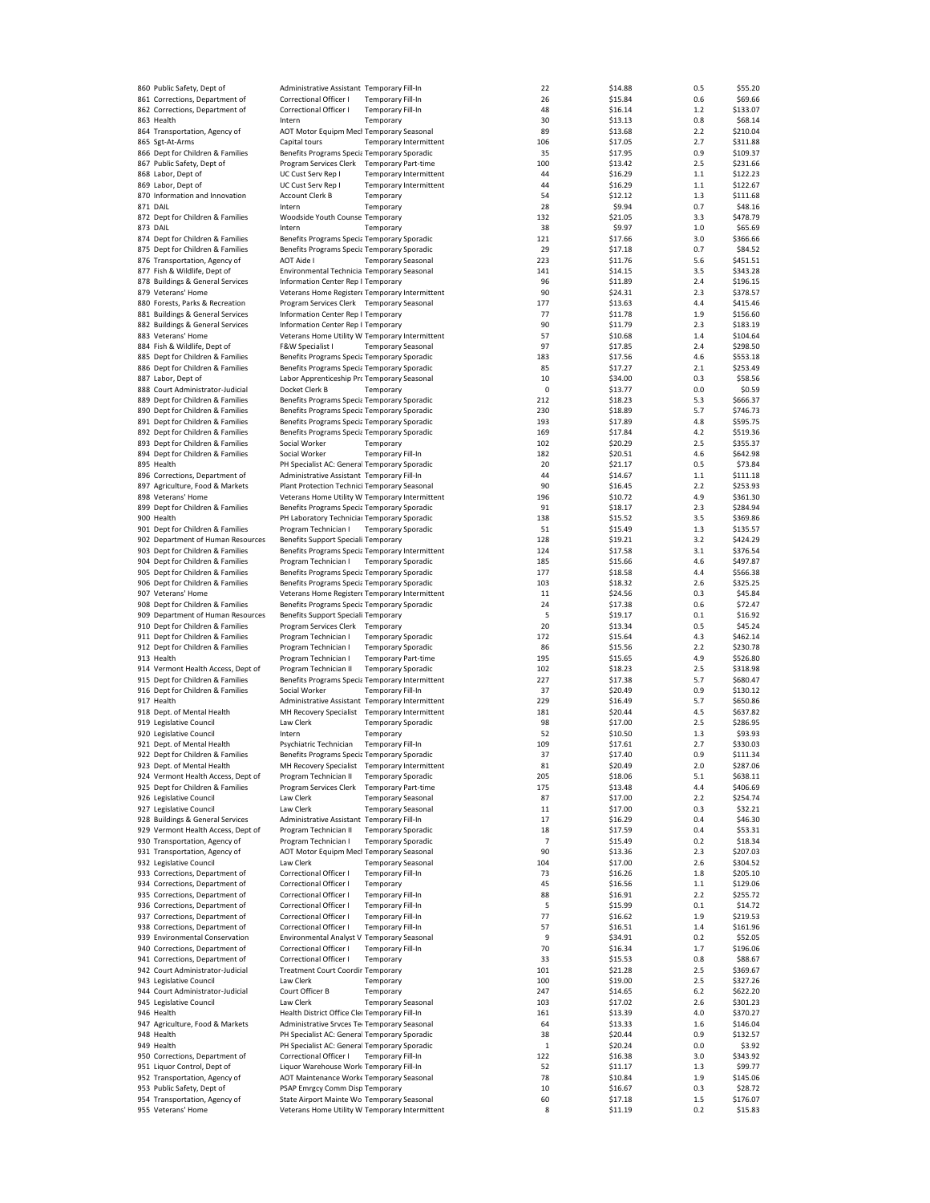| | | | | | | | |
|---|---|---|---|---|---|---|---|
| 860 | Public Safety, Dept of | Administrative Assistant | Temporary Fill-In | 22 | $14.88 | 0.5 | $55.20 |
| 861 | Corrections, Department of | Correctional Officer I | Temporary Fill-In | 26 | $15.84 | 0.6 | $69.66 |
| 862 | Corrections, Department of | Correctional Officer I | Temporary Fill-In | 48 | $16.14 | 1.2 | $133.07 |
| 863 | Health | Intern | Temporary | 30 | $13.13 | 0.8 | $68.14 |
| 864 | Transportation, Agency of | AOT Motor Equipm Mecl | Temporary Seasonal | 89 | $13.68 | 2.2 | $210.04 |
| 865 | Sgt-At-Arms | Capital tours | Temporary Intermittent | 106 | $17.05 | 2.7 | $311.88 |
| 866 | Dept for Children & Families | Benefits Programs Specia | Temporary Sporadic | 35 | $17.95 | 0.9 | $109.37 |
| 867 | Public Safety, Dept of | Program Services Clerk | Temporary Part-time | 100 | $13.42 | 2.5 | $231.66 |
| 868 | Labor, Dept of | UC Cust Serv Rep I | Temporary Intermittent | 44 | $16.29 | 1.1 | $122.23 |
| 869 | Labor, Dept of | UC Cust Serv Rep I | Temporary Intermittent | 44 | $16.29 | 1.1 | $122.67 |
| 870 | Information and Innovation | Account Clerk B | Temporary | 54 | $12.12 | 1.3 | $111.68 |
| 871 | DAIL | Intern | Temporary | 28 | $9.94 | 0.7 | $48.16 |
| 872 | Dept for Children & Families | Woodside Youth Counse | Temporary | 132 | $21.05 | 3.3 | $478.79 |
| 873 | DAIL | Intern | Temporary | 38 | $9.97 | 1.0 | $65.69 |
| 874 | Dept for Children & Families | Benefits Programs Specia | Temporary Sporadic | 121 | $17.66 | 3.0 | $366.66 |
| 875 | Dept for Children & Families | Benefits Programs Specia | Temporary Sporadic | 29 | $17.18 | 0.7 | $84.52 |
| 876 | Transportation, Agency of | AOT Aide I | Temporary Seasonal | 223 | $11.76 | 5.6 | $451.51 |
| 877 | Fish & Wildlife, Dept of | Environmental Technicia | Temporary Seasonal | 141 | $14.15 | 3.5 | $343.28 |
| 878 | Buildings & General Services | Information Center Rep I | Temporary | 96 | $11.89 | 2.4 | $196.15 |
| 879 | Veterans' Home | Veterans Home Register | Temporary Intermittent | 90 | $24.31 | 2.3 | $378.57 |
| 880 | Forests, Parks & Recreation | Program Services Clerk | Temporary Seasonal | 177 | $13.63 | 4.4 | $415.46 |
| 881 | Buildings & General Services | Information Center Rep I | Temporary | 77 | $11.78 | 1.9 | $156.60 |
| 882 | Buildings & General Services | Information Center Rep I | Temporary | 90 | $11.79 | 2.3 | $183.19 |
| 883 | Veterans' Home | Veterans Home Utility W | Temporary Intermittent | 57 | $10.68 | 1.4 | $104.64 |
| 884 | Fish & Wildlife, Dept of | F&W Specialist I | Temporary Seasonal | 97 | $17.85 | 2.4 | $298.50 |
| 885 | Dept for Children & Families | Benefits Programs Specia | Temporary Sporadic | 183 | $17.56 | 4.6 | $553.18 |
| 886 | Dept for Children & Families | Benefits Programs Specia | Temporary Sporadic | 85 | $17.27 | 2.1 | $253.49 |
| 887 | Labor, Dept of | Labor Apprenticeship Pro | Temporary Seasonal | 10 | $34.00 | 0.3 | $58.56 |
| 888 | Court Administrator-Judicial | Docket Clerk B | Temporary | 0 | $13.77 | 0.0 | $0.59 |
| 889 | Dept for Children & Families | Benefits Programs Specia | Temporary Sporadic | 212 | $18.23 | 5.3 | $666.37 |
| 890 | Dept for Children & Families | Benefits Programs Specia | Temporary Sporadic | 230 | $18.89 | 5.7 | $746.73 |
| 891 | Dept for Children & Families | Benefits Programs Specia | Temporary Sporadic | 193 | $17.89 | 4.8 | $595.75 |
| 892 | Dept for Children & Families | Benefits Programs Specia | Temporary Sporadic | 169 | $17.84 | 4.2 | $519.36 |
| 893 | Dept for Children & Families | Social Worker | Temporary | 102 | $20.29 | 2.5 | $355.37 |
| 894 | Dept for Children & Families | Social Worker | Temporary Fill-In | 182 | $20.51 | 4.6 | $642.98 |
| 895 | Health | PH Specialist AC: General | Temporary Sporadic | 20 | $21.17 | 0.5 | $73.84 |
| 896 | Corrections, Department of | Administrative Assistant | Temporary Fill-In | 44 | $14.67 | 1.1 | $111.18 |
| 897 | Agriculture, Food & Markets | Plant Protection Technici | Temporary Seasonal | 90 | $16.45 | 2.2 | $253.93 |
| 898 | Veterans' Home | Veterans Home Utility W | Temporary Intermittent | 196 | $10.72 | 4.9 | $361.30 |
| 899 | Dept for Children & Families | Benefits Programs Specia | Temporary Sporadic | 91 | $18.17 | 2.3 | $284.94 |
| 900 | Health | PH Laboratory Techniciar | Temporary Sporadic | 138 | $15.52 | 3.5 | $369.86 |
| 901 | Dept for Children & Families | Program Technician I | Temporary Sporadic | 51 | $15.49 | 1.3 | $135.57 |
| 902 | Department of Human Resources | Benefits Support Speciali | Temporary | 128 | $19.21 | 3.2 | $424.29 |
| 903 | Dept for Children & Families | Benefits Programs Specia | Temporary Intermittent | 124 | $17.58 | 3.1 | $376.54 |
| 904 | Dept for Children & Families | Program Technician I | Temporary Sporadic | 185 | $15.66 | 4.6 | $497.87 |
| 905 | Dept for Children & Families | Benefits Programs Specia | Temporary Sporadic | 177 | $18.58 | 4.4 | $566.38 |
| 906 | Dept for Children & Families | Benefits Programs Specia | Temporary Sporadic | 103 | $18.32 | 2.6 | $325.25 |
| 907 | Veterans' Home | Veterans Home Register | Temporary Intermittent | 11 | $24.56 | 0.3 | $45.84 |
| 908 | Dept for Children & Families | Benefits Programs Specia | Temporary Sporadic | 24 | $17.38 | 0.6 | $72.47 |
| 909 | Department of Human Resources | Benefits Support Speciali | Temporary | 5 | $19.17 | 0.1 | $16.92 |
| 910 | Dept for Children & Families | Program Services Clerk | Temporary | 20 | $13.34 | 0.5 | $45.24 |
| 911 | Dept for Children & Families | Program Technician I | Temporary Sporadic | 172 | $15.64 | 4.3 | $462.14 |
| 912 | Dept for Children & Families | Program Technician I | Temporary Sporadic | 86 | $15.56 | 2.2 | $230.78 |
| 913 | Health | Program Technician I | Temporary Part-time | 195 | $15.65 | 4.9 | $526.80 |
| 914 | Vermont Health Access, Dept of | Program Technician II | Temporary Sporadic | 102 | $18.23 | 2.5 | $318.98 |
| 915 | Dept for Children & Families | Benefits Programs Specia | Temporary Intermittent | 227 | $17.38 | 5.7 | $680.47 |
| 916 | Dept for Children & Families | Social Worker | Temporary Fill-In | 37 | $20.49 | 0.9 | $130.12 |
| 917 | Health | Administrative Assistant | Temporary Intermittent | 229 | $16.49 | 5.7 | $650.86 |
| 918 | Dept. of Mental Health | MH Recovery Specialist | Temporary Intermittent | 181 | $20.44 | 4.5 | $637.82 |
| 919 | Legislative Council | Law Clerk | Temporary Sporadic | 98 | $17.00 | 2.5 | $286.95 |
| 920 | Legislative Council | Intern | Temporary | 52 | $10.50 | 1.3 | $93.93 |
| 921 | Dept. of Mental Health | Psychiatric Technician | Temporary Fill-In | 109 | $17.61 | 2.7 | $330.03 |
| 922 | Dept for Children & Families | Benefits Programs Specia | Temporary Sporadic | 37 | $17.40 | 0.9 | $111.34 |
| 923 | Dept. of Mental Health | MH Recovery Specialist | Temporary Intermittent | 81 | $20.49 | 2.0 | $287.06 |
| 924 | Vermont Health Access, Dept of | Program Technician II | Temporary Sporadic | 205 | $18.06 | 5.1 | $638.11 |
| 925 | Dept for Children & Families | Program Services Clerk | Temporary Part-time | 175 | $13.48 | 4.4 | $406.69 |
| 926 | Legislative Council | Law Clerk | Temporary Seasonal | 87 | $17.00 | 2.2 | $254.74 |
| 927 | Legislative Council | Law Clerk | Temporary Seasonal | 11 | $17.00 | 0.3 | $32.21 |
| 928 | Buildings & General Services | Administrative Assistant | Temporary Fill-In | 17 | $16.29 | 0.4 | $46.30 |
| 929 | Vermont Health Access, Dept of | Program Technician II | Temporary Sporadic | 18 | $17.59 | 0.4 | $53.31 |
| 930 | Transportation, Agency of | Program Technician I | Temporary Sporadic | 7 | $15.49 | 0.2 | $18.34 |
| 931 | Transportation, Agency of | AOT Motor Equipm Mecl | Temporary Seasonal | 90 | $13.36 | 2.3 | $207.03 |
| 932 | Legislative Council | Law Clerk | Temporary Seasonal | 104 | $17.00 | 2.6 | $304.52 |
| 933 | Corrections, Department of | Correctional Officer I | Temporary Fill-In | 73 | $16.26 | 1.8 | $205.10 |
| 934 | Corrections, Department of | Correctional Officer I | Temporary | 45 | $16.56 | 1.1 | $129.06 |
| 935 | Corrections, Department of | Correctional Officer I | Temporary Fill-In | 88 | $16.91 | 2.2 | $255.72 |
| 936 | Corrections, Department of | Correctional Officer I | Temporary Fill-In | 5 | $15.99 | 0.1 | $14.72 |
| 937 | Corrections, Department of | Correctional Officer I | Temporary Fill-In | 77 | $16.62 | 1.9 | $219.53 |
| 938 | Corrections, Department of | Correctional Officer I | Temporary Fill-In | 57 | $16.51 | 1.4 | $161.96 |
| 939 | Environmental Conservation | Environmental Analyst V | Temporary Seasonal | 9 | $34.91 | 0.2 | $52.05 |
| 940 | Corrections, Department of | Correctional Officer I | Temporary Fill-In | 70 | $16.34 | 1.7 | $196.06 |
| 941 | Corrections, Department of | Correctional Officer I | Temporary | 33 | $15.53 | 0.8 | $88.67 |
| 942 | Court Administrator-Judicial | Treatment Court Coordir | Temporary | 101 | $21.28 | 2.5 | $369.67 |
| 943 | Legislative Council | Law Clerk | Temporary | 100 | $19.00 | 2.5 | $327.26 |
| 944 | Court Administrator-Judicial | Court Officer B | Temporary | 247 | $14.65 | 6.2 | $622.20 |
| 945 | Legislative Council | Law Clerk | Temporary Seasonal | 103 | $17.02 | 2.6 | $301.23 |
| 946 | Health | Health District Office Cle | Temporary Fill-In | 161 | $13.39 | 4.0 | $370.27 |
| 947 | Agriculture, Food & Markets | Administrative Srvces Te | Temporary Seasonal | 64 | $13.33 | 1.6 | $146.04 |
| 948 | Health | PH Specialist AC: General | Temporary Sporadic | 38 | $20.44 | 0.9 | $132.57 |
| 949 | Health | PH Specialist AC: General | Temporary Sporadic | 1 | $20.24 | 0.0 | $3.92 |
| 950 | Corrections, Department of | Correctional Officer I | Temporary Fill-In | 122 | $16.38 | 3.0 | $343.92 |
| 951 | Liquor Control, Dept of | Liquor Warehouse Work | Temporary Fill-In | 52 | $11.17 | 1.3 | $99.77 |
| 952 | Transportation, Agency of | AOT Maintenance Worke | Temporary Seasonal | 78 | $10.84 | 1.9 | $145.06 |
| 953 | Public Safety, Dept of | PSAP Emrgcy Comm Disp | Temporary | 10 | $16.67 | 0.3 | $28.72 |
| 954 | Transportation, Agency of | State Airport Mainte Wo | Temporary Seasonal | 60 | $17.18 | 1.5 | $176.07 |
| 955 | Veterans' Home | Veterans Home Utility W | Temporary Intermittent | 8 | $11.19 | 0.2 | $15.83 |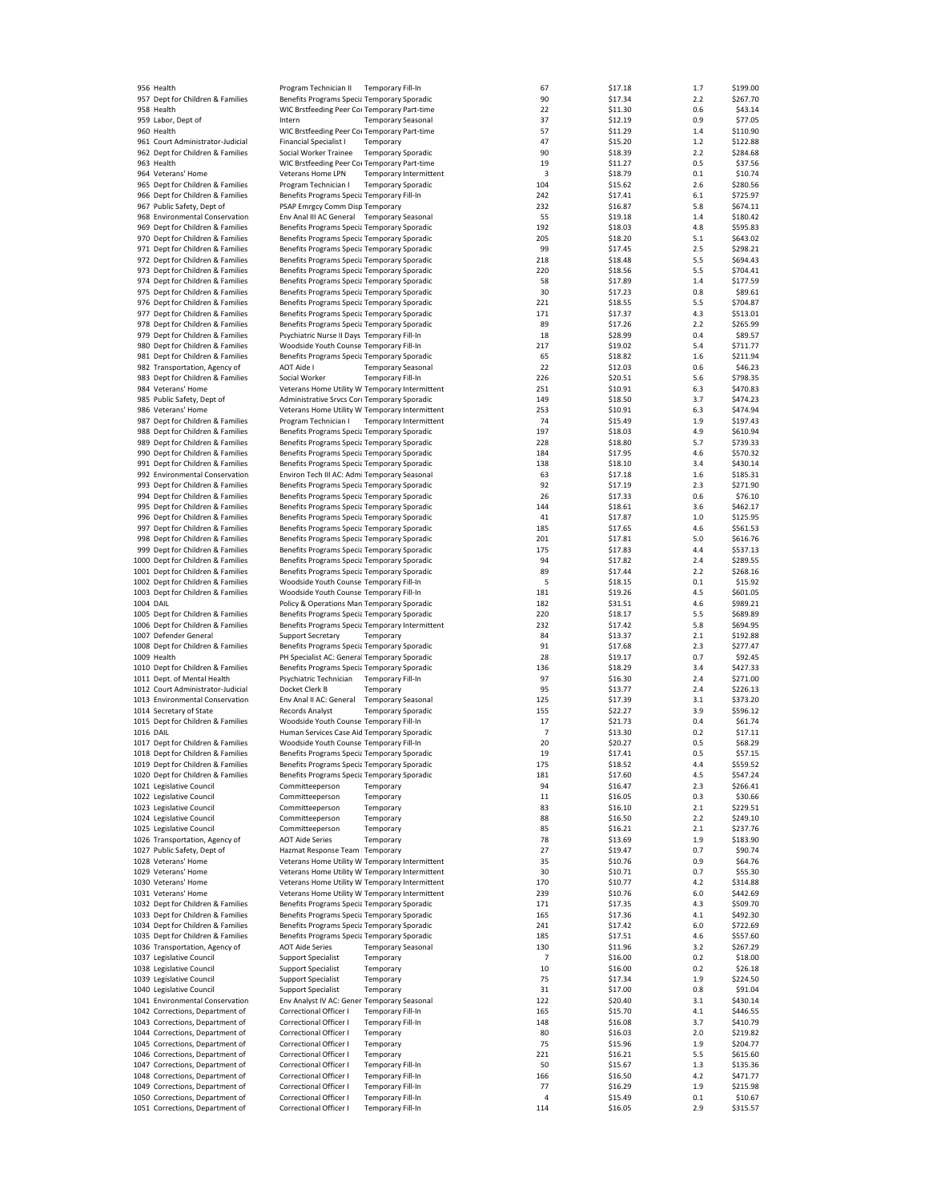| | | | | | | | |
|---|---|---|---|---|---|---|---|
| 956 | Health | Program Technician II | Temporary Fill-In | 67 | $17.18 | 1.7 | $199.00 |
| 957 | Dept for Children & Families | Benefits Programs Specia | Temporary Sporadic | 90 | $17.34 | 2.2 | $267.70 |
| 958 | Health | WIC Brstfeeding Peer Co | Temporary Part-time | 22 | $11.30 | 0.6 | $43.14 |
| 959 | Labor, Dept of | Intern | Temporary Seasonal | 37 | $12.19 | 0.9 | $77.05 |
| 960 | Health | WIC Brstfeeding Peer Co | Temporary Part-time | 57 | $11.29 | 1.4 | $110.90 |
| 961 | Court Administrator-Judicial | Financial Specialist I | Temporary | 47 | $15.20 | 1.2 | $122.88 |
| 962 | Dept for Children & Families | Social Worker Trainee | Temporary Sporadic | 90 | $18.39 | 2.2 | $284.68 |
| 963 | Health | WIC Brstfeeding Peer Co | Temporary Part-time | 19 | $11.27 | 0.5 | $37.56 |
| 964 | Veterans' Home | Veterans Home LPN | Temporary Intermittent | 3 | $18.79 | 0.1 | $10.74 |
| 965 | Dept for Children & Families | Program Technician I | Temporary Sporadic | 104 | $15.62 | 2.6 | $280.56 |
| 966 | Dept for Children & Families | Benefits Programs Specia | Temporary Fill-In | 242 | $17.41 | 6.1 | $725.97 |
| 967 | Public Safety, Dept of | PSAP Emrgcy Comm Disp | Temporary | 232 | $16.87 | 5.8 | $674.11 |
| 968 | Environmental Conservation | Env Anal III AC General | Temporary Seasonal | 55 | $19.18 | 1.4 | $180.42 |
| 969 | Dept for Children & Families | Benefits Programs Specia | Temporary Sporadic | 192 | $18.03 | 4.8 | $595.83 |
| 970 | Dept for Children & Families | Benefits Programs Specia | Temporary Sporadic | 205 | $18.20 | 5.1 | $643.02 |
| 971 | Dept for Children & Families | Benefits Programs Specia | Temporary Sporadic | 99 | $17.45 | 2.5 | $298.21 |
| 972 | Dept for Children & Families | Benefits Programs Specia | Temporary Sporadic | 218 | $18.48 | 5.5 | $694.43 |
| 973 | Dept for Children & Families | Benefits Programs Specia | Temporary Sporadic | 220 | $18.56 | 5.5 | $704.41 |
| 974 | Dept for Children & Families | Benefits Programs Specia | Temporary Sporadic | 58 | $17.89 | 1.4 | $177.59 |
| 975 | Dept for Children & Families | Benefits Programs Specia | Temporary Sporadic | 30 | $17.23 | 0.8 | $89.61 |
| 976 | Dept for Children & Families | Benefits Programs Specia | Temporary Sporadic | 221 | $18.55 | 5.5 | $704.87 |
| 977 | Dept for Children & Families | Benefits Programs Specia | Temporary Sporadic | 171 | $17.37 | 4.3 | $513.01 |
| 978 | Dept for Children & Families | Benefits Programs Specia | Temporary Sporadic | 89 | $17.26 | 2.2 | $265.99 |
| 979 | Dept for Children & Families | Psychiatric Nurse II Days | Temporary Fill-In | 18 | $28.99 | 0.4 | $89.57 |
| 980 | Dept for Children & Families | Woodside Youth Counse | Temporary Fill-In | 217 | $19.02 | 5.4 | $711.77 |
| 981 | Dept for Children & Families | Benefits Programs Specia | Temporary Sporadic | 65 | $18.82 | 1.6 | $211.94 |
| 982 | Transportation, Agency of | AOT Aide I | Temporary Seasonal | 22 | $12.03 | 0.6 | $46.23 |
| 983 | Dept for Children & Families | Social Worker | Temporary Fill-In | 226 | $20.51 | 5.6 | $798.35 |
| 984 | Veterans' Home | Veterans Home Utility W | Temporary Intermittent | 251 | $10.91 | 6.3 | $470.83 |
| 985 | Public Safety, Dept of | Administrative Srvcs Cor | Temporary Sporadic | 149 | $18.50 | 3.7 | $474.23 |
| 986 | Veterans' Home | Veterans Home Utility W | Temporary Intermittent | 253 | $10.91 | 6.3 | $474.94 |
| 987 | Dept for Children & Families | Program Technician I | Temporary Intermittent | 74 | $15.49 | 1.9 | $197.43 |
| 988 | Dept for Children & Families | Benefits Programs Specia | Temporary Sporadic | 197 | $18.03 | 4.9 | $610.94 |
| 989 | Dept for Children & Families | Benefits Programs Specia | Temporary Sporadic | 228 | $18.80 | 5.7 | $739.33 |
| 990 | Dept for Children & Families | Benefits Programs Specia | Temporary Sporadic | 184 | $17.95 | 4.6 | $570.32 |
| 991 | Dept for Children & Families | Benefits Programs Specia | Temporary Sporadic | 138 | $18.10 | 3.4 | $430.14 |
| 992 | Environmental Conservation | Environ Tech III AC: Adm | Temporary Seasonal | 63 | $17.18 | 1.6 | $185.31 |
| 993 | Dept for Children & Families | Benefits Programs Specia | Temporary Sporadic | 92 | $17.19 | 2.3 | $271.90 |
| 994 | Dept for Children & Families | Benefits Programs Specia | Temporary Sporadic | 26 | $17.33 | 0.6 | $76.10 |
| 995 | Dept for Children & Families | Benefits Programs Specia | Temporary Sporadic | 144 | $18.61 | 3.6 | $462.17 |
| 996 | Dept for Children & Families | Benefits Programs Specia | Temporary Sporadic | 41 | $17.87 | 1.0 | $125.95 |
| 997 | Dept for Children & Families | Benefits Programs Specia | Temporary Sporadic | 185 | $17.65 | 4.6 | $561.53 |
| 998 | Dept for Children & Families | Benefits Programs Specia | Temporary Sporadic | 201 | $17.81 | 5.0 | $616.76 |
| 999 | Dept for Children & Families | Benefits Programs Specia | Temporary Sporadic | 175 | $17.83 | 4.4 | $537.13 |
| 1000 | Dept for Children & Families | Benefits Programs Specia | Temporary Sporadic | 94 | $17.82 | 2.4 | $289.55 |
| 1001 | Dept for Children & Families | Benefits Programs Specia | Temporary Sporadic | 89 | $17.44 | 2.2 | $268.16 |
| 1002 | Dept for Children & Families | Woodside Youth Counse | Temporary Fill-In | 5 | $18.15 | 0.1 | $15.92 |
| 1003 | Dept for Children & Families | Woodside Youth Counse | Temporary Fill-In | 181 | $19.26 | 4.5 | $601.05 |
| 1004 | DAIL | Policy & Operations Man | Temporary Sporadic | 182 | $31.51 | 4.6 | $989.21 |
| 1005 | Dept for Children & Families | Benefits Programs Specia | Temporary Sporadic | 220 | $18.17 | 5.5 | $689.89 |
| 1006 | Dept for Children & Families | Benefits Programs Specia | Temporary Intermittent | 232 | $17.42 | 5.8 | $694.95 |
| 1007 | Defender General | Support Secretary | Temporary | 84 | $13.37 | 2.1 | $192.88 |
| 1008 | Dept for Children & Families | Benefits Programs Specia | Temporary Sporadic | 91 | $17.68 | 2.3 | $277.47 |
| 1009 | Health | PH Specialist AC: Genera | Temporary Sporadic | 28 | $19.17 | 0.7 | $92.45 |
| 1010 | Dept for Children & Families | Benefits Programs Specia | Temporary Sporadic | 136 | $18.29 | 3.4 | $427.33 |
| 1011 | Dept. of Mental Health | Psychiatric Technician | Temporary Fill-In | 97 | $16.30 | 2.4 | $271.00 |
| 1012 | Court Administrator-Judicial | Docket Clerk B | Temporary | 95 | $13.77 | 2.4 | $226.13 |
| 1013 | Environmental Conservation | Env Anal II AC: General | Temporary Seasonal | 125 | $17.39 | 3.1 | $373.20 |
| 1014 | Secretary of State | Records Analyst | Temporary Sporadic | 155 | $22.27 | 3.9 | $596.12 |
| 1015 | Dept for Children & Families | Woodside Youth Counse | Temporary Fill-In | 17 | $21.73 | 0.4 | $61.74 |
| 1016 | DAIL | Human Services Case Aid | Temporary Sporadic | 7 | $13.30 | 0.2 | $17.11 |
| 1017 | Dept for Children & Families | Woodside Youth Counse | Temporary Fill-In | 20 | $20.27 | 0.5 | $68.29 |
| 1018 | Dept for Children & Families | Benefits Programs Specia | Temporary Sporadic | 19 | $17.41 | 0.5 | $57.15 |
| 1019 | Dept for Children & Families | Benefits Programs Specia | Temporary Sporadic | 175 | $18.52 | 4.4 | $559.52 |
| 1020 | Dept for Children & Families | Benefits Programs Specia | Temporary Sporadic | 181 | $17.60 | 4.5 | $547.24 |
| 1021 | Legislative Council | Committeeperson | Temporary | 94 | $16.47 | 2.3 | $266.41 |
| 1022 | Legislative Council | Committeeperson | Temporary | 11 | $16.05 | 0.3 | $30.66 |
| 1023 | Legislative Council | Committeeperson | Temporary | 83 | $16.10 | 2.1 | $229.51 |
| 1024 | Legislative Council | Committeeperson | Temporary | 88 | $16.50 | 2.2 | $249.10 |
| 1025 | Legislative Council | Committeeperson | Temporary | 85 | $16.21 | 2.1 | $237.76 |
| 1026 | Transportation, Agency of | AOT Aide Series | Temporary | 78 | $13.69 | 1.9 | $183.90 |
| 1027 | Public Safety, Dept of | Hazmat Response Team | Temporary | 27 | $19.47 | 0.7 | $90.74 |
| 1028 | Veterans' Home | Veterans Home Utility W | Temporary Intermittent | 35 | $10.76 | 0.9 | $64.76 |
| 1029 | Veterans' Home | Veterans Home Utility W | Temporary Intermittent | 30 | $10.71 | 0.7 | $55.30 |
| 1030 | Veterans' Home | Veterans Home Utility W | Temporary Intermittent | 170 | $10.77 | 4.2 | $314.88 |
| 1031 | Veterans' Home | Veterans Home Utility W | Temporary Intermittent | 239 | $10.76 | 6.0 | $442.69 |
| 1032 | Dept for Children & Families | Benefits Programs Specia | Temporary Sporadic | 171 | $17.35 | 4.3 | $509.70 |
| 1033 | Dept for Children & Families | Benefits Programs Specia | Temporary Sporadic | 165 | $17.36 | 4.1 | $492.30 |
| 1034 | Dept for Children & Families | Benefits Programs Specia | Temporary Sporadic | 241 | $17.42 | 6.0 | $722.69 |
| 1035 | Dept for Children & Families | Benefits Programs Specia | Temporary Sporadic | 185 | $17.51 | 4.6 | $557.60 |
| 1036 | Transportation, Agency of | AOT Aide Series | Temporary Seasonal | 130 | $11.96 | 3.2 | $267.29 |
| 1037 | Legislative Council | Support Specialist | Temporary | 7 | $16.00 | 0.2 | $18.00 |
| 1038 | Legislative Council | Support Specialist | Temporary | 10 | $16.00 | 0.2 | $26.18 |
| 1039 | Legislative Council | Support Specialist | Temporary | 75 | $17.34 | 1.9 | $224.50 |
| 1040 | Legislative Council | Support Specialist | Temporary | 31 | $17.00 | 0.8 | $91.04 |
| 1041 | Environmental Conservation | Env Analyst IV AC: Gener | Temporary Seasonal | 122 | $20.40 | 3.1 | $430.14 |
| 1042 | Corrections, Department of | Correctional Officer I | Temporary Fill-In | 165 | $15.70 | 4.1 | $446.55 |
| 1043 | Corrections, Department of | Correctional Officer I | Temporary Fill-In | 148 | $16.08 | 3.7 | $410.79 |
| 1044 | Corrections, Department of | Correctional Officer I | Temporary | 80 | $16.03 | 2.0 | $219.82 |
| 1045 | Corrections, Department of | Correctional Officer I | Temporary | 75 | $15.96 | 1.9 | $204.77 |
| 1046 | Corrections, Department of | Correctional Officer I | Temporary | 221 | $16.21 | 5.5 | $615.60 |
| 1047 | Corrections, Department of | Correctional Officer I | Temporary Fill-In | 50 | $15.67 | 1.3 | $135.36 |
| 1048 | Corrections, Department of | Correctional Officer I | Temporary Fill-In | 166 | $16.50 | 4.2 | $471.77 |
| 1049 | Corrections, Department of | Correctional Officer I | Temporary Fill-In | 77 | $16.29 | 1.9 | $215.98 |
| 1050 | Corrections, Department of | Correctional Officer I | Temporary Fill-In | 4 | $15.49 | 0.1 | $10.67 |
| 1051 | Corrections, Department of | Correctional Officer I | Temporary Fill-In | 114 | $16.05 | 2.9 | $315.57 |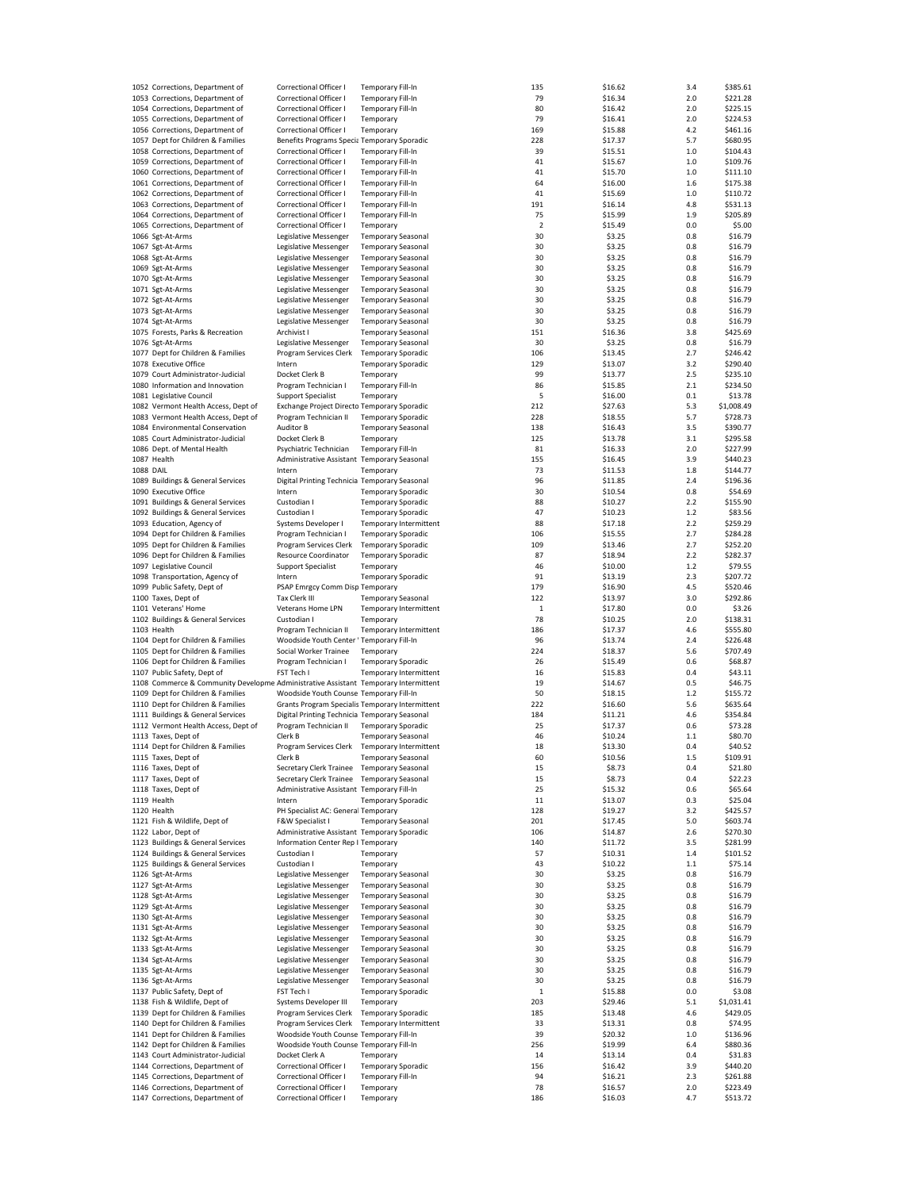| | | | | | | | |
|---|---|---|---|---|---|---|---|
| 1052 | Corrections, Department of | Correctional Officer I | Temporary Fill-In | 135 | $16.62 | 3.4 | $385.61 |
| 1053 | Corrections, Department of | Correctional Officer I | Temporary Fill-In | 79 | $16.34 | 2.0 | $221.28 |
| 1054 | Corrections, Department of | Correctional Officer I | Temporary Fill-In | 80 | $16.42 | 2.0 | $225.15 |
| 1055 | Corrections, Department of | Correctional Officer I | Temporary | 79 | $16.41 | 2.0 | $224.53 |
| 1056 | Corrections, Department of | Correctional Officer I | Temporary | 169 | $15.88 | 4.2 | $461.16 |
| 1057 | Dept for Children & Families | Benefits Programs Specia | Temporary Sporadic | 228 | $17.37 | 5.7 | $680.95 |
| 1058 | Corrections, Department of | Correctional Officer I | Temporary Fill-In | 39 | $15.51 | 1.0 | $104.43 |
| 1059 | Corrections, Department of | Correctional Officer I | Temporary Fill-In | 41 | $15.67 | 1.0 | $109.76 |
| 1060 | Corrections, Department of | Correctional Officer I | Temporary Fill-In | 41 | $15.70 | 1.0 | $111.10 |
| 1061 | Corrections, Department of | Correctional Officer I | Temporary Fill-In | 64 | $16.00 | 1.6 | $175.38 |
| 1062 | Corrections, Department of | Correctional Officer I | Temporary Fill-In | 41 | $15.69 | 1.0 | $110.72 |
| 1063 | Corrections, Department of | Correctional Officer I | Temporary Fill-In | 191 | $16.14 | 4.8 | $531.13 |
| 1064 | Corrections, Department of | Correctional Officer I | Temporary Fill-In | 75 | $15.99 | 1.9 | $205.89 |
| 1065 | Corrections, Department of | Correctional Officer I | Temporary | 2 | $15.49 | 0.0 | $5.00 |
| 1066 | Sgt-At-Arms | Legislative Messenger | Temporary Seasonal | 30 | $3.25 | 0.8 | $16.79 |
| 1067 | Sgt-At-Arms | Legislative Messenger | Temporary Seasonal | 30 | $3.25 | 0.8 | $16.79 |
| 1068 | Sgt-At-Arms | Legislative Messenger | Temporary Seasonal | 30 | $3.25 | 0.8 | $16.79 |
| 1069 | Sgt-At-Arms | Legislative Messenger | Temporary Seasonal | 30 | $3.25 | 0.8 | $16.79 |
| 1070 | Sgt-At-Arms | Legislative Messenger | Temporary Seasonal | 30 | $3.25 | 0.8 | $16.79 |
| 1071 | Sgt-At-Arms | Legislative Messenger | Temporary Seasonal | 30 | $3.25 | 0.8 | $16.79 |
| 1072 | Sgt-At-Arms | Legislative Messenger | Temporary Seasonal | 30 | $3.25 | 0.8 | $16.79 |
| 1073 | Sgt-At-Arms | Legislative Messenger | Temporary Seasonal | 30 | $3.25 | 0.8 | $16.79 |
| 1074 | Sgt-At-Arms | Legislative Messenger | Temporary Seasonal | 30 | $3.25 | 0.8 | $16.79 |
| 1075 | Forests, Parks & Recreation | Archivist I | Temporary Seasonal | 151 | $16.36 | 3.8 | $425.69 |
| 1076 | Sgt-At-Arms | Legislative Messenger | Temporary Seasonal | 30 | $3.25 | 0.8 | $16.79 |
| 1077 | Dept for Children & Families | Program Services Clerk | Temporary Sporadic | 106 | $13.45 | 2.7 | $246.42 |
| 1078 | Executive Office | Intern | Temporary Sporadic | 129 | $13.07 | 3.2 | $290.40 |
| 1079 | Court Administrator-Judicial | Docket Clerk B | Temporary | 99 | $13.77 | 2.5 | $235.10 |
| 1080 | Information and Innovation | Program Technician I | Temporary Fill-In | 86 | $15.85 | 2.1 | $234.50 |
| 1081 | Legislative Council | Support Specialist | Temporary | 5 | $16.00 | 0.1 | $13.78 |
| 1082 | Vermont Health Access, Dept of | Exchange Project Directo | Temporary Sporadic | 212 | $27.63 | 5.3 | $1,008.49 |
| 1083 | Vermont Health Access, Dept of | Program Technician II | Temporary Sporadic | 228 | $18.55 | 5.7 | $728.73 |
| 1084 | Environmental Conservation | Auditor B | Temporary Seasonal | 138 | $16.43 | 3.5 | $390.77 |
| 1085 | Court Administrator-Judicial | Docket Clerk B | Temporary | 125 | $13.78 | 3.1 | $295.58 |
| 1086 | Dept. of Mental Health | Psychiatric Technician | Temporary Fill-In | 81 | $16.33 | 2.0 | $227.99 |
| 1087 | Health | Administrative Assistant | Temporary Seasonal | 155 | $16.45 | 3.9 | $440.23 |
| 1088 | DAIL | Intern | Temporary | 73 | $11.53 | 1.8 | $144.77 |
| 1089 | Buildings & General Services | Digital Printing Technicia | Temporary Seasonal | 96 | $11.85 | 2.4 | $196.36 |
| 1090 | Executive Office | Intern | Temporary Sporadic | 30 | $10.54 | 0.8 | $54.69 |
| 1091 | Buildings & General Services | Custodian I | Temporary Sporadic | 88 | $10.27 | 2.2 | $155.90 |
| 1092 | Buildings & General Services | Custodian I | Temporary Sporadic | 47 | $10.23 | 1.2 | $83.56 |
| 1093 | Education, Agency of | Systems Developer I | Temporary Intermittent | 88 | $17.18 | 2.2 | $259.29 |
| 1094 | Dept for Children & Families | Program Technician I | Temporary Sporadic | 106 | $15.55 | 2.7 | $284.28 |
| 1095 | Dept for Children & Families | Program Services Clerk | Temporary Sporadic | 109 | $13.46 | 2.7 | $252.20 |
| 1096 | Dept for Children & Families | Resource Coordinator | Temporary Sporadic | 87 | $18.94 | 2.2 | $282.37 |
| 1097 | Legislative Council | Support Specialist | Temporary | 46 | $10.00 | 1.2 | $79.55 |
| 1098 | Transportation, Agency of | Intern | Temporary Sporadic | 91 | $13.19 | 2.3 | $207.72 |
| 1099 | Public Safety, Dept of | PSAP Emrgcy Comm Disp | Temporary | 179 | $16.90 | 4.5 | $520.46 |
| 1100 | Taxes, Dept of | Tax Clerk III | Temporary Seasonal | 122 | $13.97 | 3.0 | $292.86 |
| 1101 | Veterans' Home | Veterans Home LPN | Temporary Intermittent | 1 | $17.80 | 0.0 | $3.26 |
| 1102 | Buildings & General Services | Custodian I | Temporary | 78 | $10.25 | 2.0 | $138.31 |
| 1103 | Health | Program Technician II | Temporary Intermittent | 186 | $17.37 | 4.6 | $555.80 |
| 1104 | Dept for Children & Families | Woodside Youth Center ' | Temporary Fill-In | 96 | $13.74 | 2.4 | $226.48 |
| 1105 | Dept for Children & Families | Social Worker Trainee | Temporary | 224 | $18.37 | 5.6 | $707.49 |
| 1106 | Dept for Children & Families | Program Technician I | Temporary Sporadic | 26 | $15.49 | 0.6 | $68.87 |
| 1107 | Public Safety, Dept of | FST Tech I | Temporary Intermittent | 16 | $15.83 | 0.4 | $43.11 |
| 1108 | Commerce & Community Developme | Administrative Assistant | Temporary Intermittent | 19 | $14.67 | 0.5 | $46.75 |
| 1109 | Dept for Children & Families | Woodside Youth Counse | Temporary Fill-In | 50 | $18.15 | 1.2 | $155.72 |
| 1110 | Dept for Children & Families | Grants Program Specialis | Temporary Intermittent | 222 | $16.60 | 5.6 | $635.64 |
| 1111 | Buildings & General Services | Digital Printing Technicia | Temporary Seasonal | 184 | $11.21 | 4.6 | $354.84 |
| 1112 | Vermont Health Access, Dept of | Program Technician II | Temporary Sporadic | 25 | $17.37 | 0.6 | $73.28 |
| 1113 | Taxes, Dept of | Clerk B | Temporary Seasonal | 46 | $10.24 | 1.1 | $80.70 |
| 1114 | Dept for Children & Families | Program Services Clerk | Temporary Intermittent | 18 | $13.30 | 0.4 | $40.52 |
| 1115 | Taxes, Dept of | Clerk B | Temporary Seasonal | 60 | $10.56 | 1.5 | $109.91 |
| 1116 | Taxes, Dept of | Secretary Clerk Trainee | Temporary Seasonal | 15 | $8.73 | 0.4 | $21.80 |
| 1117 | Taxes, Dept of | Secretary Clerk Trainee | Temporary Seasonal | 15 | $8.73 | 0.4 | $22.23 |
| 1118 | Taxes, Dept of | Administrative Assistant | Temporary Fill-In | 25 | $15.32 | 0.6 | $65.64 |
| 1119 | Health | Intern | Temporary Sporadic | 11 | $13.07 | 0.3 | $25.04 |
| 1120 | Health | PH Specialist AC: General | Temporary | 128 | $19.27 | 3.2 | $425.57 |
| 1121 | Fish & Wildlife, Dept of | F&W Specialist I | Temporary Seasonal | 201 | $17.45 | 5.0 | $603.74 |
| 1122 | Labor, Dept of | Administrative Assistant | Temporary Sporadic | 106 | $14.87 | 2.6 | $270.30 |
| 1123 | Buildings & General Services | Information Center Rep I | Temporary | 140 | $11.72 | 3.5 | $281.99 |
| 1124 | Buildings & General Services | Custodian I | Temporary | 57 | $10.31 | 1.4 | $101.52 |
| 1125 | Buildings & General Services | Custodian I | Temporary | 43 | $10.22 | 1.1 | $75.14 |
| 1126 | Sgt-At-Arms | Legislative Messenger | Temporary Seasonal | 30 | $3.25 | 0.8 | $16.79 |
| 1127 | Sgt-At-Arms | Legislative Messenger | Temporary Seasonal | 30 | $3.25 | 0.8 | $16.79 |
| 1128 | Sgt-At-Arms | Legislative Messenger | Temporary Seasonal | 30 | $3.25 | 0.8 | $16.79 |
| 1129 | Sgt-At-Arms | Legislative Messenger | Temporary Seasonal | 30 | $3.25 | 0.8 | $16.79 |
| 1130 | Sgt-At-Arms | Legislative Messenger | Temporary Seasonal | 30 | $3.25 | 0.8 | $16.79 |
| 1131 | Sgt-At-Arms | Legislative Messenger | Temporary Seasonal | 30 | $3.25 | 0.8 | $16.79 |
| 1132 | Sgt-At-Arms | Legislative Messenger | Temporary Seasonal | 30 | $3.25 | 0.8 | $16.79 |
| 1133 | Sgt-At-Arms | Legislative Messenger | Temporary Seasonal | 30 | $3.25 | 0.8 | $16.79 |
| 1134 | Sgt-At-Arms | Legislative Messenger | Temporary Seasonal | 30 | $3.25 | 0.8 | $16.79 |
| 1135 | Sgt-At-Arms | Legislative Messenger | Temporary Seasonal | 30 | $3.25 | 0.8 | $16.79 |
| 1136 | Sgt-At-Arms | Legislative Messenger | Temporary Seasonal | 30 | $3.25 | 0.8 | $16.79 |
| 1137 | Public Safety, Dept of | FST Tech I | Temporary Sporadic | 1 | $15.88 | 0.0 | $3.08 |
| 1138 | Fish & Wildlife, Dept of | Systems Developer III | Temporary | 203 | $29.46 | 5.1 | $1,031.41 |
| 1139 | Dept for Children & Families | Program Services Clerk | Temporary Sporadic | 185 | $13.48 | 4.6 | $429.05 |
| 1140 | Dept for Children & Families | Program Services Clerk | Temporary Intermittent | 33 | $13.31 | 0.8 | $74.95 |
| 1141 | Dept for Children & Families | Woodside Youth Counse | Temporary Fill-In | 39 | $20.32 | 1.0 | $136.96 |
| 1142 | Dept for Children & Families | Woodside Youth Counse | Temporary Fill-In | 256 | $19.99 | 6.4 | $880.36 |
| 1143 | Court Administrator-Judicial | Docket Clerk A | Temporary | 14 | $13.14 | 0.4 | $31.83 |
| 1144 | Corrections, Department of | Correctional Officer I | Temporary Sporadic | 156 | $16.42 | 3.9 | $440.20 |
| 1145 | Corrections, Department of | Correctional Officer I | Temporary Fill-In | 94 | $16.21 | 2.3 | $261.88 |
| 1146 | Corrections, Department of | Correctional Officer I | Temporary | 78 | $16.57 | 2.0 | $223.49 |
| 1147 | Corrections, Department of | Correctional Officer I | Temporary | 186 | $16.03 | 4.7 | $513.72 |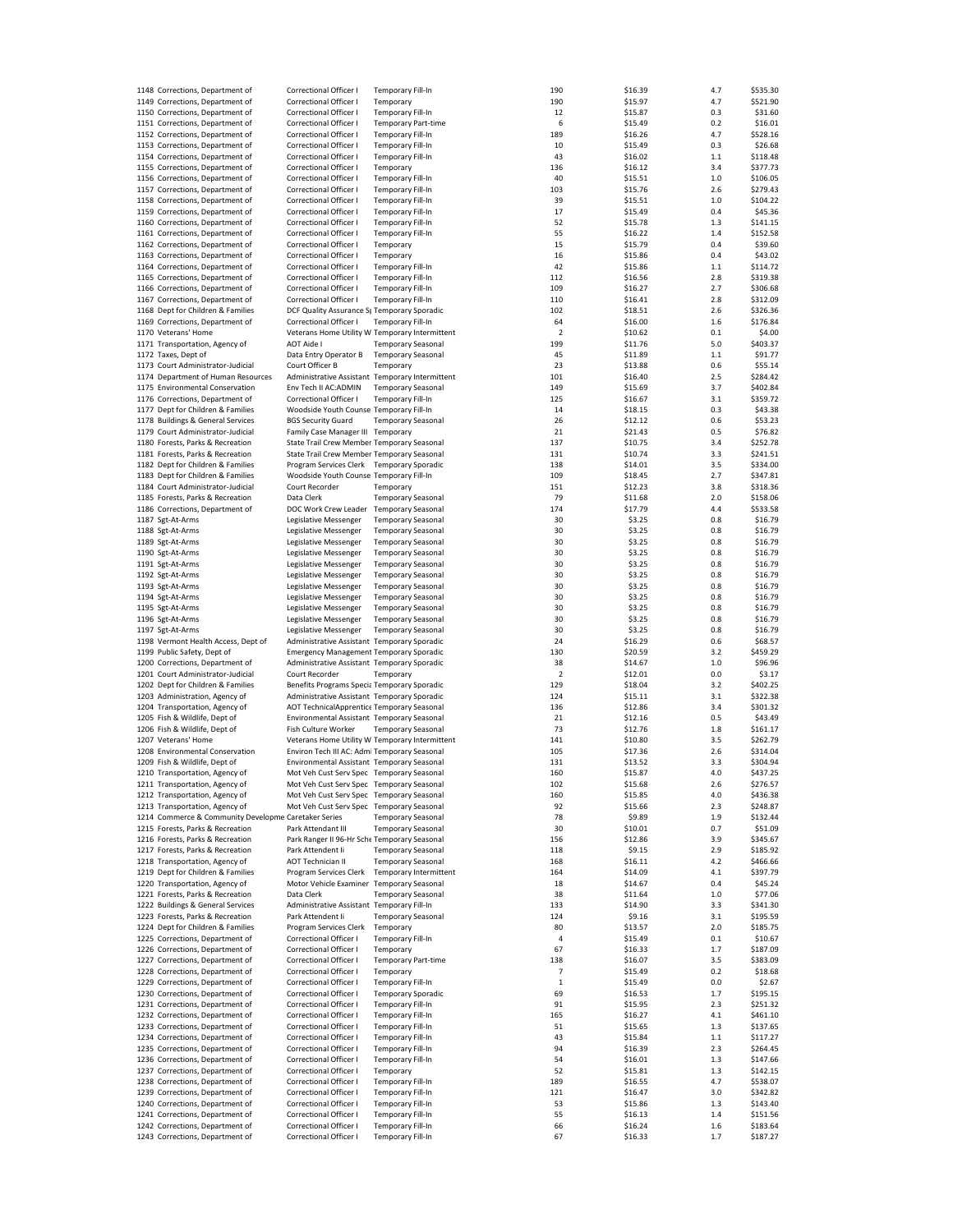| | | | | | | | |
|---|---|---|---|---|---|---|---|
| 1148 | Corrections, Department of | Correctional Officer I | Temporary Fill-In | 190 | $16.39 | 4.7 | $535.30 |
| 1149 | Corrections, Department of | Correctional Officer I | Temporary | 190 | $15.97 | 4.7 | $521.90 |
| 1150 | Corrections, Department of | Correctional Officer I | Temporary Fill-In | 12 | $15.87 | 0.3 | $31.60 |
| 1151 | Corrections, Department of | Correctional Officer I | Temporary Part-time | 6 | $15.49 | 0.2 | $16.01 |
| 1152 | Corrections, Department of | Correctional Officer I | Temporary Fill-In | 189 | $16.26 | 4.7 | $528.16 |
| 1153 | Corrections, Department of | Correctional Officer I | Temporary Fill-In | 10 | $15.49 | 0.3 | $26.68 |
| 1154 | Corrections, Department of | Correctional Officer I | Temporary Fill-In | 43 | $16.02 | 1.1 | $118.48 |
| 1155 | Corrections, Department of | Correctional Officer I | Temporary | 136 | $16.12 | 3.4 | $377.73 |
| 1156 | Corrections, Department of | Correctional Officer I | Temporary Fill-In | 40 | $15.51 | 1.0 | $106.05 |
| 1157 | Corrections, Department of | Correctional Officer I | Temporary Fill-In | 103 | $15.76 | 2.6 | $279.43 |
| 1158 | Corrections, Department of | Correctional Officer I | Temporary Fill-In | 39 | $15.51 | 1.0 | $104.22 |
| 1159 | Corrections, Department of | Correctional Officer I | Temporary Fill-In | 17 | $15.49 | 0.4 | $45.36 |
| 1160 | Corrections, Department of | Correctional Officer I | Temporary Fill-In | 52 | $15.78 | 1.3 | $141.15 |
| 1161 | Corrections, Department of | Correctional Officer I | Temporary Fill-In | 55 | $16.22 | 1.4 | $152.58 |
| 1162 | Corrections, Department of | Correctional Officer I | Temporary | 15 | $15.79 | 0.4 | $39.60 |
| 1163 | Corrections, Department of | Correctional Officer I | Temporary | 16 | $15.86 | 0.4 | $43.02 |
| 1164 | Corrections, Department of | Correctional Officer I | Temporary Fill-In | 42 | $15.86 | 1.1 | $114.72 |
| 1165 | Corrections, Department of | Correctional Officer I | Temporary Fill-In | 112 | $16.56 | 2.8 | $319.38 |
| 1166 | Corrections, Department of | Correctional Officer I | Temporary Fill-In | 109 | $16.27 | 2.7 | $306.68 |
| 1167 | Corrections, Department of | Correctional Officer I | Temporary Fill-In | 110 | $16.41 | 2.8 | $312.09 |
| 1168 | Dept for Children & Families | DCF Quality Assurance Sp | Temporary Sporadic | 102 | $18.51 | 2.6 | $326.36 |
| 1169 | Corrections, Department of | Correctional Officer I | Temporary Fill-In | 64 | $16.00 | 1.6 | $176.84 |
| 1170 | Veterans' Home | Veterans Home Utility W | Temporary Intermittent | 2 | $10.62 | 0.1 | $4.00 |
| 1171 | Transportation, Agency of | AOT Aide I | Temporary Seasonal | 199 | $11.76 | 5.0 | $403.37 |
| 1172 | Taxes, Dept of | Data Entry Operator B | Temporary Seasonal | 45 | $11.89 | 1.1 | $91.77 |
| 1173 | Court Administrator-Judicial | Court Officer B | Temporary | 23 | $13.88 | 0.6 | $55.14 |
| 1174 | Department of Human Resources | Administrative Assistant | Temporary Intermittent | 101 | $16.40 | 2.5 | $284.42 |
| 1175 | Environmental Conservation | Env Tech II AC:ADMIN | Temporary Seasonal | 149 | $15.69 | 3.7 | $402.84 |
| 1176 | Corrections, Department of | Correctional Officer I | Temporary Fill-In | 125 | $16.67 | 3.1 | $359.72 |
| 1177 | Dept for Children & Families | Woodside Youth Counse | Temporary Fill-In | 14 | $18.15 | 0.3 | $43.38 |
| 1178 | Buildings & General Services | BGS Security Guard | Temporary Seasonal | 26 | $12.12 | 0.6 | $53.23 |
| 1179 | Court Administrator-Judicial | Family Case Manager III | Temporary | 21 | $21.43 | 0.5 | $76.82 |
| 1180 | Forests, Parks & Recreation | State Trail Crew Member | Temporary Seasonal | 137 | $10.75 | 3.4 | $252.78 |
| 1181 | Forests, Parks & Recreation | State Trail Crew Member | Temporary Seasonal | 131 | $10.74 | 3.3 | $241.51 |
| 1182 | Dept for Children & Families | Program Services Clerk | Temporary Sporadic | 138 | $14.01 | 3.5 | $334.00 |
| 1183 | Dept for Children & Families | Woodside Youth Counse | Temporary Fill-In | 109 | $18.45 | 2.7 | $347.81 |
| 1184 | Court Administrator-Judicial | Court Recorder | Temporary | 151 | $12.23 | 3.8 | $318.36 |
| 1185 | Forests, Parks & Recreation | Data Clerk | Temporary Seasonal | 79 | $11.68 | 2.0 | $158.06 |
| 1186 | Corrections, Department of | DOC Work Crew Leader | Temporary Seasonal | 174 | $17.79 | 4.4 | $533.58 |
| 1187 | Sgt-At-Arms | Legislative Messenger | Temporary Seasonal | 30 | $3.25 | 0.8 | $16.79 |
| 1188 | Sgt-At-Arms | Legislative Messenger | Temporary Seasonal | 30 | $3.25 | 0.8 | $16.79 |
| 1189 | Sgt-At-Arms | Legislative Messenger | Temporary Seasonal | 30 | $3.25 | 0.8 | $16.79 |
| 1190 | Sgt-At-Arms | Legislative Messenger | Temporary Seasonal | 30 | $3.25 | 0.8 | $16.79 |
| 1191 | Sgt-At-Arms | Legislative Messenger | Temporary Seasonal | 30 | $3.25 | 0.8 | $16.79 |
| 1192 | Sgt-At-Arms | Legislative Messenger | Temporary Seasonal | 30 | $3.25 | 0.8 | $16.79 |
| 1193 | Sgt-At-Arms | Legislative Messenger | Temporary Seasonal | 30 | $3.25 | 0.8 | $16.79 |
| 1194 | Sgt-At-Arms | Legislative Messenger | Temporary Seasonal | 30 | $3.25 | 0.8 | $16.79 |
| 1195 | Sgt-At-Arms | Legislative Messenger | Temporary Seasonal | 30 | $3.25 | 0.8 | $16.79 |
| 1196 | Sgt-At-Arms | Legislative Messenger | Temporary Seasonal | 30 | $3.25 | 0.8 | $16.79 |
| 1197 | Sgt-At-Arms | Legislative Messenger | Temporary Seasonal | 30 | $3.25 | 0.8 | $16.79 |
| 1198 | Vermont Health Access, Dept of | Administrative Assistant | Temporary Sporadic | 24 | $16.29 | 0.6 | $68.57 |
| 1199 | Public Safety, Dept of | Emergency Management | Temporary Sporadic | 130 | $20.59 | 3.2 | $459.29 |
| 1200 | Corrections, Department of | Administrative Assistant | Temporary Sporadic | 38 | $14.67 | 1.0 | $96.96 |
| 1201 | Court Administrator-Judicial | Court Recorder | Temporary | 2 | $12.01 | 0.0 | $3.17 |
| 1202 | Dept for Children & Families | Benefits Programs Specia | Temporary Sporadic | 129 | $18.04 | 3.2 | $402.25 |
| 1203 | Administration, Agency of | Administrative Assistant | Temporary Sporadic | 124 | $15.11 | 3.1 | $322.38 |
| 1204 | Transportation, Agency of | AOT TechnicalApprentice | Temporary Seasonal | 136 | $12.86 | 3.4 | $301.32 |
| 1205 | Fish & Wildlife, Dept of | Environmental Assistant | Temporary Seasonal | 21 | $12.16 | 0.5 | $43.49 |
| 1206 | Fish & Wildlife, Dept of | Fish Culture Worker | Temporary Seasonal | 73 | $12.76 | 1.8 | $161.17 |
| 1207 | Veterans' Home | Veterans Home Utility W | Temporary Intermittent | 141 | $10.80 | 3.5 | $262.79 |
| 1208 | Environmental Conservation | Environ Tech III AC: Admi | Temporary Seasonal | 105 | $17.36 | 2.6 | $314.04 |
| 1209 | Fish & Wildlife, Dept of | Environmental Assistant | Temporary Seasonal | 131 | $13.52 | 3.3 | $304.94 |
| 1210 | Transportation, Agency of | Mot Veh Cust Serv Spec | Temporary Seasonal | 160 | $15.87 | 4.0 | $437.25 |
| 1211 | Transportation, Agency of | Mot Veh Cust Serv Spec | Temporary Seasonal | 102 | $15.68 | 2.6 | $276.57 |
| 1212 | Transportation, Agency of | Mot Veh Cust Serv Spec | Temporary Seasonal | 160 | $15.85 | 4.0 | $436.38 |
| 1213 | Transportation, Agency of | Mot Veh Cust Serv Spec | Temporary Seasonal | 92 | $15.66 | 2.3 | $248.87 |
| 1214 | Commerce & Community Developme | Caretaker Series | Temporary Seasonal | 78 | $9.89 | 1.9 | $132.44 |
| 1215 | Forests, Parks & Recreation | Park Attendant III | Temporary Seasonal | 30 | $10.01 | 0.7 | $51.09 |
| 1216 | Forests, Parks & Recreation | Park Ranger II 96-Hr Sche | Temporary Seasonal | 156 | $12.86 | 3.9 | $345.67 |
| 1217 | Forests, Parks & Recreation | Park Attendent Ii | Temporary Seasonal | 118 | $9.15 | 2.9 | $185.92 |
| 1218 | Transportation, Agency of | AOT Technician II | Temporary Seasonal | 168 | $16.11 | 4.2 | $466.66 |
| 1219 | Dept for Children & Families | Program Services Clerk | Temporary Intermittent | 164 | $14.09 | 4.1 | $397.79 |
| 1220 | Transportation, Agency of | Motor Vehicle Examiner | Temporary Seasonal | 18 | $14.67 | 0.4 | $45.24 |
| 1221 | Forests, Parks & Recreation | Data Clerk | Temporary Seasonal | 38 | $11.64 | 1.0 | $77.06 |
| 1222 | Buildings & General Services | Administrative Assistant | Temporary Fill-In | 133 | $14.90 | 3.3 | $341.30 |
| 1223 | Forests, Parks & Recreation | Park Attendent Ii | Temporary Seasonal | 124 | $9.16 | 3.1 | $195.59 |
| 1224 | Dept for Children & Families | Program Services Clerk | Temporary | 80 | $13.57 | 2.0 | $185.75 |
| 1225 | Corrections, Department of | Correctional Officer I | Temporary Fill-In | 4 | $15.49 | 0.1 | $10.67 |
| 1226 | Corrections, Department of | Correctional Officer I | Temporary | 67 | $16.33 | 1.7 | $187.09 |
| 1227 | Corrections, Department of | Correctional Officer I | Temporary Part-time | 138 | $16.07 | 3.5 | $383.09 |
| 1228 | Corrections, Department of | Correctional Officer I | Temporary | 7 | $15.49 | 0.2 | $18.68 |
| 1229 | Corrections, Department of | Correctional Officer I | Temporary Fill-In | 1 | $15.49 | 0.0 | $2.67 |
| 1230 | Corrections, Department of | Correctional Officer I | Temporary Sporadic | 69 | $16.53 | 1.7 | $195.15 |
| 1231 | Corrections, Department of | Correctional Officer I | Temporary Fill-In | 91 | $15.95 | 2.3 | $251.32 |
| 1232 | Corrections, Department of | Correctional Officer I | Temporary Fill-In | 165 | $16.27 | 4.1 | $461.10 |
| 1233 | Corrections, Department of | Correctional Officer I | Temporary Fill-In | 51 | $15.65 | 1.3 | $137.65 |
| 1234 | Corrections, Department of | Correctional Officer I | Temporary Fill-In | 43 | $15.84 | 1.1 | $117.27 |
| 1235 | Corrections, Department of | Correctional Officer I | Temporary Fill-In | 94 | $16.39 | 2.3 | $264.45 |
| 1236 | Corrections, Department of | Correctional Officer I | Temporary Fill-In | 54 | $16.01 | 1.3 | $147.66 |
| 1237 | Corrections, Department of | Correctional Officer I | Temporary | 52 | $15.81 | 1.3 | $142.15 |
| 1238 | Corrections, Department of | Correctional Officer I | Temporary Fill-In | 189 | $16.55 | 4.7 | $538.07 |
| 1239 | Corrections, Department of | Correctional Officer I | Temporary Fill-In | 121 | $16.47 | 3.0 | $342.82 |
| 1240 | Corrections, Department of | Correctional Officer I | Temporary Fill-In | 53 | $15.86 | 1.3 | $143.40 |
| 1241 | Corrections, Department of | Correctional Officer I | Temporary Fill-In | 55 | $16.13 | 1.4 | $151.56 |
| 1242 | Corrections, Department of | Correctional Officer I | Temporary Fill-In | 66 | $16.24 | 1.6 | $183.64 |
| 1243 | Corrections, Department of | Correctional Officer I | Temporary Fill-In | 67 | $16.33 | 1.7 | $187.27 |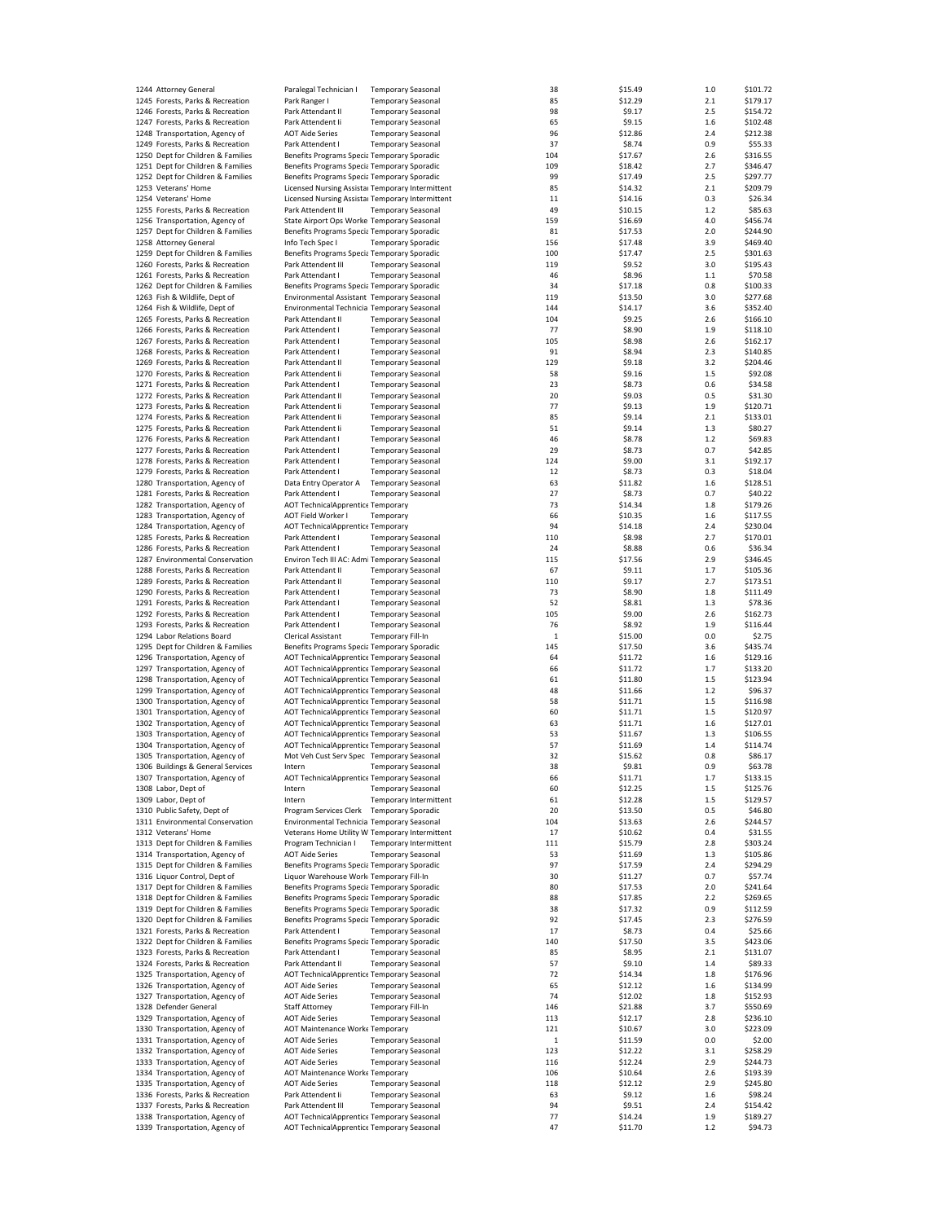| | | | | | | | |
|---|---|---|---|---|---|---|---|
| 1244 | Attorney General | Paralegal Technician I | Temporary Seasonal | 38 | $15.49 | 1.0 | $101.72 |
| 1245 | Forests, Parks & Recreation | Park Ranger I | Temporary Seasonal | 85 | $12.29 | 2.1 | $179.17 |
| 1246 | Forests, Parks & Recreation | Park Attendant II | Temporary Seasonal | 98 | $9.17 | 2.5 | $154.72 |
| 1247 | Forests, Parks & Recreation | Park Attendant Ii | Temporary Seasonal | 65 | $9.15 | 1.6 | $102.48 |
| 1248 | Transportation, Agency of | AOT Aide Series | Temporary Seasonal | 96 | $12.86 | 2.4 | $212.38 |
| 1249 | Forests, Parks & Recreation | Park Attendant I | Temporary Seasonal | 37 | $8.74 | 0.9 | $55.33 |
| 1250 | Dept for Children & Families | Benefits Programs Specia | Temporary Sporadic | 104 | $17.67 | 2.6 | $316.55 |
| 1251 | Dept for Children & Families | Benefits Programs Specia | Temporary Sporadic | 109 | $18.42 | 2.7 | $346.47 |
| 1252 | Dept for Children & Families | Benefits Programs Specia | Temporary Sporadic | 99 | $17.49 | 2.5 | $297.77 |
| 1253 | Veterans' Home | Licensed Nursing Assistai | Temporary Intermittent | 85 | $14.32 | 2.1 | $209.79 |
| 1254 | Veterans' Home | Licensed Nursing Assistai | Temporary Intermittent | 11 | $14.16 | 0.3 | $26.34 |
| 1255 | Forests, Parks & Recreation | Park Attendant III | Temporary Seasonal | 49 | $10.15 | 1.2 | $85.63 |
| 1256 | Transportation, Agency of | State Airport Ops Worke | Temporary Seasonal | 159 | $16.69 | 4.0 | $456.74 |
| 1257 | Dept for Children & Families | Benefits Programs Specia | Temporary Sporadic | 81 | $17.53 | 2.0 | $244.90 |
| 1258 | Attorney General | Info Tech Spec I | Temporary Sporadic | 156 | $17.48 | 3.9 | $469.40 |
| 1259 | Dept for Children & Families | Benefits Programs Specia | Temporary Sporadic | 100 | $17.47 | 2.5 | $301.63 |
| 1260 | Forests, Parks & Recreation | Park Attendant III | Temporary Seasonal | 119 | $9.52 | 3.0 | $195.43 |
| 1261 | Forests, Parks & Recreation | Park Attendant I | Temporary Seasonal | 46 | $8.96 | 1.1 | $70.58 |
| 1262 | Dept for Children & Families | Benefits Programs Specia | Temporary Sporadic | 34 | $17.18 | 0.8 | $100.33 |
| 1263 | Fish & Wildlife, Dept of | Environmental Assistant | Temporary Seasonal | 119 | $13.50 | 3.0 | $277.68 |
| 1264 | Fish & Wildlife, Dept of | Environmental Technicia | Temporary Seasonal | 144 | $14.17 | 3.6 | $352.40 |
| 1265 | Forests, Parks & Recreation | Park Attendant II | Temporary Seasonal | 104 | $9.25 | 2.6 | $166.10 |
| 1266 | Forests, Parks & Recreation | Park Attendant I | Temporary Seasonal | 77 | $8.90 | 1.9 | $118.10 |
| 1267 | Forests, Parks & Recreation | Park Attendant I | Temporary Seasonal | 105 | $8.98 | 2.6 | $162.17 |
| 1268 | Forests, Parks & Recreation | Park Attendant I | Temporary Seasonal | 91 | $8.94 | 2.3 | $140.85 |
| 1269 | Forests, Parks & Recreation | Park Attendant II | Temporary Seasonal | 129 | $9.18 | 3.2 | $204.46 |
| 1270 | Forests, Parks & Recreation | Park Attendant Ii | Temporary Seasonal | 58 | $9.16 | 1.5 | $92.08 |
| 1271 | Forests, Parks & Recreation | Park Attendant I | Temporary Seasonal | 23 | $8.73 | 0.6 | $34.58 |
| 1272 | Forests, Parks & Recreation | Park Attendant II | Temporary Seasonal | 20 | $9.03 | 0.5 | $31.30 |
| 1273 | Forests, Parks & Recreation | Park Attendant Ii | Temporary Seasonal | 77 | $9.13 | 1.9 | $120.71 |
| 1274 | Forests, Parks & Recreation | Park Attendant Ii | Temporary Seasonal | 85 | $9.14 | 2.1 | $133.01 |
| 1275 | Forests, Parks & Recreation | Park Attendant Ii | Temporary Seasonal | 51 | $9.14 | 1.3 | $80.27 |
| 1276 | Forests, Parks & Recreation | Park Attendant I | Temporary Seasonal | 46 | $8.78 | 1.2 | $69.83 |
| 1277 | Forests, Parks & Recreation | Park Attendant I | Temporary Seasonal | 29 | $8.73 | 0.7 | $42.85 |
| 1278 | Forests, Parks & Recreation | Park Attendant I | Temporary Seasonal | 124 | $9.00 | 3.1 | $192.17 |
| 1279 | Forests, Parks & Recreation | Park Attendant I | Temporary Seasonal | 12 | $8.73 | 0.3 | $18.04 |
| 1280 | Transportation, Agency of | Data Entry Operator A | Temporary Seasonal | 63 | $11.82 | 1.6 | $128.51 |
| 1281 | Forests, Parks & Recreation | Park Attendant I | Temporary Seasonal | 27 | $8.73 | 0.7 | $40.22 |
| 1282 | Transportation, Agency of | AOT TechnicalApprentice | Temporary | 73 | $14.34 | 1.8 | $179.26 |
| 1283 | Transportation, Agency of | AOT Field Worker I | Temporary | 66 | $10.35 | 1.6 | $117.55 |
| 1284 | Transportation, Agency of | AOT TechnicalApprentice | Temporary | 94 | $14.18 | 2.4 | $230.04 |
| 1285 | Forests, Parks & Recreation | Park Attendant I | Temporary Seasonal | 110 | $8.98 | 2.7 | $170.01 |
| 1286 | Forests, Parks & Recreation | Park Attendant I | Temporary Seasonal | 24 | $8.88 | 0.6 | $36.34 |
| 1287 | Environmental Conservation | Environ Tech III AC: Admi | Temporary Seasonal | 115 | $17.56 | 2.9 | $346.45 |
| 1288 | Forests, Parks & Recreation | Park Attendant II | Temporary Seasonal | 67 | $9.11 | 1.7 | $105.36 |
| 1289 | Forests, Parks & Recreation | Park Attendant II | Temporary Seasonal | 110 | $9.17 | 2.7 | $173.51 |
| 1290 | Forests, Parks & Recreation | Park Attendant I | Temporary Seasonal | 73 | $8.90 | 1.8 | $111.49 |
| 1291 | Forests, Parks & Recreation | Park Attendant I | Temporary Seasonal | 52 | $8.81 | 1.3 | $78.36 |
| 1292 | Forests, Parks & Recreation | Park Attendant I | Temporary Seasonal | 105 | $9.00 | 2.6 | $162.73 |
| 1293 | Forests, Parks & Recreation | Park Attendant I | Temporary Seasonal | 76 | $8.92 | 1.9 | $116.44 |
| 1294 | Labor Relations Board | Clerical Assistant | Temporary Fill-In | 1 | $15.00 | 0.0 | $2.75 |
| 1295 | Dept for Children & Families | Benefits Programs Specia | Temporary Sporadic | 145 | $17.50 | 3.6 | $435.74 |
| 1296 | Transportation, Agency of | AOT TechnicalApprentice | Temporary Seasonal | 64 | $11.72 | 1.6 | $129.16 |
| 1297 | Transportation, Agency of | AOT TechnicalApprentice | Temporary Seasonal | 66 | $11.72 | 1.7 | $133.20 |
| 1298 | Transportation, Agency of | AOT TechnicalApprentice | Temporary Seasonal | 61 | $11.80 | 1.5 | $123.94 |
| 1299 | Transportation, Agency of | AOT TechnicalApprentice | Temporary Seasonal | 48 | $11.66 | 1.2 | $96.37 |
| 1300 | Transportation, Agency of | AOT TechnicalApprentice | Temporary Seasonal | 58 | $11.71 | 1.5 | $116.98 |
| 1301 | Transportation, Agency of | AOT TechnicalApprentice | Temporary Seasonal | 60 | $11.71 | 1.5 | $120.97 |
| 1302 | Transportation, Agency of | AOT TechnicalApprentice | Temporary Seasonal | 63 | $11.71 | 1.6 | $127.01 |
| 1303 | Transportation, Agency of | AOT TechnicalApprentice | Temporary Seasonal | 53 | $11.67 | 1.3 | $106.55 |
| 1304 | Transportation, Agency of | AOT TechnicalApprentice | Temporary Seasonal | 57 | $11.69 | 1.4 | $114.74 |
| 1305 | Transportation, Agency of | Mot Veh Cust Serv Spec | Temporary Seasonal | 32 | $15.62 | 0.8 | $86.17 |
| 1306 | Buildings & General Services | Intern | Temporary Seasonal | 38 | $9.81 | 0.9 | $63.78 |
| 1307 | Transportation, Agency of | AOT TechnicalApprentice | Temporary Seasonal | 66 | $11.71 | 1.7 | $133.15 |
| 1308 | Labor, Dept of | Intern | Temporary Seasonal | 60 | $12.25 | 1.5 | $125.76 |
| 1309 | Labor, Dept of | Intern | Temporary Intermittent | 61 | $12.28 | 1.5 | $129.57 |
| 1310 | Public Safety, Dept of | Program Services Clerk | Temporary Sporadic | 20 | $13.50 | 0.5 | $46.80 |
| 1311 | Environmental Conservation | Environmental Technicia | Temporary Seasonal | 104 | $13.63 | 2.6 | $244.57 |
| 1312 | Veterans' Home | Veterans Home Utility W | Temporary Intermittent | 17 | $10.62 | 0.4 | $31.55 |
| 1313 | Dept for Children & Families | Program Technician I | Temporary Intermittent | 111 | $15.79 | 2.8 | $303.24 |
| 1314 | Transportation, Agency of | AOT Aide Series | Temporary Seasonal | 53 | $11.69 | 1.3 | $105.86 |
| 1315 | Dept for Children & Families | Benefits Programs Specia | Temporary Sporadic | 97 | $17.59 | 2.4 | $294.29 |
| 1316 | Liquor Control, Dept of | Liquor Warehouse Work | Temporary Fill-In | 30 | $11.27 | 0.7 | $57.74 |
| 1317 | Dept for Children & Families | Benefits Programs Specia | Temporary Sporadic | 80 | $17.53 | 2.0 | $241.64 |
| 1318 | Dept for Children & Families | Benefits Programs Specia | Temporary Sporadic | 88 | $17.85 | 2.2 | $269.65 |
| 1319 | Dept for Children & Families | Benefits Programs Specia | Temporary Sporadic | 38 | $17.32 | 0.9 | $112.59 |
| 1320 | Dept for Children & Families | Benefits Programs Specia | Temporary Sporadic | 92 | $17.45 | 2.3 | $276.59 |
| 1321 | Forests, Parks & Recreation | Park Attendant I | Temporary Seasonal | 17 | $8.73 | 0.4 | $25.66 |
| 1322 | Dept for Children & Families | Benefits Programs Specia | Temporary Sporadic | 140 | $17.50 | 3.5 | $423.06 |
| 1323 | Forests, Parks & Recreation | Park Attendant I | Temporary Seasonal | 85 | $8.95 | 2.1 | $131.07 |
| 1324 | Forests, Parks & Recreation | Park Attendant II | Temporary Seasonal | 57 | $9.10 | 1.4 | $89.33 |
| 1325 | Transportation, Agency of | AOT TechnicalApprentice | Temporary Seasonal | 72 | $14.34 | 1.8 | $176.96 |
| 1326 | Transportation, Agency of | AOT Aide Series | Temporary Seasonal | 65 | $12.12 | 1.6 | $134.99 |
| 1327 | Transportation, Agency of | AOT Aide Series | Temporary Seasonal | 74 | $12.02 | 1.8 | $152.93 |
| 1328 | Defender General | Staff Attorney | Temporary Fill-In | 146 | $21.88 | 3.7 | $550.69 |
| 1329 | Transportation, Agency of | AOT Aide Series | Temporary Seasonal | 113 | $12.17 | 2.8 | $236.10 |
| 1330 | Transportation, Agency of | AOT Maintenance Worke | Temporary | 121 | $10.67 | 3.0 | $223.09 |
| 1331 | Transportation, Agency of | AOT Aide Series | Temporary Seasonal | 1 | $11.59 | 0.0 | $2.00 |
| 1332 | Transportation, Agency of | AOT Aide Series | Temporary Seasonal | 123 | $12.22 | 3.1 | $258.29 |
| 1333 | Transportation, Agency of | AOT Aide Series | Temporary Seasonal | 116 | $12.24 | 2.9 | $244.73 |
| 1334 | Transportation, Agency of | AOT Maintenance Worke | Temporary | 106 | $10.64 | 2.6 | $193.39 |
| 1335 | Transportation, Agency of | AOT Aide Series | Temporary Seasonal | 118 | $12.12 | 2.9 | $245.80 |
| 1336 | Forests, Parks & Recreation | Park Attendant Ii | Temporary Seasonal | 63 | $9.12 | 1.6 | $98.24 |
| 1337 | Forests, Parks & Recreation | Park Attendant III | Temporary Seasonal | 94 | $9.51 | 2.4 | $154.42 |
| 1338 | Transportation, Agency of | AOT TechnicalApprentice | Temporary Seasonal | 77 | $14.24 | 1.9 | $189.27 |
| 1339 | Transportation, Agency of | AOT TechnicalApprentice | Temporary Seasonal | 47 | $11.70 | 1.2 | $94.73 |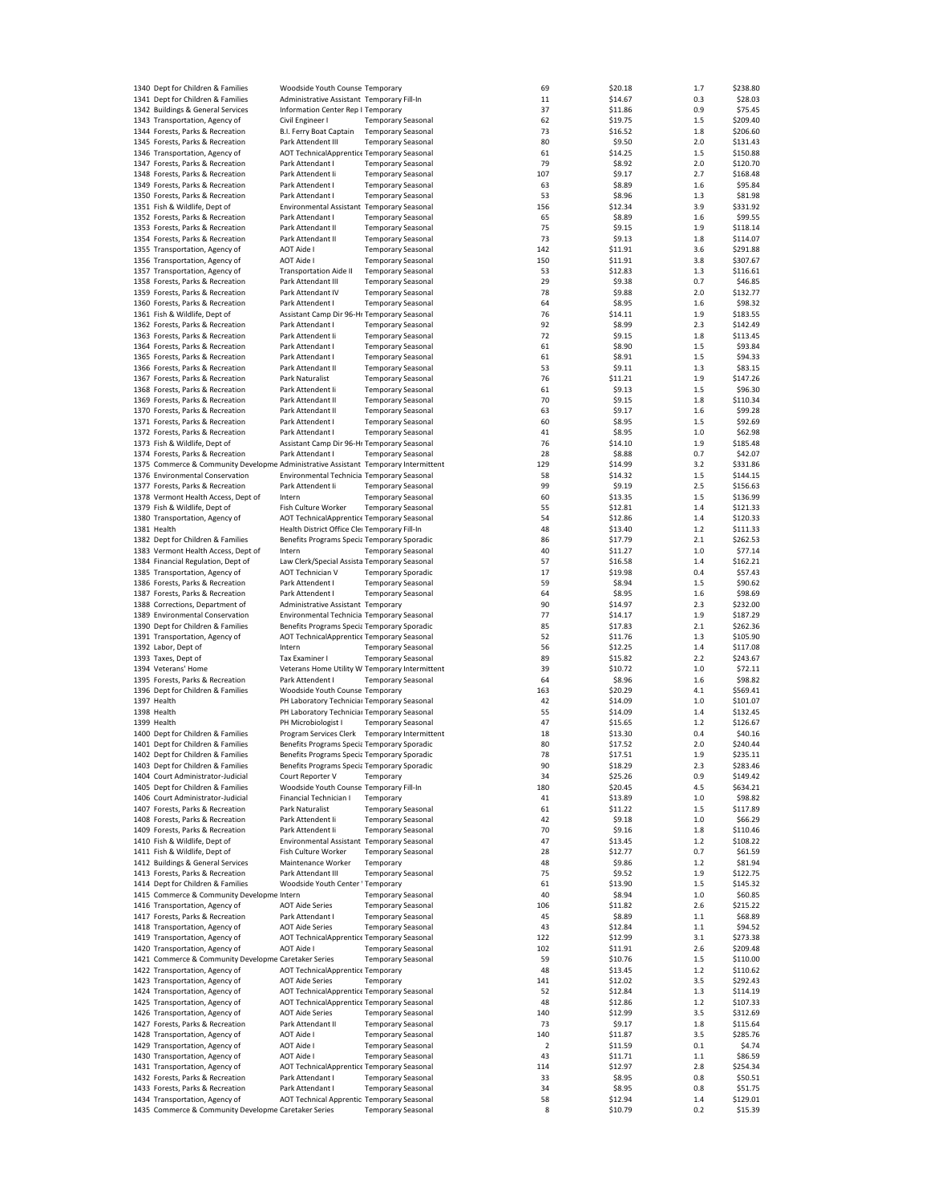| | | | | | | | |
|---|---|---|---|---|---|---|---|
| 1340 | Dept for Children & Families | Woodside Youth Counse | Temporary | 69 | $20.18 | 1.7 | $238.80 |
| 1341 | Dept for Children & Families | Administrative Assistant | Temporary Fill-In | 11 | $14.67 | 0.3 | $28.03 |
| 1342 | Buildings & General Services | Information Center Rep I | Temporary | 37 | $11.86 | 0.9 | $75.45 |
| 1343 | Transportation, Agency of | Civil Engineer I | Temporary Seasonal | 62 | $19.75 | 1.5 | $209.40 |
| 1344 | Forests, Parks & Recreation | B.I. Ferry Boat Captain | Temporary Seasonal | 73 | $16.52 | 1.8 | $206.60 |
| 1345 | Forests, Parks & Recreation | Park Attendant III | Temporary Seasonal | 80 | $9.50 | 2.0 | $131.43 |
| 1346 | Transportation, Agency of | AOT TechnicalApprentice | Temporary Seasonal | 61 | $14.25 | 1.5 | $150.88 |
| 1347 | Forests, Parks & Recreation | Park Attendant I | Temporary Seasonal | 79 | $8.92 | 2.0 | $120.70 |
| 1348 | Forests, Parks & Recreation | Park Attendant Ii | Temporary Seasonal | 107 | $9.17 | 2.7 | $168.48 |
| 1349 | Forests, Parks & Recreation | Park Attendant I | Temporary Seasonal | 63 | $8.89 | 1.6 | $95.84 |
| 1350 | Forests, Parks & Recreation | Park Attendant I | Temporary Seasonal | 53 | $8.96 | 1.3 | $81.98 |
| 1351 | Fish & Wildlife, Dept of | Environmental Assistant | Temporary Seasonal | 156 | $12.34 | 3.9 | $331.92 |
| 1352 | Forests, Parks & Recreation | Park Attendant I | Temporary Seasonal | 65 | $8.89 | 1.6 | $99.55 |
| 1353 | Forests, Parks & Recreation | Park Attendant II | Temporary Seasonal | 75 | $9.15 | 1.9 | $118.14 |
| 1354 | Forests, Parks & Recreation | Park Attendant II | Temporary Seasonal | 73 | $9.13 | 1.8 | $114.07 |
| 1355 | Transportation, Agency of | AOT Aide I | Temporary Seasonal | 142 | $11.91 | 3.6 | $291.88 |
| 1356 | Transportation, Agency of | AOT Aide I | Temporary Seasonal | 150 | $11.91 | 3.8 | $307.67 |
| 1357 | Transportation, Agency of | Transportation Aide II | Temporary Seasonal | 53 | $12.83 | 1.3 | $116.61 |
| 1358 | Forests, Parks & Recreation | Park Attendant III | Temporary Seasonal | 29 | $9.38 | 0.7 | $46.85 |
| 1359 | Forests, Parks & Recreation | Park Attendant IV | Temporary Seasonal | 78 | $9.88 | 2.0 | $132.77 |
| 1360 | Forests, Parks & Recreation | Park Attendant I | Temporary Seasonal | 64 | $8.95 | 1.6 | $98.32 |
| 1361 | Fish & Wildlife, Dept of | Assistant Camp Dir 96-H | Temporary Seasonal | 76 | $14.11 | 1.9 | $183.55 |
| 1362 | Forests, Parks & Recreation | Park Attendant I | Temporary Seasonal | 92 | $8.99 | 2.3 | $142.49 |
| 1363 | Forests, Parks & Recreation | Park Attendent Ii | Temporary Seasonal | 72 | $9.15 | 1.8 | $113.45 |
| 1364 | Forests, Parks & Recreation | Park Attendant I | Temporary Seasonal | 61 | $8.90 | 1.5 | $93.84 |
| 1365 | Forests, Parks & Recreation | Park Attendant I | Temporary Seasonal | 61 | $8.91 | 1.5 | $94.33 |
| 1366 | Forests, Parks & Recreation | Park Attendant II | Temporary Seasonal | 53 | $9.11 | 1.3 | $83.15 |
| 1367 | Forests, Parks & Recreation | Park Naturalist | Temporary Seasonal | 76 | $11.21 | 1.9 | $147.26 |
| 1368 | Forests, Parks & Recreation | Park Attendant Ii | Temporary Seasonal | 61 | $9.13 | 1.5 | $96.30 |
| 1369 | Forests, Parks & Recreation | Park Attendant II | Temporary Seasonal | 70 | $9.15 | 1.8 | $110.34 |
| 1370 | Forests, Parks & Recreation | Park Attendant II | Temporary Seasonal | 63 | $9.17 | 1.6 | $99.28 |
| 1371 | Forests, Parks & Recreation | Park Attendent I | Temporary Seasonal | 60 | $8.95 | 1.5 | $92.69 |
| 1372 | Forests, Parks & Recreation | Park Attendant I | Temporary Seasonal | 41 | $8.95 | 1.0 | $62.98 |
| 1373 | Fish & Wildlife, Dept of | Assistant Camp Dir 96-H | Temporary Seasonal | 76 | $14.10 | 1.9 | $185.48 |
| 1374 | Forests, Parks & Recreation | Park Attendant I | Temporary Seasonal | 28 | $8.88 | 0.7 | $42.07 |
| 1375 | Commerce & Community Developme | Administrative Assistant | Temporary Intermittent | 129 | $14.99 | 3.2 | $331.86 |
| 1376 | Environmental Conservation | Environmental Technicia | Temporary Seasonal | 58 | $14.32 | 1.5 | $144.15 |
| 1377 | Forests, Parks & Recreation | Park Attendent Ii | Temporary Seasonal | 99 | $9.19 | 2.5 | $156.63 |
| 1378 | Vermont Health Access, Dept of | Intern | Temporary Seasonal | 60 | $13.35 | 1.5 | $136.99 |
| 1379 | Fish & Wildlife, Dept of | Fish Culture Worker | Temporary Seasonal | 55 | $12.81 | 1.4 | $121.33 |
| 1380 | Transportation, Agency of | AOT TechnicalApprentice | Temporary Seasonal | 54 | $12.86 | 1.4 | $120.33 |
| 1381 | Health | Health District Office Cle | Temporary Fill-In | 48 | $13.40 | 1.2 | $111.33 |
| 1382 | Dept for Children & Families | Benefits Programs Specia | Temporary Sporadic | 86 | $17.79 | 2.1 | $262.53 |
| 1383 | Vermont Health Access, Dept of | Intern | Temporary Seasonal | 40 | $11.27 | 1.0 | $77.14 |
| 1384 | Financial Regulation, Dept of | Law Clerk/Special Assista | Temporary Seasonal | 57 | $16.58 | 1.4 | $162.21 |
| 1385 | Transportation, Agency of | AOT Technician V | Temporary Sporadic | 17 | $19.98 | 0.4 | $57.43 |
| 1386 | Forests, Parks & Recreation | Park Attendent I | Temporary Seasonal | 59 | $8.94 | 1.5 | $90.62 |
| 1387 | Forests, Parks & Recreation | Park Attendent I | Temporary Seasonal | 64 | $8.95 | 1.6 | $98.69 |
| 1388 | Corrections, Department of | Administrative Assistant | Temporary | 90 | $14.97 | 2.3 | $232.00 |
| 1389 | Environmental Conservation | Environmental Technicia | Temporary Seasonal | 77 | $14.17 | 1.9 | $187.29 |
| 1390 | Dept for Children & Families | Benefits Programs Specia | Temporary Sporadic | 85 | $17.83 | 2.1 | $262.36 |
| 1391 | Transportation, Agency of | AOT TechnicalApprentice | Temporary Seasonal | 52 | $11.76 | 1.3 | $105.90 |
| 1392 | Labor, Dept of | Intern | Temporary Seasonal | 56 | $12.25 | 1.4 | $117.08 |
| 1393 | Taxes, Dept of | Tax Examiner I | Temporary Seasonal | 89 | $15.82 | 2.2 | $243.67 |
| 1394 | Veterans' Home | Veterans Home Utility W | Temporary Intermittent | 39 | $10.72 | 1.0 | $72.11 |
| 1395 | Forests, Parks & Recreation | Park Attendant I | Temporary Seasonal | 64 | $8.96 | 1.6 | $98.82 |
| 1396 | Dept for Children & Families | Woodside Youth Counse | Temporary | 163 | $20.29 | 4.1 | $569.41 |
| 1397 | Health | PH Laboratory Technicia | Temporary Seasonal | 42 | $14.09 | 1.0 | $101.07 |
| 1398 | Health | PH Laboratory Technicia | Temporary Seasonal | 55 | $14.09 | 1.4 | $132.45 |
| 1399 | Health | PH Microbiologist I | Temporary Seasonal | 47 | $15.65 | 1.2 | $126.67 |
| 1400 | Dept for Children & Families | Program Services Clerk | Temporary Intermittent | 18 | $13.30 | 0.4 | $40.16 |
| 1401 | Dept for Children & Families | Benefits Programs Specia | Temporary Sporadic | 80 | $17.52 | 2.0 | $240.44 |
| 1402 | Dept for Children & Families | Benefits Programs Specia | Temporary Sporadic | 78 | $17.51 | 1.9 | $235.11 |
| 1403 | Dept for Children & Families | Benefits Programs Specia | Temporary Sporadic | 90 | $18.29 | 2.3 | $283.46 |
| 1404 | Court Administrator-Judicial | Court Reporter V | Temporary | 34 | $25.26 | 0.9 | $149.42 |
| 1405 | Dept for Children & Families | Woodside Youth Counse | Temporary Fill-In | 180 | $20.45 | 4.5 | $634.21 |
| 1406 | Court Administrator-Judicial | Financial Technician I | Temporary | 41 | $13.89 | 1.0 | $98.82 |
| 1407 | Forests, Parks & Recreation | Park Naturalist | Temporary Seasonal | 61 | $11.22 | 1.5 | $117.89 |
| 1408 | Forests, Parks & Recreation | Park Attendent Ii | Temporary Seasonal | 42 | $9.18 | 1.0 | $66.29 |
| 1409 | Forests, Parks & Recreation | Park Attendent Ii | Temporary Seasonal | 70 | $9.16 | 1.8 | $110.46 |
| 1410 | Fish & Wildlife, Dept of | Environmental Assistant | Temporary Seasonal | 47 | $13.45 | 1.2 | $108.22 |
| 1411 | Fish & Wildlife, Dept of | Fish Culture Worker | Temporary Seasonal | 28 | $12.77 | 0.7 | $61.59 |
| 1412 | Buildings & General Services | Maintenance Worker | Temporary | 48 | $9.86 | 1.2 | $81.94 |
| 1413 | Forests, Parks & Recreation | Park Attendant III | Temporary Seasonal | 75 | $9.52 | 1.9 | $122.75 |
| 1414 | Dept for Children & Families | Woodside Youth Center ' | Temporary | 61 | $13.90 | 1.5 | $145.32 |
| 1415 | Commerce & Community Developme | Intern | Temporary Seasonal | 40 | $8.94 | 1.0 | $60.85 |
| 1416 | Transportation, Agency of | AOT Aide Series | Temporary Seasonal | 106 | $11.82 | 2.6 | $215.22 |
| 1417 | Forests, Parks & Recreation | Park Attendant I | Temporary Seasonal | 45 | $8.89 | 1.1 | $68.89 |
| 1418 | Transportation, Agency of | AOT Aide Series | Temporary Seasonal | 43 | $12.84 | 1.1 | $94.52 |
| 1419 | Transportation, Agency of | AOT TechnicalApprentice | Temporary Seasonal | 122 | $12.99 | 3.1 | $273.38 |
| 1420 | Transportation, Agency of | AOT Aide I | Temporary Seasonal | 102 | $11.91 | 2.6 | $209.48 |
| 1421 | Commerce & Community Developme | Caretaker Series | Temporary Seasonal | 59 | $10.76 | 1.5 | $110.00 |
| 1422 | Transportation, Agency of | AOT TechnicalApprentice | Temporary | 48 | $13.45 | 1.2 | $110.62 |
| 1423 | Transportation, Agency of | AOT Aide Series | Temporary | 141 | $12.02 | 3.5 | $292.43 |
| 1424 | Transportation, Agency of | AOT TechnicalApprentice | Temporary Seasonal | 52 | $12.84 | 1.3 | $114.19 |
| 1425 | Transportation, Agency of | AOT TechnicalApprentice | Temporary Seasonal | 48 | $12.86 | 1.2 | $107.33 |
| 1426 | Transportation, Agency of | AOT Aide Series | Temporary Seasonal | 140 | $12.99 | 3.5 | $312.69 |
| 1427 | Forests, Parks & Recreation | Park Attendant II | Temporary Seasonal | 73 | $9.17 | 1.8 | $115.64 |
| 1428 | Transportation, Agency of | AOT Aide I | Temporary Seasonal | 140 | $11.87 | 3.5 | $285.76 |
| 1429 | Transportation, Agency of | AOT Aide I | Temporary Seasonal | 2 | $11.59 | 0.1 | $4.74 |
| 1430 | Transportation, Agency of | AOT Aide I | Temporary Seasonal | 43 | $11.71 | 1.1 | $86.59 |
| 1431 | Transportation, Agency of | AOT TechnicalApprentice | Temporary Seasonal | 114 | $12.97 | 2.8 | $254.34 |
| 1432 | Forests, Parks & Recreation | Park Attendant I | Temporary Seasonal | 33 | $8.95 | 0.8 | $50.51 |
| 1433 | Forests, Parks & Recreation | Park Attendant I | Temporary Seasonal | 34 | $8.95 | 0.8 | $51.75 |
| 1434 | Transportation, Agency of | AOT Technical Apprentic | Temporary Seasonal | 58 | $12.94 | 1.4 | $129.01 |
| 1435 | Commerce & Community Developme | Caretaker Series | Temporary Seasonal | 8 | $10.79 | 0.2 | $15.39 |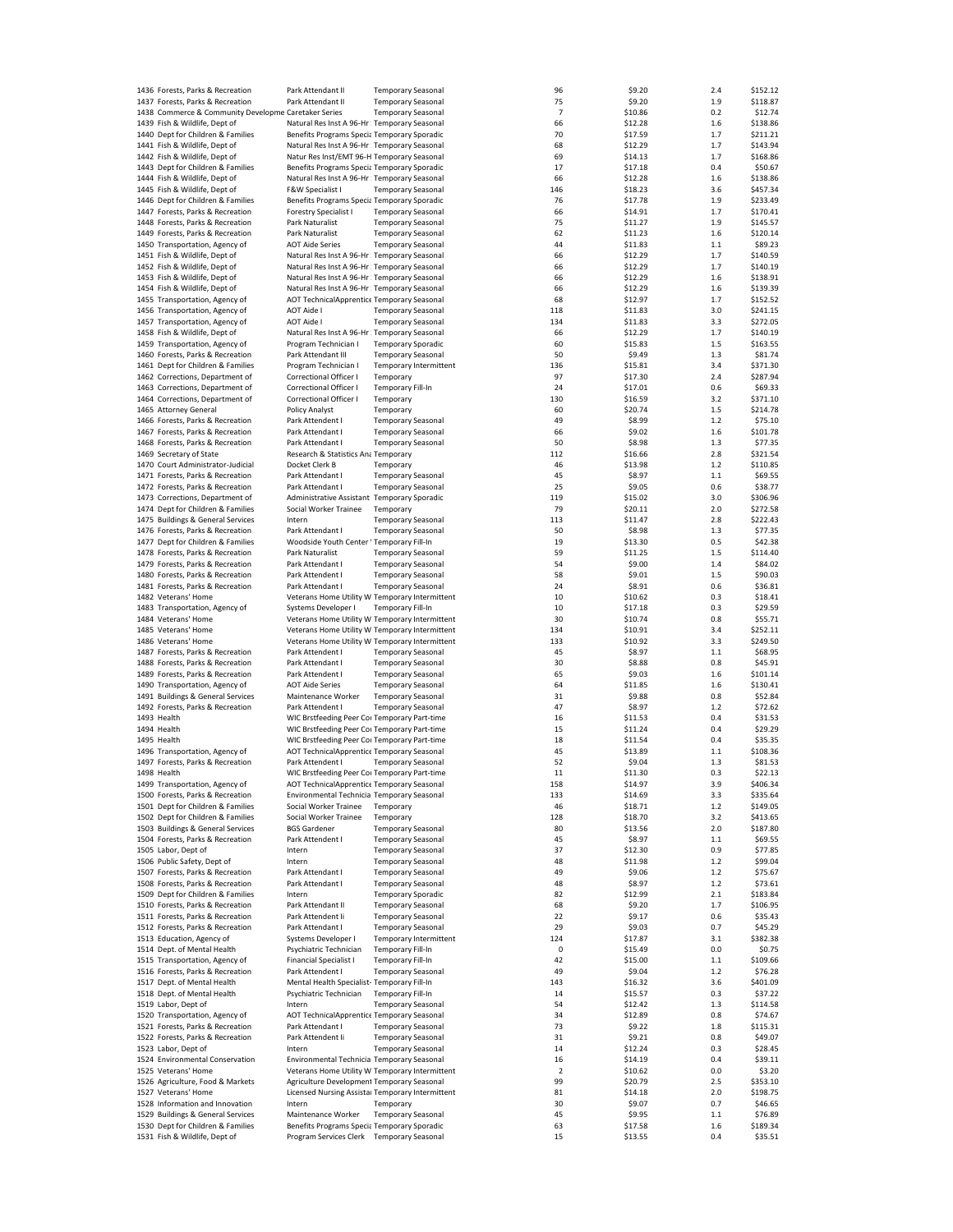| | | | | | | | |
|---|---|---|---|---|---|---|---|
| 1436 | Forests, Parks & Recreation | Park Attendant II | Temporary Seasonal | 96 | $9.20 | 2.4 | $152.12 |
| 1437 | Forests, Parks & Recreation | Park Attendant II | Temporary Seasonal | 75 | $9.20 | 1.9 | $118.87 |
| 1438 | Commerce & Community Developme | Caretaker Series | Temporary Seasonal | 7 | $10.86 | 0.2 | $12.74 |
| 1439 | Fish & Wildlife, Dept of | Natural Res Inst A 96-Hr | Temporary Seasonal | 66 | $12.28 | 1.6 | $138.86 |
| 1440 | Dept for Children & Families | Benefits Programs Specia | Temporary Sporadic | 70 | $17.59 | 1.7 | $211.21 |
| 1441 | Fish & Wildlife, Dept of | Natural Res Inst A 96-Hr | Temporary Seasonal | 68 | $12.29 | 1.7 | $143.94 |
| 1442 | Fish & Wildlife, Dept of | Natur Res Inst/EMT 96-H | Temporary Seasonal | 69 | $14.13 | 1.7 | $168.86 |
| 1443 | Dept for Children & Families | Benefits Programs Specia | Temporary Sporadic | 17 | $17.18 | 0.4 | $50.67 |
| 1444 | Fish & Wildlife, Dept of | Natural Res Inst A 96-Hr | Temporary Seasonal | 66 | $12.28 | 1.6 | $138.86 |
| 1445 | Fish & Wildlife, Dept of | F&W Specialist I | Temporary Seasonal | 146 | $18.23 | 3.6 | $457.34 |
| 1446 | Dept for Children & Families | Benefits Programs Specia | Temporary Sporadic | 76 | $17.78 | 1.9 | $233.49 |
| 1447 | Forests, Parks & Recreation | Forestry Specialist I | Temporary Seasonal | 66 | $14.91 | 1.7 | $170.41 |
| 1448 | Forests, Parks & Recreation | Park Naturalist | Temporary Seasonal | 75 | $11.27 | 1.9 | $145.57 |
| 1449 | Forests, Parks & Recreation | Park Naturalist | Temporary Seasonal | 62 | $11.23 | 1.6 | $120.14 |
| 1450 | Transportation, Agency of | AOT Aide Series | Temporary Seasonal | 44 | $11.83 | 1.1 | $89.23 |
| 1451 | Fish & Wildlife, Dept of | Natural Res Inst A 96-Hr | Temporary Seasonal | 66 | $12.29 | 1.7 | $140.59 |
| 1452 | Fish & Wildlife, Dept of | Natural Res Inst A 96-Hr | Temporary Seasonal | 66 | $12.29 | 1.7 | $140.19 |
| 1453 | Fish & Wildlife, Dept of | Natural Res Inst A 96-Hr | Temporary Seasonal | 66 | $12.29 | 1.6 | $138.91 |
| 1454 | Fish & Wildlife, Dept of | Natural Res Inst A 96-Hr | Temporary Seasonal | 66 | $12.29 | 1.6 | $139.39 |
| 1455 | Transportation, Agency of | AOT TechnicalApprentice | Temporary Seasonal | 68 | $12.97 | 1.7 | $152.52 |
| 1456 | Transportation, Agency of | AOT Aide I | Temporary Seasonal | 118 | $11.83 | 3.0 | $241.15 |
| 1457 | Transportation, Agency of | AOT Aide I | Temporary Seasonal | 134 | $11.83 | 3.3 | $272.05 |
| 1458 | Fish & Wildlife, Dept of | Natural Res Inst A 96-Hr | Temporary Seasonal | 66 | $12.29 | 1.7 | $140.19 |
| 1459 | Transportation, Agency of | Program Technician I | Temporary Sporadic | 60 | $15.83 | 1.5 | $163.55 |
| 1460 | Forests, Parks & Recreation | Park Attendant III | Temporary Seasonal | 50 | $9.49 | 1.3 | $81.74 |
| 1461 | Dept for Children & Families | Program Technician I | Temporary Intermittent | 136 | $15.81 | 3.4 | $371.30 |
| 1462 | Corrections, Department of | Correctional Officer I | Temporary | 97 | $17.30 | 2.4 | $287.94 |
| 1463 | Corrections, Department of | Correctional Officer I | Temporary Fill-In | 24 | $17.01 | 0.6 | $69.33 |
| 1464 | Corrections, Department of | Correctional Officer I | Temporary | 130 | $16.59 | 3.2 | $371.10 |
| 1465 | Attorney General | Policy Analyst | Temporary | 60 | $20.74 | 1.5 | $214.78 |
| 1466 | Forests, Parks & Recreation | Park Attendent I | Temporary Seasonal | 49 | $8.99 | 1.2 | $75.10 |
| 1467 | Forests, Parks & Recreation | Park Attendant I | Temporary Seasonal | 66 | $9.02 | 1.6 | $101.78 |
| 1468 | Forests, Parks & Recreation | Park Attendant I | Temporary Seasonal | 50 | $8.98 | 1.3 | $77.35 |
| 1469 | Secretary of State | Research & Statistics Ana | Temporary | 112 | $16.66 | 2.8 | $321.54 |
| 1470 | Court Administrator-Judicial | Docket Clerk B | Temporary | 46 | $13.98 | 1.2 | $110.85 |
| 1471 | Forests, Parks & Recreation | Park Attendant I | Temporary Seasonal | 45 | $8.97 | 1.1 | $69.55 |
| 1472 | Forests, Parks & Recreation | Park Attendant I | Temporary Seasonal | 25 | $9.05 | 0.6 | $38.77 |
| 1473 | Corrections, Department of | Administrative Assistant | Temporary Sporadic | 119 | $15.02 | 3.0 | $306.96 |
| 1474 | Dept for Children & Families | Social Worker Trainee | Temporary | 79 | $20.11 | 2.0 | $272.58 |
| 1475 | Buildings & General Services | Intern | Temporary Seasonal | 113 | $11.47 | 2.8 | $222.43 |
| 1476 | Forests, Parks & Recreation | Park Attendant I | Temporary Seasonal | 50 | $8.98 | 1.3 | $77.35 |
| 1477 | Dept for Children & Families | Woodside Youth Center | Temporary Fill-In | 19 | $13.30 | 0.5 | $42.38 |
| 1478 | Forests, Parks & Recreation | Park Naturalist | Temporary Seasonal | 59 | $11.25 | 1.5 | $114.40 |
| 1479 | Forests, Parks & Recreation | Park Attendant I | Temporary Seasonal | 54 | $9.00 | 1.4 | $84.02 |
| 1480 | Forests, Parks & Recreation | Park Attendent I | Temporary Seasonal | 58 | $9.01 | 1.5 | $90.03 |
| 1481 | Forests, Parks & Recreation | Park Attendant I | Temporary Seasonal | 24 | $8.91 | 0.6 | $36.81 |
| 1482 | Veterans' Home | Veterans Home Utility W | Temporary Intermittent | 10 | $10.62 | 0.3 | $18.41 |
| 1483 | Transportation, Agency of | Systems Developer I | Temporary Fill-In | 10 | $17.18 | 0.3 | $29.59 |
| 1484 | Veterans' Home | Veterans Home Utility W | Temporary Intermittent | 30 | $10.74 | 0.8 | $55.71 |
| 1485 | Veterans' Home | Veterans Home Utility W | Temporary Intermittent | 134 | $10.91 | 3.4 | $252.11 |
| 1486 | Veterans' Home | Veterans Home Utility W | Temporary Intermittent | 133 | $10.92 | 3.3 | $249.50 |
| 1487 | Forests, Parks & Recreation | Park Attendant I | Temporary Seasonal | 45 | $8.97 | 1.1 | $68.95 |
| 1488 | Forests, Parks & Recreation | Park Attendant I | Temporary Seasonal | 30 | $8.88 | 0.8 | $45.91 |
| 1489 | Forests, Parks & Recreation | Park Attendant I | Temporary Seasonal | 65 | $9.03 | 1.6 | $101.14 |
| 1490 | Transportation, Agency of | AOT Aide Series | Temporary Seasonal | 64 | $11.85 | 1.6 | $130.41 |
| 1491 | Buildings & General Services | Maintenance Worker | Temporary Seasonal | 31 | $9.88 | 0.8 | $52.84 |
| 1492 | Forests, Parks & Recreation | Park Attendent I | Temporary Seasonal | 47 | $8.97 | 1.2 | $72.62 |
| 1493 | Health | WIC Brstfeeding Peer Co | Temporary Part-time | 16 | $11.53 | 0.4 | $31.53 |
| 1494 | Health | WIC Brstfeeding Peer Co | Temporary Part-time | 15 | $11.24 | 0.4 | $29.29 |
| 1495 | Health | WIC Brstfeeding Peer Co | Temporary Part-time | 18 | $11.54 | 0.4 | $35.35 |
| 1496 | Transportation, Agency of | AOT TechnicalApprentice | Temporary Seasonal | 45 | $13.89 | 1.1 | $108.36 |
| 1497 | Forests, Parks & Recreation | Park Attendent I | Temporary Seasonal | 52 | $9.04 | 1.3 | $81.53 |
| 1498 | Health | WIC Brstfeeding Peer Co | Temporary Part-time | 11 | $11.30 | 0.3 | $22.13 |
| 1499 | Transportation, Agency of | AOT TechnicalApprentice | Temporary Seasonal | 158 | $14.97 | 3.9 | $406.34 |
| 1500 | Forests, Parks & Recreation | Environmental Technicia | Temporary Seasonal | 133 | $14.69 | 3.3 | $335.64 |
| 1501 | Dept for Children & Families | Social Worker Trainee | Temporary | 46 | $18.71 | 1.2 | $149.05 |
| 1502 | Dept for Children & Families | Social Worker Trainee | Temporary | 128 | $18.70 | 3.2 | $413.65 |
| 1503 | Buildings & General Services | BGS Gardener | Temporary Seasonal | 80 | $13.56 | 2.0 | $187.80 |
| 1504 | Forests, Parks & Recreation | Park Attendent I | Temporary Seasonal | 45 | $8.97 | 1.1 | $69.55 |
| 1505 | Labor, Dept of | Intern | Temporary Seasonal | 37 | $12.30 | 0.9 | $77.85 |
| 1506 | Public Safety, Dept of | Intern | Temporary Seasonal | 48 | $11.98 | 1.2 | $99.04 |
| 1507 | Forests, Parks & Recreation | Park Attendant I | Temporary Seasonal | 49 | $9.06 | 1.2 | $75.67 |
| 1508 | Forests, Parks & Recreation | Park Attendant I | Temporary Seasonal | 48 | $8.97 | 1.2 | $73.61 |
| 1509 | Dept for Children & Families | Intern | Temporary Sporadic | 82 | $12.99 | 2.1 | $183.84 |
| 1510 | Forests, Parks & Recreation | Park Attendant II | Temporary Seasonal | 68 | $9.20 | 1.7 | $106.95 |
| 1511 | Forests, Parks & Recreation | Park Attendent Ii | Temporary Seasonal | 22 | $9.17 | 0.6 | $35.43 |
| 1512 | Forests, Parks & Recreation | Park Attendant I | Temporary Seasonal | 29 | $9.03 | 0.7 | $45.29 |
| 1513 | Education, Agency of | Systems Developer I | Temporary Intermittent | 124 | $17.87 | 3.1 | $382.38 |
| 1514 | Dept. of Mental Health | Psychiatric Technician | Temporary Fill-In | 0 | $15.49 | 0.0 | $0.75 |
| 1515 | Transportation, Agency of | Financial Specialist I | Temporary Fill-In | 42 | $15.00 | 1.1 | $109.66 |
| 1516 | Forests, Parks & Recreation | Park Attendent I | Temporary Seasonal | 49 | $9.04 | 1.2 | $76.28 |
| 1517 | Dept. of Mental Health | Mental Health Specialist- | Temporary Fill-In | 143 | $16.32 | 3.6 | $401.09 |
| 1518 | Dept. of Mental Health | Psychiatric Technician | Temporary Fill-In | 14 | $15.57 | 0.3 | $37.22 |
| 1519 | Labor, Dept of | Intern | Temporary Seasonal | 54 | $12.42 | 1.3 | $114.58 |
| 1520 | Transportation, Agency of | AOT TechnicalApprentice | Temporary Seasonal | 34 | $12.89 | 0.8 | $74.67 |
| 1521 | Forests, Parks & Recreation | Park Attendant I | Temporary Seasonal | 73 | $9.22 | 1.8 | $115.31 |
| 1522 | Forests, Parks & Recreation | Park Attendent Ii | Temporary Seasonal | 31 | $9.21 | 0.8 | $49.07 |
| 1523 | Labor, Dept of | Intern | Temporary Seasonal | 14 | $12.24 | 0.3 | $28.45 |
| 1524 | Environmental Conservation | Environmental Technicia | Temporary Seasonal | 16 | $14.19 | 0.4 | $39.11 |
| 1525 | Veterans' Home | Veterans Home Utility W | Temporary Intermittent | 2 | $10.62 | 0.0 | $3.20 |
| 1526 | Agriculture, Food & Markets | Agriculture Development | Temporary Seasonal | 99 | $20.79 | 2.5 | $353.10 |
| 1527 | Veterans' Home | Licensed Nursing Assista | Temporary Intermittent | 81 | $14.18 | 2.0 | $198.75 |
| 1528 | Information and Innovation | Intern | Temporary | 30 | $9.07 | 0.7 | $46.65 |
| 1529 | Buildings & General Services | Maintenance Worker | Temporary Seasonal | 45 | $9.95 | 1.1 | $76.89 |
| 1530 | Dept for Children & Families | Benefits Programs Specia | Temporary Sporadic | 63 | $17.58 | 1.6 | $189.34 |
| 1531 | Fish & Wildlife, Dept of | Program Services Clerk | Temporary Seasonal | 15 | $13.55 | 0.4 | $35.51 |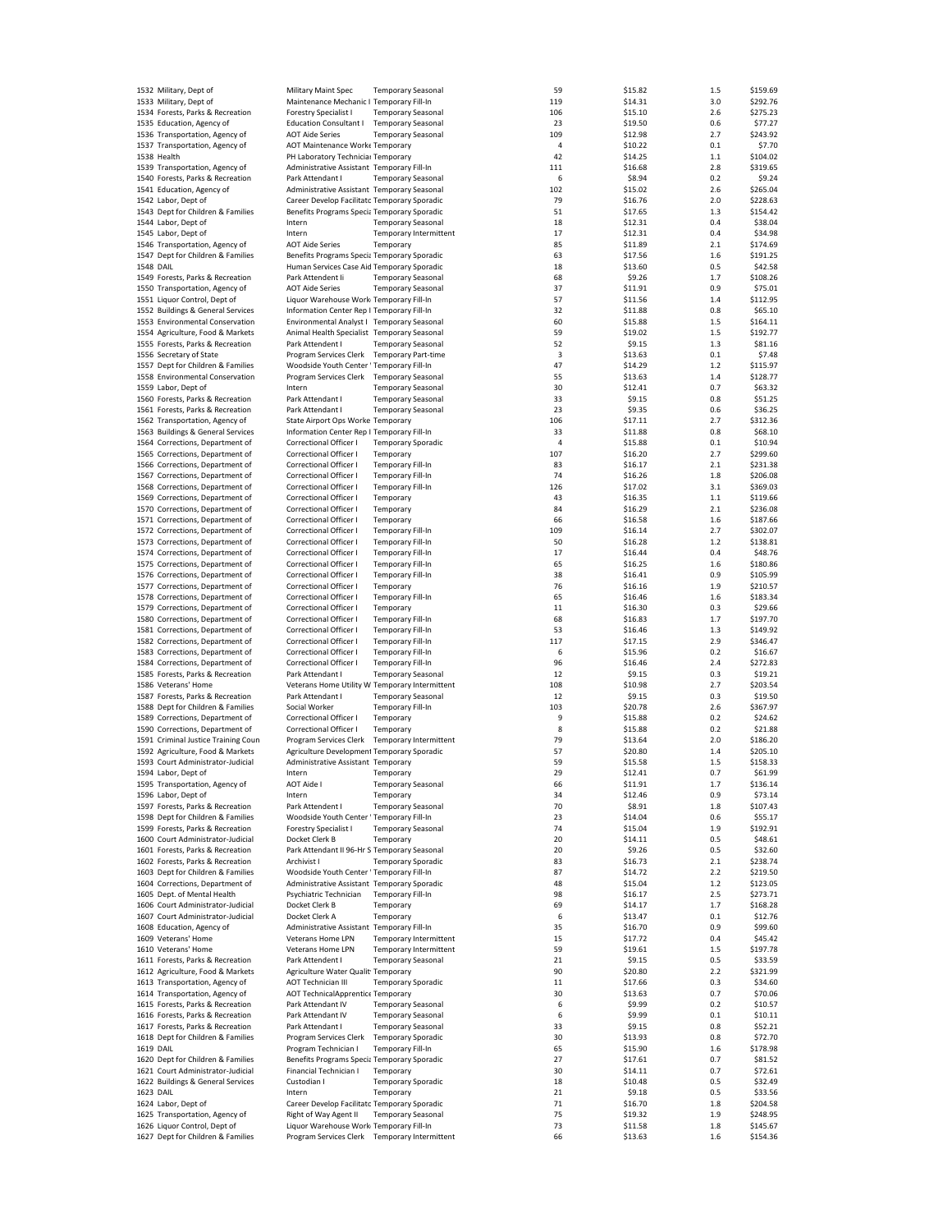| | | | | | | | |
|---|---|---|---|---|---|---|---|
| 1532 | Military, Dept of | Military Maint Spec | Temporary Seasonal | 59 | $15.82 | 1.5 | $159.69 |
| 1533 | Military, Dept of | Maintenance Mechanic I | Temporary Fill-In | 119 | $14.31 | 3.0 | $292.76 |
| 1534 | Forests, Parks & Recreation | Forestry Specialist I | Temporary Seasonal | 106 | $15.10 | 2.6 | $275.23 |
| 1535 | Education, Agency of | Education Consultant I | Temporary Seasonal | 23 | $19.50 | 0.6 | $77.27 |
| 1536 | Transportation, Agency of | AOT Aide Series | Temporary Seasonal | 109 | $12.98 | 2.7 | $243.92 |
| 1537 | Transportation, Agency of | AOT Maintenance Worke | Temporary | 4 | $10.22 | 0.1 | $7.70 |
| 1538 | Health | PH Laboratory Technicia | Temporary | 42 | $14.25 | 1.1 | $104.02 |
| 1539 | Transportation, Agency of | Administrative Assistant | Temporary Fill-In | 111 | $16.68 | 2.8 | $319.65 |
| 1540 | Forests, Parks & Recreation | Park Attendant I | Temporary Seasonal | 6 | $8.94 | 0.2 | $9.24 |
| 1541 | Education, Agency of | Administrative Assistant | Temporary Seasonal | 102 | $15.02 | 2.6 | $265.04 |
| 1542 | Labor, Dept of | Career Develop Facilitato | Temporary Sporadic | 79 | $16.76 | 2.0 | $228.63 |
| 1543 | Dept for Children & Families | Benefits Programs Speci | Temporary Sporadic | 51 | $17.65 | 1.3 | $154.42 |
| 1544 | Labor, Dept of | Intern | Temporary Seasonal | 18 | $12.31 | 0.4 | $38.04 |
| 1545 | Labor, Dept of | Intern | Temporary Intermittent | 17 | $12.31 | 0.4 | $34.98 |
| 1546 | Transportation, Agency of | AOT Aide Series | Temporary | 85 | $11.89 | 2.1 | $174.69 |
| 1547 | Dept for Children & Families | Benefits Programs Speci | Temporary Sporadic | 63 | $17.56 | 1.6 | $191.25 |
| 1548 | DAIL | Human Services Case Aid | Temporary Sporadic | 18 | $13.60 | 0.5 | $42.58 |
| 1549 | Forests, Parks & Recreation | Park Attendant Ii | Temporary Seasonal | 68 | $9.26 | 1.7 | $108.26 |
| 1550 | Transportation, Agency of | AOT Aide Series | Temporary Seasonal | 37 | $11.91 | 0.9 | $75.01 |
| 1551 | Liquor Control, Dept of | Liquor Warehouse Work | Temporary Fill-In | 57 | $11.56 | 1.4 | $112.95 |
| 1552 | Buildings & General Services | Information Center Rep I | Temporary Fill-In | 32 | $11.88 | 0.8 | $65.10 |
| 1553 | Environmental Conservation | Environmental Analyst I | Temporary Seasonal | 60 | $15.88 | 1.5 | $164.11 |
| 1554 | Agriculture, Food & Markets | Animal Health Specialist | Temporary Seasonal | 59 | $19.02 | 1.5 | $192.77 |
| 1555 | Forests, Parks & Recreation | Park Attendant I | Temporary Seasonal | 52 | $9.15 | 1.3 | $81.16 |
| 1556 | Secretary of State | Program Services Clerk | Temporary Part-time | 3 | $13.63 | 0.1 | $7.48 |
| 1557 | Dept for Children & Families | Woodside Youth Center | Temporary Fill-In | 47 | $14.29 | 1.2 | $115.97 |
| 1558 | Environmental Conservation | Program Services Clerk | Temporary Seasonal | 55 | $13.63 | 1.4 | $128.77 |
| 1559 | Labor, Dept of | Intern | Temporary Seasonal | 30 | $12.41 | 0.7 | $63.32 |
| 1560 | Forests, Parks & Recreation | Park Attendant I | Temporary Seasonal | 33 | $9.15 | 0.8 | $51.25 |
| 1561 | Forests, Parks & Recreation | Park Attendant I | Temporary Seasonal | 23 | $9.35 | 0.6 | $36.25 |
| 1562 | Transportation, Agency of | State Airport Ops Worke | Temporary | 106 | $17.11 | 2.7 | $312.36 |
| 1563 | Buildings & General Services | Information Center Rep I | Temporary Fill-In | 33 | $11.88 | 0.8 | $68.10 |
| 1564 | Corrections, Department of | Correctional Officer I | Temporary Sporadic | 4 | $15.88 | 0.1 | $10.94 |
| 1565 | Corrections, Department of | Correctional Officer I | Temporary | 107 | $16.20 | 2.7 | $299.60 |
| 1566 | Corrections, Department of | Correctional Officer I | Temporary Fill-In | 83 | $16.17 | 2.1 | $231.38 |
| 1567 | Corrections, Department of | Correctional Officer I | Temporary Fill-In | 74 | $16.26 | 1.8 | $206.08 |
| 1568 | Corrections, Department of | Correctional Officer I | Temporary Fill-In | 126 | $17.02 | 3.1 | $369.03 |
| 1569 | Corrections, Department of | Correctional Officer I | Temporary | 43 | $16.35 | 1.1 | $119.66 |
| 1570 | Corrections, Department of | Correctional Officer I | Temporary | 84 | $16.29 | 2.1 | $236.08 |
| 1571 | Corrections, Department of | Correctional Officer I | Temporary | 66 | $16.58 | 1.6 | $187.66 |
| 1572 | Corrections, Department of | Correctional Officer I | Temporary Fill-In | 109 | $16.14 | 2.7 | $302.07 |
| 1573 | Corrections, Department of | Correctional Officer I | Temporary Fill-In | 50 | $16.28 | 1.2 | $138.81 |
| 1574 | Corrections, Department of | Correctional Officer I | Temporary Fill-In | 17 | $16.44 | 0.4 | $48.76 |
| 1575 | Corrections, Department of | Correctional Officer I | Temporary Fill-In | 65 | $16.25 | 1.6 | $180.86 |
| 1576 | Corrections, Department of | Correctional Officer I | Temporary Fill-In | 38 | $16.41 | 0.9 | $105.99 |
| 1577 | Corrections, Department of | Correctional Officer I | Temporary | 76 | $16.16 | 1.9 | $210.57 |
| 1578 | Corrections, Department of | Correctional Officer I | Temporary Fill-In | 65 | $16.46 | 1.6 | $183.34 |
| 1579 | Corrections, Department of | Correctional Officer I | Temporary | 11 | $16.30 | 0.3 | $29.66 |
| 1580 | Corrections, Department of | Correctional Officer I | Temporary Fill-In | 68 | $16.83 | 1.7 | $197.70 |
| 1581 | Corrections, Department of | Correctional Officer I | Temporary Fill-In | 53 | $16.46 | 1.3 | $149.92 |
| 1582 | Corrections, Department of | Correctional Officer I | Temporary Fill-In | 117 | $17.15 | 2.9 | $346.47 |
| 1583 | Corrections, Department of | Correctional Officer I | Temporary Fill-In | 6 | $15.96 | 0.2 | $16.67 |
| 1584 | Corrections, Department of | Correctional Officer I | Temporary Fill-In | 96 | $16.46 | 2.4 | $272.83 |
| 1585 | Forests, Parks & Recreation | Park Attendant I | Temporary Seasonal | 12 | $9.15 | 0.3 | $19.21 |
| 1586 | Veterans' Home | Veterans Home Utility W | Temporary Intermittent | 108 | $10.98 | 2.7 | $203.54 |
| 1587 | Forests, Parks & Recreation | Park Attendant I | Temporary Seasonal | 12 | $9.15 | 0.3 | $19.50 |
| 1588 | Dept for Children & Families | Social Worker | Temporary Fill-In | 103 | $20.78 | 2.6 | $367.97 |
| 1589 | Corrections, Department of | Correctional Officer I | Temporary | 9 | $15.88 | 0.2 | $24.62 |
| 1590 | Corrections, Department of | Correctional Officer I | Temporary | 8 | $15.88 | 0.2 | $21.88 |
| 1591 | Criminal Justice Training Coun | Program Services Clerk | Temporary Intermittent | 79 | $13.64 | 2.0 | $186.20 |
| 1592 | Agriculture, Food & Markets | Agriculture Development | Temporary Sporadic | 57 | $20.80 | 1.4 | $205.10 |
| 1593 | Court Administrator-Judicial | Administrative Assistant | Temporary | 59 | $15.58 | 1.5 | $158.33 |
| 1594 | Labor, Dept of | Intern | Temporary | 29 | $12.41 | 0.7 | $61.99 |
| 1595 | Transportation, Agency of | AOT Aide I | Temporary Seasonal | 66 | $11.91 | 1.7 | $136.14 |
| 1596 | Labor, Dept of | Intern | Temporary | 34 | $12.46 | 0.9 | $73.14 |
| 1597 | Forests, Parks & Recreation | Park Attendent I | Temporary Seasonal | 70 | $8.91 | 1.8 | $107.43 |
| 1598 | Dept for Children & Families | Woodside Youth Center | Temporary Fill-In | 23 | $14.04 | 0.6 | $55.17 |
| 1599 | Forests, Parks & Recreation | Forestry Specialist I | Temporary Seasonal | 74 | $15.04 | 1.9 | $192.91 |
| 1600 | Court Administrator-Judicial | Docket Clerk B | Temporary | 20 | $14.11 | 0.5 | $48.61 |
| 1601 | Forests, Parks & Recreation | Park Attendant II 96-Hr S | Temporary Seasonal | 20 | $9.26 | 0.5 | $32.60 |
| 1602 | Forests, Parks & Recreation | Archivist I | Temporary Sporadic | 83 | $16.73 | 2.1 | $238.74 |
| 1603 | Dept for Children & Families | Woodside Youth Center | Temporary Fill-In | 87 | $14.72 | 2.2 | $219.50 |
| 1604 | Corrections, Department of | Administrative Assistant | Temporary Sporadic | 48 | $15.04 | 1.2 | $123.05 |
| 1605 | Dept. of Mental Health | Psychiatric Technician | Temporary Fill-In | 98 | $16.17 | 2.5 | $273.71 |
| 1606 | Court Administrator-Judicial | Docket Clerk B | Temporary | 69 | $14.17 | 1.7 | $168.28 |
| 1607 | Court Administrator-Judicial | Docket Clerk A | Temporary | 6 | $13.47 | 0.1 | $12.76 |
| 1608 | Education, Agency of | Administrative Assistant | Temporary Fill-In | 35 | $16.70 | 0.9 | $99.60 |
| 1609 | Veterans' Home | Veterans Home LPN | Temporary Intermittent | 15 | $17.72 | 0.4 | $45.42 |
| 1610 | Veterans' Home | Veterans Home LPN | Temporary Intermittent | 59 | $19.61 | 1.5 | $197.78 |
| 1611 | Forests, Parks & Recreation | Park Attendent I | Temporary Seasonal | 21 | $9.15 | 0.5 | $33.59 |
| 1612 | Agriculture, Food & Markets | Agriculture Water Qualit | Temporary | 90 | $20.80 | 2.2 | $321.99 |
| 1613 | Transportation, Agency of | AOT Technician III | Temporary Sporadic | 11 | $17.66 | 0.3 | $34.60 |
| 1614 | Transportation, Agency of | AOT TechnicalApprentice | Temporary | 30 | $13.63 | 0.7 | $70.06 |
| 1615 | Forests, Parks & Recreation | Park Attendant IV | Temporary Seasonal | 6 | $9.99 | 0.2 | $10.57 |
| 1616 | Forests, Parks & Recreation | Park Attendant IV | Temporary Seasonal | 6 | $9.99 | 0.1 | $10.11 |
| 1617 | Forests, Parks & Recreation | Park Attendant I | Temporary Seasonal | 33 | $9.15 | 0.8 | $52.21 |
| 1618 | Dept for Children & Families | Program Services Clerk | Temporary Sporadic | 30 | $13.93 | 0.8 | $72.70 |
| 1619 | DAIL | Program Technician I | Temporary Fill-In | 65 | $15.90 | 1.6 | $178.98 |
| 1620 | Dept for Children & Families | Benefits Programs Speci | Temporary Sporadic | 27 | $17.61 | 0.7 | $81.52 |
| 1621 | Court Administrator-Judicial | Financial Technician I | Temporary | 30 | $14.11 | 0.7 | $72.61 |
| 1622 | Buildings & General Services | Custodian I | Temporary Sporadic | 18 | $10.48 | 0.5 | $32.49 |
| 1623 | DAIL | Intern | Temporary | 21 | $9.18 | 0.5 | $33.56 |
| 1624 | Labor, Dept of | Career Develop Facilitato | Temporary Sporadic | 71 | $16.70 | 1.8 | $204.58 |
| 1625 | Transportation, Agency of | Right of Way Agent II | Temporary Seasonal | 75 | $19.32 | 1.9 | $248.95 |
| 1626 | Liquor Control, Dept of | Liquor Warehouse Work | Temporary Fill-In | 73 | $11.58 | 1.8 | $145.67 |
| 1627 | Dept for Children & Families | Program Services Clerk | Temporary Intermittent | 66 | $13.63 | 1.6 | $154.36 |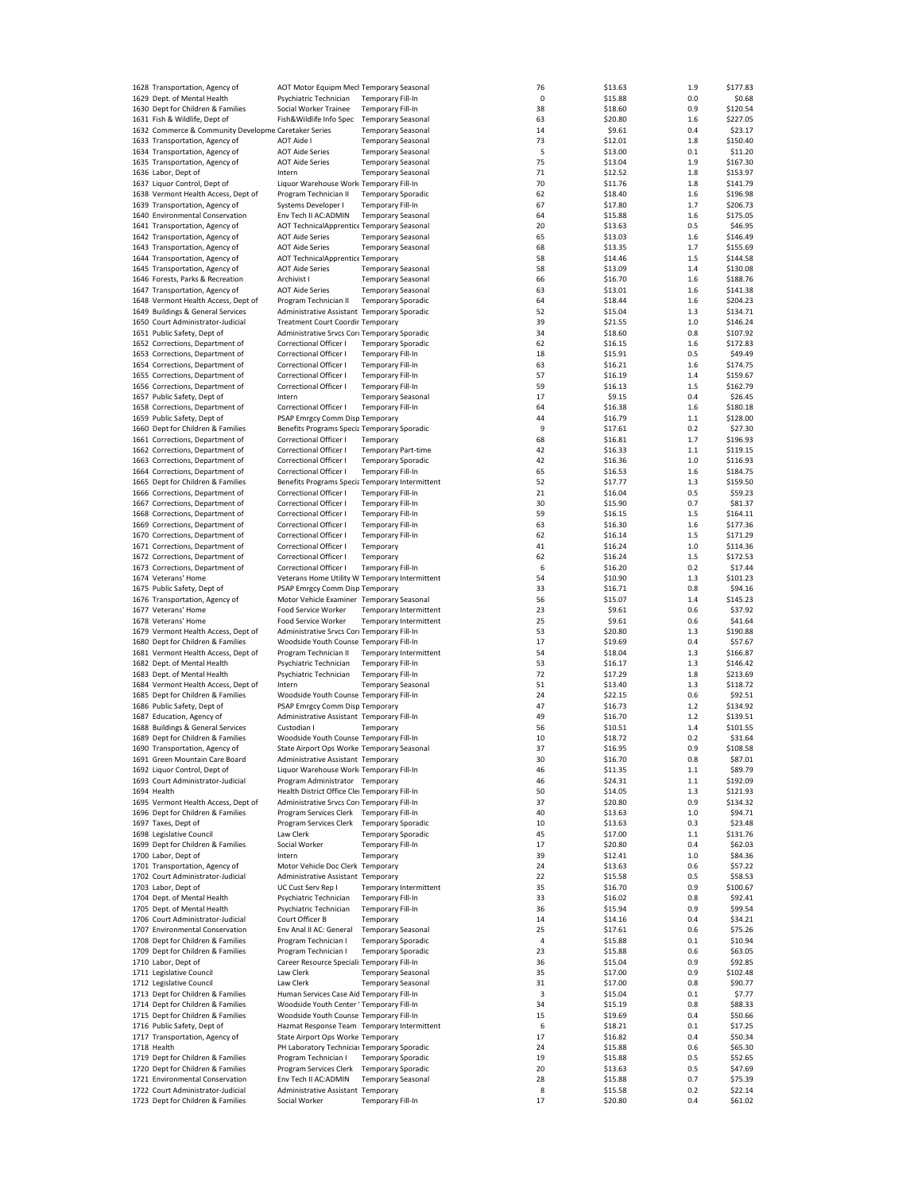| | | | | | | | |
|---|---|---|---|---|---|---|---|
| 1628 | Transportation, Agency of | AOT Motor Equipm Mecl | Temporary Seasonal | 76 | $13.63 | 1.9 | $177.83 |
| 1629 | Dept. of Mental Health | Psychiatric Technician | Temporary Fill-In | 0 | $15.88 | 0.0 | $0.68 |
| 1630 | Dept for Children & Families | Social Worker Trainee | Temporary Fill-In | 38 | $18.60 | 0.9 | $120.54 |
| 1631 | Fish & Wildlife, Dept of | Fish&Wildlife Info Spec | Temporary Seasonal | 63 | $20.80 | 1.6 | $227.05 |
| 1632 | Commerce & Community Developme | Caretaker Series | Temporary Seasonal | 14 | $9.61 | 0.4 | $23.17 |
| 1633 | Transportation, Agency of | AOT Aide I | Temporary Seasonal | 73 | $12.01 | 1.8 | $150.40 |
| 1634 | Transportation, Agency of | AOT Aide Series | Temporary Seasonal | 5 | $13.00 | 0.1 | $11.20 |
| 1635 | Transportation, Agency of | AOT Aide Series | Temporary Seasonal | 75 | $13.04 | 1.9 | $167.30 |
| 1636 | Labor, Dept of | Intern | Temporary Seasonal | 71 | $12.52 | 1.8 | $153.97 |
| 1637 | Liquor Control, Dept of | Liquor Warehouse Work | Temporary Fill-In | 70 | $11.76 | 1.8 | $141.79 |
| 1638 | Vermont Health Access, Dept of | Program Technician II | Temporary Sporadic | 62 | $18.40 | 1.6 | $196.98 |
| 1639 | Transportation, Agency of | Systems Developer I | Temporary Fill-In | 67 | $17.80 | 1.7 | $206.73 |
| 1640 | Environmental Conservation | Env Tech II AC:ADMIN | Temporary Seasonal | 64 | $15.88 | 1.6 | $175.05 |
| 1641 | Transportation, Agency of | AOT TechnicalApprentice | Temporary Seasonal | 20 | $13.63 | 0.5 | $46.95 |
| 1642 | Transportation, Agency of | AOT Aide Series | Temporary Seasonal | 65 | $13.03 | 1.6 | $146.49 |
| 1643 | Transportation, Agency of | AOT Aide Series | Temporary Seasonal | 68 | $13.35 | 1.7 | $155.69 |
| 1644 | Transportation, Agency of | AOT TechnicalApprentice | Temporary | 58 | $14.46 | 1.5 | $144.58 |
| 1645 | Transportation, Agency of | AOT Aide Series | Temporary Seasonal | 58 | $13.09 | 1.4 | $130.08 |
| 1646 | Forests, Parks & Recreation | Archivist I | Temporary Seasonal | 66 | $16.70 | 1.6 | $188.76 |
| 1647 | Transportation, Agency of | AOT Aide Series | Temporary Seasonal | 63 | $13.01 | 1.6 | $141.38 |
| 1648 | Vermont Health Access, Dept of | Program Technician II | Temporary Sporadic | 64 | $18.44 | 1.6 | $204.23 |
| 1649 | Buildings & General Services | Administrative Assistant | Temporary Sporadic | 52 | $15.04 | 1.3 | $134.71 |
| 1650 | Court Administrator-Judicial | Treatment Court Coordir | Temporary | 39 | $21.55 | 1.0 | $146.24 |
| 1651 | Public Safety, Dept of | Administrative Srvcs Cor | Temporary Sporadic | 34 | $18.60 | 0.8 | $107.92 |
| 1652 | Corrections, Department of | Correctional Officer I | Temporary Sporadic | 62 | $16.15 | 1.6 | $172.83 |
| 1653 | Corrections, Department of | Correctional Officer I | Temporary Fill-In | 18 | $15.91 | 0.5 | $49.49 |
| 1654 | Corrections, Department of | Correctional Officer I | Temporary Fill-In | 63 | $16.21 | 1.6 | $174.75 |
| 1655 | Corrections, Department of | Correctional Officer I | Temporary Fill-In | 57 | $16.19 | 1.4 | $159.67 |
| 1656 | Corrections, Department of | Correctional Officer I | Temporary Fill-In | 59 | $16.13 | 1.5 | $162.79 |
| 1657 | Public Safety, Dept of | Intern | Temporary Seasonal | 17 | $9.15 | 0.4 | $26.45 |
| 1658 | Corrections, Department of | Correctional Officer I | Temporary Fill-In | 64 | $16.38 | 1.6 | $180.18 |
| 1659 | Public Safety, Dept of | PSAP Emrgcy Comm Disp | Temporary | 44 | $16.79 | 1.1 | $128.00 |
| 1660 | Dept for Children & Families | Benefits Programs Specia | Temporary Sporadic | 9 | $17.61 | 0.2 | $27.30 |
| 1661 | Corrections, Department of | Correctional Officer I | Temporary | 68 | $16.81 | 1.7 | $196.93 |
| 1662 | Corrections, Department of | Correctional Officer I | Temporary Part-time | 42 | $16.33 | 1.1 | $119.15 |
| 1663 | Corrections, Department of | Correctional Officer I | Temporary Sporadic | 42 | $16.36 | 1.0 | $116.93 |
| 1664 | Corrections, Department of | Correctional Officer I | Temporary Fill-In | 65 | $16.53 | 1.6 | $184.75 |
| 1665 | Dept for Children & Families | Benefits Programs Specia | Temporary Intermittent | 52 | $17.77 | 1.3 | $159.50 |
| 1666 | Corrections, Department of | Correctional Officer I | Temporary Fill-In | 21 | $16.04 | 0.5 | $59.23 |
| 1667 | Corrections, Department of | Correctional Officer I | Temporary Fill-In | 30 | $15.90 | 0.7 | $81.37 |
| 1668 | Corrections, Department of | Correctional Officer I | Temporary Fill-In | 59 | $16.15 | 1.5 | $164.11 |
| 1669 | Corrections, Department of | Correctional Officer I | Temporary Fill-In | 63 | $16.30 | 1.6 | $177.36 |
| 1670 | Corrections, Department of | Correctional Officer I | Temporary Fill-In | 62 | $16.14 | 1.5 | $171.29 |
| 1671 | Corrections, Department of | Correctional Officer I | Temporary | 41 | $16.24 | 1.0 | $114.36 |
| 1672 | Corrections, Department of | Correctional Officer I | Temporary | 62 | $16.24 | 1.5 | $172.53 |
| 1673 | Corrections, Department of | Correctional Officer I | Temporary Fill-In | 6 | $16.20 | 0.2 | $17.44 |
| 1674 | Veterans' Home | Veterans Home Utility W | Temporary Intermittent | 54 | $10.90 | 1.3 | $101.23 |
| 1675 | Public Safety, Dept of | PSAP Emrgcy Comm Disp | Temporary | 33 | $16.71 | 0.8 | $94.16 |
| 1676 | Transportation, Agency of | Motor Vehicle Examiner | Temporary Seasonal | 56 | $15.07 | 1.4 | $145.23 |
| 1677 | Veterans' Home | Food Service Worker | Temporary Intermittent | 23 | $9.61 | 0.6 | $37.92 |
| 1678 | Veterans' Home | Food Service Worker | Temporary Intermittent | 25 | $9.61 | 0.6 | $41.64 |
| 1679 | Vermont Health Access, Dept of | Administrative Srvcs Cor | Temporary Fill-In | 53 | $20.80 | 1.3 | $190.88 |
| 1680 | Dept for Children & Families | Woodside Youth Counse | Temporary Fill-In | 17 | $19.69 | 0.4 | $57.67 |
| 1681 | Vermont Health Access, Dept of | Program Technician II | Temporary Intermittent | 54 | $18.04 | 1.3 | $166.87 |
| 1682 | Dept. of Mental Health | Psychiatric Technician | Temporary Fill-In | 53 | $16.17 | 1.3 | $146.42 |
| 1683 | Dept. of Mental Health | Psychiatric Technician | Temporary Fill-In | 72 | $17.29 | 1.8 | $213.69 |
| 1684 | Vermont Health Access, Dept of | Intern | Temporary Seasonal | 51 | $13.40 | 1.3 | $118.72 |
| 1685 | Dept for Children & Families | Woodside Youth Counse | Temporary Fill-In | 24 | $22.15 | 0.6 | $92.51 |
| 1686 | Public Safety, Dept of | PSAP Emrgcy Comm Disp | Temporary | 47 | $16.73 | 1.2 | $134.92 |
| 1687 | Education, Agency of | Administrative Assistant | Temporary Fill-In | 49 | $16.70 | 1.2 | $139.51 |
| 1688 | Buildings & General Services | Custodian I | Temporary | 56 | $10.51 | 1.4 | $101.55 |
| 1689 | Dept for Children & Families | Woodside Youth Counse | Temporary Fill-In | 10 | $18.72 | 0.2 | $31.64 |
| 1690 | Transportation, Agency of | State Airport Ops Worke | Temporary Seasonal | 37 | $16.95 | 0.9 | $108.58 |
| 1691 | Green Mountain Care Board | Administrative Assistant | Temporary | 30 | $16.70 | 0.8 | $87.01 |
| 1692 | Liquor Control, Dept of | Liquor Warehouse Work | Temporary Fill-In | 46 | $11.35 | 1.1 | $89.79 |
| 1693 | Court Administrator-Judicial | Program Administrator | Temporary | 46 | $24.31 | 1.1 | $192.09 |
| 1694 | Health | Health District Office Cle | Temporary Fill-In | 50 | $14.05 | 1.3 | $121.93 |
| 1695 | Vermont Health Access, Dept of | Administrative Srvcs Cor | Temporary Fill-In | 37 | $20.80 | 0.9 | $134.32 |
| 1696 | Dept for Children & Families | Program Services Clerk | Temporary Fill-In | 40 | $13.63 | 1.0 | $94.71 |
| 1697 | Taxes, Dept of | Program Services Clerk | Temporary Sporadic | 10 | $13.63 | 0.3 | $23.48 |
| 1698 | Legislative Council | Law Clerk | Temporary Sporadic | 45 | $17.00 | 1.1 | $131.76 |
| 1699 | Dept for Children & Families | Social Worker | Temporary Fill-In | 17 | $20.80 | 0.4 | $62.03 |
| 1700 | Labor, Dept of | Intern | Temporary | 39 | $12.41 | 1.0 | $84.36 |
| 1701 | Transportation, Agency of | Motor Vehicle Doc Clerk | Temporary | 24 | $13.63 | 0.6 | $57.22 |
| 1702 | Court Administrator-Judicial | Administrative Assistant | Temporary | 22 | $15.58 | 0.5 | $58.53 |
| 1703 | Labor, Dept of | UC Cust Serv Rep I | Temporary Intermittent | 35 | $16.70 | 0.9 | $100.67 |
| 1704 | Dept. of Mental Health | Psychiatric Technician | Temporary Fill-In | 33 | $16.02 | 0.8 | $92.41 |
| 1705 | Dept. of Mental Health | Psychiatric Technician | Temporary Fill-In | 36 | $15.94 | 0.9 | $99.54 |
| 1706 | Court Administrator-Judicial | Court Officer B | Temporary | 14 | $14.16 | 0.4 | $34.21 |
| 1707 | Environmental Conservation | Env Anal II AC: General | Temporary Seasonal | 25 | $17.61 | 0.6 | $75.26 |
| 1708 | Dept for Children & Families | Program Technician I | Temporary Sporadic | 4 | $15.88 | 0.1 | $10.94 |
| 1709 | Dept for Children & Families | Program Technician I | Temporary Sporadic | 23 | $15.88 | 0.6 | $63.05 |
| 1710 | Labor, Dept of | Career Resource Speciali | Temporary Fill-In | 36 | $15.04 | 0.9 | $92.85 |
| 1711 | Legislative Council | Law Clerk | Temporary Seasonal | 35 | $17.00 | 0.9 | $102.48 |
| 1712 | Legislative Council | Law Clerk | Temporary Seasonal | 31 | $17.00 | 0.8 | $90.77 |
| 1713 | Dept for Children & Families | Human Services Case Aid | Temporary Fill-In | 3 | $15.04 | 0.1 | $7.77 |
| 1714 | Dept for Children & Families | Woodside Youth Center ' | Temporary Fill-In | 34 | $15.19 | 0.8 | $88.33 |
| 1715 | Dept for Children & Families | Woodside Youth Counse | Temporary Fill-In | 15 | $19.69 | 0.4 | $50.66 |
| 1716 | Public Safety, Dept of | Hazmat Response Team | Temporary Intermittent | 6 | $18.21 | 0.1 | $17.25 |
| 1717 | Transportation, Agency of | State Airport Ops Worke | Temporary | 17 | $16.82 | 0.4 | $50.34 |
| 1718 | Health | PH Laboratory Technicia | Temporary Sporadic | 24 | $15.88 | 0.6 | $65.30 |
| 1719 | Dept for Children & Families | Program Technician I | Temporary Sporadic | 19 | $15.88 | 0.5 | $52.65 |
| 1720 | Dept for Children & Families | Program Services Clerk | Temporary Sporadic | 20 | $13.63 | 0.5 | $47.69 |
| 1721 | Environmental Conservation | Env Tech II AC:ADMIN | Temporary Seasonal | 28 | $15.88 | 0.7 | $75.39 |
| 1722 | Court Administrator-Judicial | Administrative Assistant | Temporary | 8 | $15.58 | 0.2 | $22.14 |
| 1723 | Dept for Children & Families | Social Worker | Temporary Fill-In | 17 | $20.80 | 0.4 | $61.02 |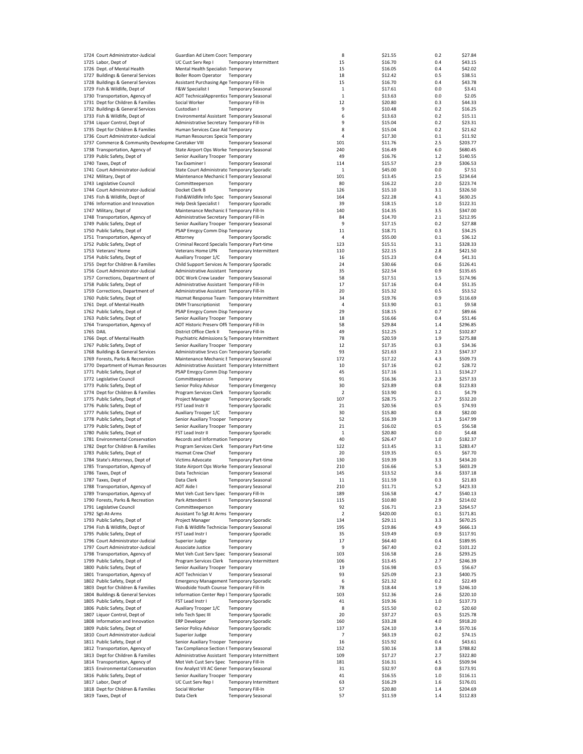| | | | | | | | |
|---|---|---|---|---|---|---|---|
| 1724 | Court Administrator-Judicial | Guardian Ad Litem Coord | Temporary | 8 | $21.55 | 0.2 | $27.84 |
| 1725 | Labor, Dept of | UC Cust Serv Rep I | Temporary Intermittent | 15 | $16.70 | 0.4 | $43.15 |
| 1726 | Dept. of Mental Health | Mental Health Specialist- | Temporary | 15 | $16.05 | 0.4 | $42.02 |
| 1727 | Buildings & General Services | Boiler Room Operator | Temporary | 18 | $12.42 | 0.5 | $38.51 |
| 1728 | Buildings & General Services | Assistant Purchasing Age | Temporary Fill-In | 15 | $16.70 | 0.4 | $43.78 |
| 1729 | Fish & Wildlife, Dept of | F&W Specialist I | Temporary Seasonal | 1 | $17.61 | 0.0 | $3.41 |
| 1730 | Transportation, Agency of | AOT TechnicalApprentice | Temporary Seasonal | 1 | $13.63 | 0.0 | $2.05 |
| 1731 | Dept for Children & Families | Social Worker | Temporary Fill-In | 12 | $20.80 | 0.3 | $44.33 |
| 1732 | Buildings & General Services | Custodian I | Temporary | 9 | $10.48 | 0.2 | $16.25 |
| 1733 | Fish & Wildlife, Dept of | Environmental Assistant | Temporary Seasonal | 6 | $13.63 | 0.2 | $15.11 |
| 1734 | Liquor Control, Dept of | Administrative Secretary | Temporary Fill-In | 9 | $15.04 | 0.2 | $23.31 |
| 1735 | Dept for Children & Families | Human Services Case Aid | Temporary | 8 | $15.04 | 0.2 | $21.62 |
| 1736 | Court Administrator-Judicial | Human Resources Specia | Temporary | 4 | $17.30 | 0.1 | $11.92 |
| 1737 | Commerce & Community Developme | Caretaker VIII | Temporary Seasonal | 101 | $11.76 | 2.5 | $203.77 |
| 1738 | Transportation, Agency of | State Airport Ops Worke | Temporary Seasonal | 240 | $16.49 | 6.0 | $680.45 |
| 1739 | Public Safety, Dept of | Senior Auxiliary Trooper | Temporary | 49 | $16.76 | 1.2 | $140.55 |
| 1740 | Taxes, Dept of | Tax Examiner I | Temporary Seasonal | 114 | $15.57 | 2.9 | $306.53 |
| 1741 | Court Administrator-Judicial | State Court Administrato | Temporary Sporadic | 1 | $45.00 | 0.0 | $7.51 |
| 1742 | Military, Dept of | Maintenance Mechanic I | Temporary Seasonal | 101 | $13.45 | 2.5 | $234.64 |
| 1743 | Legislative Council | Committeeperson | Temporary | 80 | $16.22 | 2.0 | $223.74 |
| 1744 | Court Administrator-Judicial | Docket Clerk B | Temporary | 126 | $15.10 | 3.1 | $326.50 |
| 1745 | Fish & Wildlife, Dept of | Fish&Wildlife Info Spec | Temporary Seasonal | 164 | $22.28 | 4.1 | $630.25 |
| 1746 | Information and Innovation | Help Desk Specialist I | Temporary Sporadic | 39 | $18.15 | 1.0 | $122.31 |
| 1747 | Military, Dept of | Maintenance Mechanic I | Temporary Fill-In | 140 | $14.35 | 3.5 | $347.00 |
| 1748 | Transportation, Agency of | Administrative Secretary | Temporary Fill-In | 84 | $14.70 | 2.1 | $212.95 |
| 1749 | Public Safety, Dept of | Senior Auxiliary Trooper | Temporary Seasonal | 9 | $17.15 | 0.2 | $27.88 |
| 1750 | Public Safety, Dept of | PSAP Emrgcy Comm Disp | Temporary | 11 | $18.71 | 0.3 | $34.25 |
| 1751 | Transportation, Agency of | Attorney | Temporary Sporadic | 4 | $55.00 | 0.1 | $36.12 |
| 1752 | Public Safety, Dept of | Criminal Record Specialis | Temporary Part-time | 123 | $15.51 | 3.1 | $328.33 |
| 1753 | Veterans' Home | Veterans Home LPN | Temporary Intermittent | 110 | $22.15 | 2.8 | $421.50 |
| 1754 | Public Safety, Dept of | Auxiliary Trooper 1/C | Temporary | 16 | $15.23 | 0.4 | $41.31 |
| 1755 | Dept for Children & Families | Child Support Services A | Temporary Sporadic | 24 | $30.66 | 0.6 | $126.41 |
| 1756 | Court Administrator-Judicial | Administrative Assistant | Temporary | 35 | $22.54 | 0.9 | $135.65 |
| 1757 | Corrections, Department of | DOC Work Crew Leader | Temporary Seasonal | 58 | $17.51 | 1.5 | $174.96 |
| 1758 | Public Safety, Dept of | Administrative Assistant | Temporary Fill-In | 17 | $17.16 | 0.4 | $51.35 |
| 1759 | Corrections, Department of | Administrative Assistant | Temporary Fill-In | 20 | $15.32 | 0.5 | $53.52 |
| 1760 | Public Safety, Dept of | Hazmat Response Team | Temporary Intermittent | 34 | $19.76 | 0.9 | $116.69 |
| 1761 | Dept. of Mental Health | DMH Transcriptionist | Temporary | 4 | $13.90 | 0.1 | $9.58 |
| 1762 | Public Safety, Dept of | PSAP Emrgcy Comm Disp | Temporary | 29 | $18.15 | 0.7 | $89.66 |
| 1763 | Public Safety, Dept of | Senior Auxiliary Trooper | Temporary | 18 | $16.66 | 0.4 | $51.46 |
| 1764 | Transportation, Agency of | AOT Historic Preserv Offi | Temporary Fill-In | 58 | $29.84 | 1.4 | $296.85 |
| 1765 | DAIL | District Office Clerk II | Temporary Fill-In | 49 | $12.25 | 1.2 | $102.87 |
| 1766 | Dept. of Mental Health | Psychiatric Admissions S | Temporary Intermittent | 78 | $20.59 | 1.9 | $275.88 |
| 1767 | Public Safety, Dept of | Senior Auxiliary Trooper | Temporary | 12 | $17.35 | 0.3 | $34.36 |
| 1768 | Buildings & General Services | Administrative Srvcs Cor | Temporary Sporadic | 93 | $21.63 | 2.3 | $347.37 |
| 1769 | Forests, Parks & Recreation | Maintenance Mechanic I | Temporary Seasonal | 172 | $17.22 | 4.3 | $509.73 |
| 1770 | Department of Human Resources | Administrative Assistant | Temporary Intermittent | 10 | $17.16 | 0.2 | $28.72 |
| 1771 | Public Safety, Dept of | PSAP Emrgcy Comm Disp | Temporary | 45 | $17.16 | 1.1 | $134.27 |
| 1772 | Legislative Council | Committeeperson | Temporary | 91 | $16.36 | 2.3 | $257.33 |
| 1773 | Public Safety, Dept of | Senior Policy Advisor | Temporary Emergency | 30 | $23.89 | 0.8 | $123.83 |
| 1774 | Dept for Children & Families | Program Services Clerk | Temporary Sporadic | 2 | $13.90 | 0.1 | $4.79 |
| 1775 | Public Safety, Dept of | Project Manager | Temporary Sporadic | 107 | $28.75 | 2.7 | $532.20 |
| 1776 | Public Safety, Dept of | FST Lead Instr II | Temporary Sporadic | 21 | $20.56 | 0.5 | $74.93 |
| 1777 | Public Safety, Dept of | Auxiliary Trooper 1/C | Temporary | 30 | $15.80 | 0.8 | $82.00 |
| 1778 | Public Safety, Dept of | Senior Auxiliary Trooper | Temporary | 52 | $16.39 | 1.3 | $147.99 |
| 1779 | Public Safety, Dept of | Senior Auxiliary Trooper | Temporary | 21 | $16.02 | 0.5 | $56.58 |
| 1780 | Public Safety, Dept of | FST Lead Instr II | Temporary Sporadic | 1 | $20.80 | 0.0 | $4.48 |
| 1781 | Environmental Conservation | Records and Information | Temporary | 40 | $26.47 | 1.0 | $182.37 |
| 1782 | Dept for Children & Families | Program Services Clerk | Temporary Part-time | 122 | $13.45 | 3.1 | $283.47 |
| 1783 | Public Safety, Dept of | Hazmat Crew Chief | Temporary | 20 | $19.35 | 0.5 | $67.70 |
| 1784 | State's Attorneys, Dept of | Victims Advocate | Temporary Part-time | 130 | $19.39 | 3.3 | $434.20 |
| 1785 | Transportation, Agency of | State Airport Ops Worke | Temporary Seasonal | 210 | $16.66 | 5.3 | $603.29 |
| 1786 | Taxes, Dept of | Data Technician | Temporary Seasonal | 145 | $13.52 | 3.6 | $337.18 |
| 1787 | Taxes, Dept of | Data Clerk | Temporary Seasonal | 11 | $11.59 | 0.3 | $21.83 |
| 1788 | Transportation, Agency of | AOT Aide I | Temporary Seasonal | 210 | $11.71 | 5.2 | $423.33 |
| 1789 | Transportation, Agency of | Mot Veh Cust Serv Spec | Temporary Fill-In | 189 | $16.58 | 4.7 | $540.13 |
| 1790 | Forests, Parks & Recreation | Park Attendent Ii | Temporary Seasonal | 115 | $10.80 | 2.9 | $214.02 |
| 1791 | Legislative Council | Committeeperson | Temporary | 92 | $16.71 | 2.3 | $264.57 |
| 1792 | Sgt-At-Arms | Assistant To Sgt At Arms | Temporary | 2 | $420.00 | 0.1 | $171.81 |
| 1793 | Public Safety, Dept of | Project Manager | Temporary Sporadic | 134 | $29.11 | 3.3 | $670.25 |
| 1794 | Fish & Wildlife, Dept of | Fish & Wildlife Technicia | Temporary Seasonal | 195 | $19.86 | 4.9 | $666.13 |
| 1795 | Public Safety, Dept of | FST Lead Instr I | Temporary Sporadic | 35 | $19.49 | 0.9 | $117.91 |
| 1796 | Court Administrator-Judicial | Superior Judge | Temporary | 17 | $64.40 | 0.4 | $189.95 |
| 1797 | Court Administrator-Judicial | Associate Justice | Temporary | 9 | $67.40 | 0.2 | $101.22 |
| 1798 | Transportation, Agency of | Mot Veh Cust Serv Spec | Temporary Seasonal | 103 | $16.58 | 2.6 | $293.25 |
| 1799 | Public Safety, Dept of | Program Services Clerk | Temporary Intermittent | 106 | $13.45 | 2.7 | $246.39 |
| 1800 | Public Safety, Dept of | Senior Auxiliary Trooper | Temporary | 19 | $16.98 | 0.5 | $56.67 |
| 1801 | Transportation, Agency of | AOT Technician V | Temporary Seasonal | 93 | $25.09 | 2.3 | $400.75 |
| 1802 | Public Safety, Dept of | Emergency Management | Temporary Sporadic | 6 | $21.32 | 0.2 | $22.49 |
| 1803 | Dept for Children & Families | Woodside Youth Counse | Temporary Fill-In | 78 | $18.44 | 1.9 | $246.10 |
| 1804 | Buildings & General Services | Information Center Rep I | Temporary Sporadic | 103 | $12.36 | 2.6 | $220.10 |
| 1805 | Public Safety, Dept of | FST Lead Instr I | Temporary Sporadic | 41 | $19.36 | 1.0 | $137.73 |
| 1806 | Public Safety, Dept of | Auxiliary Trooper 1/C | Temporary | 8 | $15.50 | 0.2 | $20.60 |
| 1807 | Liquor Control, Dept of | Info Tech Spec III | Temporary Sporadic | 20 | $37.27 | 0.5 | $125.78 |
| 1808 | Information and Innovation | ERP Developer | Temporary Sporadic | 160 | $33.28 | 4.0 | $918.20 |
| 1809 | Public Safety, Dept of | Senior Policy Advisor | Temporary Sporadic | 137 | $24.10 | 3.4 | $570.16 |
| 1810 | Court Administrator-Judicial | Superior Judge | Temporary | 7 | $63.19 | 0.2 | $74.15 |
| 1811 | Public Safety, Dept of | Senior Auxiliary Trooper | Temporary | 16 | $15.92 | 0.4 | $43.61 |
| 1812 | Transportation, Agency of | Tax Compliance Section | Temporary Seasonal | 152 | $30.16 | 3.8 | $788.82 |
| 1813 | Dept for Children & Families | Administrative Assistant | Temporary Intermittent | 109 | $17.27 | 2.7 | $322.80 |
| 1814 | Transportation, Agency of | Mot Veh Cust Serv Spec | Temporary Fill-In | 181 | $16.31 | 4.5 | $509.94 |
| 1815 | Environmental Conservation | Env Analyst VII AC Gener | Temporary Seasonal | 31 | $32.97 | 0.8 | $173.91 |
| 1816 | Public Safety, Dept of | Senior Auxiliary Trooper | Temporary | 41 | $16.55 | 1.0 | $116.11 |
| 1817 | Labor, Dept of | UC Cust Serv Rep I | Temporary Intermittent | 63 | $16.29 | 1.6 | $176.01 |
| 1818 | Dept for Children & Families | Social Worker | Temporary Fill-In | 57 | $20.80 | 1.4 | $204.69 |
| 1819 | Taxes, Dept of | Data Clerk | Temporary Seasonal | 57 | $11.59 | 1.4 | $112.83 |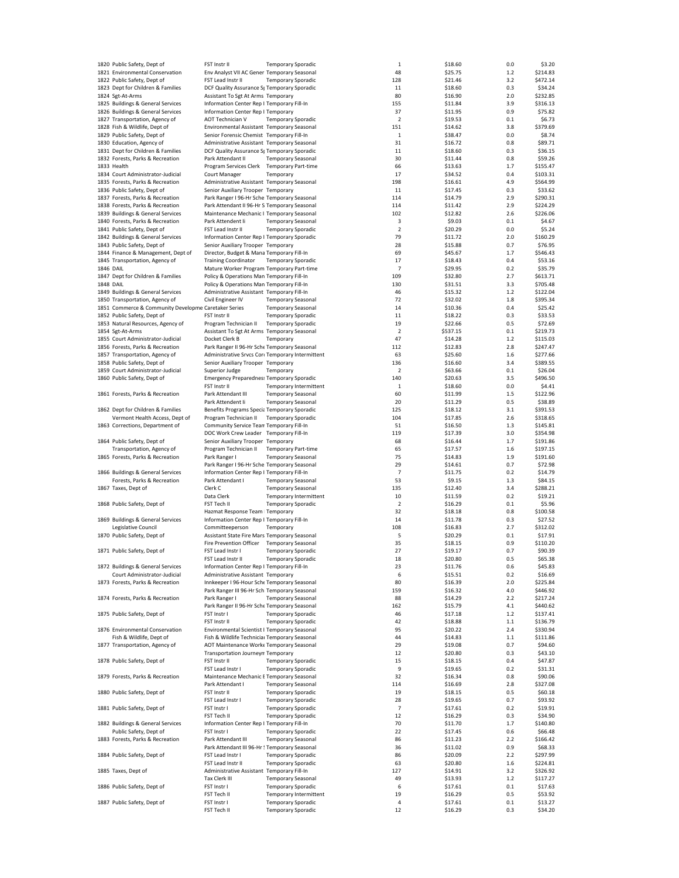| | | | | | | |
|---|---|---|---|---|---|---|
| 1820 Public Safety, Dept of | FST Instr II | Temporary Sporadic | 1 | $18.60 | 0.0 | $3.20 |
| 1821 Environmental Conservation | Env Analyst VII AC Gener | Temporary Seasonal | 48 | $25.75 | 1.2 | $214.83 |
| 1822 Public Safety, Dept of | FST Lead Instr II | Temporary Sporadic | 128 | $21.46 | 3.2 | $472.14 |
| 1823 Dept for Children & Families | DCF Quality Assurance Sp | Temporary Sporadic | 11 | $18.60 | 0.3 | $34.24 |
| 1824 Sgt-At-Arms | Assistant To Sgt At Arms | Temporary | 80 | $16.90 | 2.0 | $232.85 |
| 1825 Buildings & General Services | Information Center Rep I | Temporary Fill-In | 155 | $11.84 | 3.9 | $316.13 |
| 1826 Buildings & General Services | Information Center Rep I | Temporary | 37 | $11.95 | 0.9 | $75.82 |
| 1827 Transportation, Agency of | AOT Technician V | Temporary Sporadic | 2 | $19.53 | 0.1 | $6.73 |
| 1828 Fish & Wildlife, Dept of | Environmental Assistant | Temporary Seasonal | 151 | $14.62 | 3.8 | $379.69 |
| 1829 Public Safety, Dept of | Senior Forensic Chemist | Temporary Fill-In | 1 | $38.47 | 0.0 | $8.74 |
| 1830 Education, Agency of | Administrative Assistant | Temporary Seasonal | 31 | $16.72 | 0.8 | $89.71 |
| 1831 Dept for Children & Families | DCF Quality Assurance Sp | Temporary Sporadic | 11 | $18.60 | 0.3 | $36.15 |
| 1832 Forests, Parks & Recreation | Park Attendant II | Temporary Seasonal | 30 | $11.44 | 0.8 | $59.26 |
| 1833 Health | Program Services Clerk | Temporary Part-time | 66 | $13.63 | 1.7 | $155.47 |
| 1834 Court Administrator-Judicial | Court Manager | Temporary | 17 | $34.52 | 0.4 | $103.31 |
| 1835 Forests, Parks & Recreation | Administrative Assistant | Temporary Seasonal | 198 | $16.61 | 4.9 | $564.99 |
| 1836 Public Safety, Dept of | Senior Auxiliary Trooper | Temporary | 11 | $17.45 | 0.3 | $33.62 |
| 1837 Forests, Parks & Recreation | Park Ranger I 96-Hr Sche | Temporary Seasonal | 114 | $14.79 | 2.9 | $290.31 |
| 1838 Forests, Parks & Recreation | Park Attendant II 96-Hr S | Temporary Seasonal | 114 | $11.42 | 2.9 | $224.29 |
| 1839 Buildings & General Services | Maintenance Mechanic I | Temporary Seasonal | 102 | $12.82 | 2.6 | $226.06 |
| 1840 Forests, Parks & Recreation | Park Attendent Ii | Temporary Seasonal | 3 | $9.03 | 0.1 | $4.67 |
| 1841 Public Safety, Dept of | FST Lead Instr II | Temporary Sporadic | 2 | $20.29 | 0.0 | $5.24 |
| 1842 Buildings & General Services | Information Center Rep I | Temporary Sporadic | 79 | $11.72 | 2.0 | $160.29 |
| 1843 Public Safety, Dept of | Senior Auxiliary Trooper | Temporary | 28 | $15.88 | 0.7 | $76.95 |
| 1844 Finance & Management, Dept of | Director, Budget & Mana | Temporary Fill-In | 69 | $45.67 | 1.7 | $546.43 |
| 1845 Transportation, Agency of | Training Coordinator | Temporary Sporadic | 17 | $18.43 | 0.4 | $53.16 |
| 1846 DAIL | Mature Worker Program | Temporary Part-time | 7 | $29.95 | 0.2 | $35.79 |
| 1847 Dept for Children & Families | Policy & Operations Man | Temporary Fill-In | 109 | $32.80 | 2.7 | $613.71 |
| 1848 DAIL | Policy & Operations Man | Temporary Fill-In | 130 | $31.51 | 3.3 | $705.48 |
| 1849 Buildings & General Services | Administrative Assistant | Temporary Fill-In | 46 | $15.32 | 1.2 | $122.04 |
| 1850 Transportation, Agency of | Civil Engineer IV | Temporary Seasonal | 72 | $32.02 | 1.8 | $395.34 |
| 1851 Commerce & Community Developme | Caretaker Series | Temporary Seasonal | 14 | $10.36 | 0.4 | $25.42 |
| 1852 Public Safety, Dept of | FST Instr II | Temporary Sporadic | 11 | $18.22 | 0.3 | $33.53 |
| 1853 Natural Resources, Agency of | Program Technician II | Temporary Sporadic | 19 | $22.66 | 0.5 | $72.69 |
| 1854 Sgt-At-Arms | Assistant To Sgt At Arms | Temporary Seasonal | 2 | $537.15 | 0.1 | $219.73 |
| 1855 Court Administrator-Judicial | Docket Clerk B | Temporary | 47 | $14.28 | 1.2 | $115.03 |
| 1856 Forests, Parks & Recreation | Park Ranger II 96-Hr Sche | Temporary Seasonal | 112 | $12.83 | 2.8 | $247.47 |
| 1857 Transportation, Agency of | Administrative Srvcs Cor | Temporary Intermittent | 63 | $25.60 | 1.6 | $277.66 |
| 1858 Public Safety, Dept of | Senior Auxiliary Trooper | Temporary | 136 | $16.60 | 3.4 | $389.55 |
| 1859 Court Administrator-Judicial | Superior Judge | Temporary | 2 | $63.66 | 0.1 | $26.04 |
| 1860 Public Safety, Dept of | Emergency Preparednes | Temporary Sporadic | 140 | $20.63 | 3.5 | $496.50 |
| | FST Instr II | Temporary Intermittent | 1 | $18.60 | 0.0 | $4.41 |
| 1861 Forests, Parks & Recreation | Park Attendant III | Temporary Seasonal | 60 | $11.99 | 1.5 | $122.96 |
| | Park Attendent Ii | Temporary Seasonal | 20 | $11.29 | 0.5 | $38.89 |
| 1862 Dept for Children & Families | Benefits Programs Speci | Temporary Sporadic | 125 | $18.12 | 3.1 | $391.53 |
| Vermont Health Access, Dept of | Program Technician II | Temporary Sporadic | 104 | $17.85 | 2.6 | $318.65 |
| 1863 Corrections, Department of | Community Service Tean | Temporary Fill-In | 51 | $16.50 | 1.3 | $145.81 |
| | DOC Work Crew Leader | Temporary Fill-In | 119 | $17.39 | 3.0 | $354.98 |
| 1864 Public Safety, Dept of | Senior Auxiliary Trooper | Temporary | 68 | $16.44 | 1.7 | $191.86 |
| Transportation, Agency of | Program Technician II | Temporary Part-time | 65 | $17.57 | 1.6 | $197.15 |
| 1865 Forests, Parks & Recreation | Park Ranger I | Temporary Seasonal | 75 | $14.83 | 1.9 | $191.60 |
| | Park Ranger I 96-Hr Sche | Temporary Seasonal | 29 | $14.61 | 0.7 | $72.98 |
| 1866 Buildings & General Services | Information Center Rep I | Temporary Fill-In | 7 | $11.75 | 0.2 | $14.79 |
| Forests, Parks & Recreation | Park Attendant I | Temporary Seasonal | 53 | $9.15 | 1.3 | $84.15 |
| 1867 Taxes, Dept of | Clerk C | Temporary Seasonal | 135 | $12.40 | 3.4 | $288.21 |
| | Data Clerk | Temporary Intermittent | 10 | $11.59 | 0.2 | $19.21 |
| 1868 Public Safety, Dept of | FST Tech II | Temporary Sporadic | 2 | $16.29 | 0.1 | $5.96 |
| | Hazmat Response Team | Temporary | 32 | $18.18 | 0.8 | $100.58 |
| 1869 Buildings & General Services | Information Center Rep I | Temporary Fill-In | 14 | $11.78 | 0.3 | $27.52 |
| Legislative Council | Committeeperson | Temporary | 108 | $16.83 | 2.7 | $312.02 |
| 1870 Public Safety, Dept of | Assistant State Fire Mars | Temporary Seasonal | 5 | $20.29 | 0.1 | $17.91 |
| | Fire Prevention Officer | Temporary Seasonal | 35 | $18.15 | 0.9 | $110.20 |
| 1871 Public Safety, Dept of | FST Lead Instr I | Temporary Sporadic | 27 | $19.17 | 0.7 | $90.39 |
| | FST Lead Instr II | Temporary Sporadic | 18 | $20.80 | 0.5 | $65.38 |
| 1872 Buildings & General Services | Information Center Rep I | Temporary Fill-In | 23 | $11.76 | 0.6 | $45.83 |
| Court Administrator-Judicial | Administrative Assistant | Temporary | 6 | $15.51 | 0.2 | $16.69 |
| 1873 Forests, Parks & Recreation | Innkeeper I 96-Hour Sche | Temporary Seasonal | 80 | $16.39 | 2.0 | $225.84 |
| | Park Ranger III 96-Hr Sch | Temporary Seasonal | 159 | $16.32 | 4.0 | $446.92 |
| 1874 Forests, Parks & Recreation | Park Ranger I | Temporary Seasonal | 88 | $14.29 | 2.2 | $217.24 |
| | Park Ranger II 96-Hr Sche | Temporary Seasonal | 162 | $15.79 | 4.1 | $440.62 |
| 1875 Public Safety, Dept of | FST Instr I | Temporary Sporadic | 46 | $17.18 | 1.2 | $137.41 |
| | FST Instr II | Temporary Sporadic | 42 | $18.88 | 1.1 | $136.79 |
| 1876 Environmental Conservation | Environmental Scientist I | Temporary Seasonal | 95 | $20.22 | 2.4 | $330.94 |
| Fish & Wildlife, Dept of | Fish & Wildlife Technicia | Temporary Seasonal | 44 | $14.83 | 1.1 | $111.86 |
| 1877 Transportation, Agency of | AOT Maintenance Worke | Temporary Seasonal | 29 | $19.08 | 0.7 | $94.60 |
| | Transportation Journeym | Temporary | 12 | $20.80 | 0.3 | $43.10 |
| 1878 Public Safety, Dept of | FST Instr II | Temporary Sporadic | 15 | $18.15 | 0.4 | $47.87 |
| | FST Lead Instr I | Temporary Sporadic | 9 | $19.65 | 0.2 | $31.31 |
| 1879 Forests, Parks & Recreation | Maintenance Mechanic I | Temporary Seasonal | 32 | $16.34 | 0.8 | $90.06 |
| | Park Attendant I | Temporary Seasonal | 114 | $16.69 | 2.8 | $327.08 |
| 1880 Public Safety, Dept of | FST Instr II | Temporary Sporadic | 19 | $18.15 | 0.5 | $60.18 |
| | FST Lead Instr I | Temporary Sporadic | 28 | $19.65 | 0.7 | $93.92 |
| 1881 Public Safety, Dept of | FST Instr I | Temporary Sporadic | 7 | $17.61 | 0.2 | $19.91 |
| | FST Tech II | Temporary Sporadic | 12 | $16.29 | 0.3 | $34.90 |
| 1882 Buildings & General Services | Information Center Rep I | Temporary Fill-In | 70 | $11.70 | 1.7 | $140.80 |
| Public Safety, Dept of | FST Instr I | Temporary Sporadic | 22 | $17.45 | 0.6 | $66.48 |
| 1883 Forests, Parks & Recreation | Park Attendant III | Temporary Seasonal | 86 | $11.23 | 2.2 | $166.42 |
| | Park Attendant III 96-Hr | Temporary Seasonal | 36 | $11.02 | 0.9 | $68.33 |
| 1884 Public Safety, Dept of | FST Lead Instr I | Temporary Sporadic | 86 | $20.09 | 2.2 | $297.99 |
| | FST Lead Instr II | Temporary Sporadic | 63 | $20.80 | 1.6 | $224.81 |
| 1885 Taxes, Dept of | Administrative Assistant | Temporary Fill-In | 127 | $14.91 | 3.2 | $326.92 |
| | Tax Clerk III | Temporary Seasonal | 49 | $13.93 | 1.2 | $117.27 |
| 1886 Public Safety, Dept of | FST Instr I | Temporary Sporadic | 6 | $17.61 | 0.1 | $17.63 |
| | FST Tech II | Temporary Intermittent | 19 | $16.29 | 0.5 | $53.92 |
| 1887 Public Safety, Dept of | FST Instr I | Temporary Sporadic | 4 | $17.61 | 0.1 | $13.27 |
| | FST Tech II | Temporary Sporadic | 12 | $16.29 | 0.3 | $34.20 |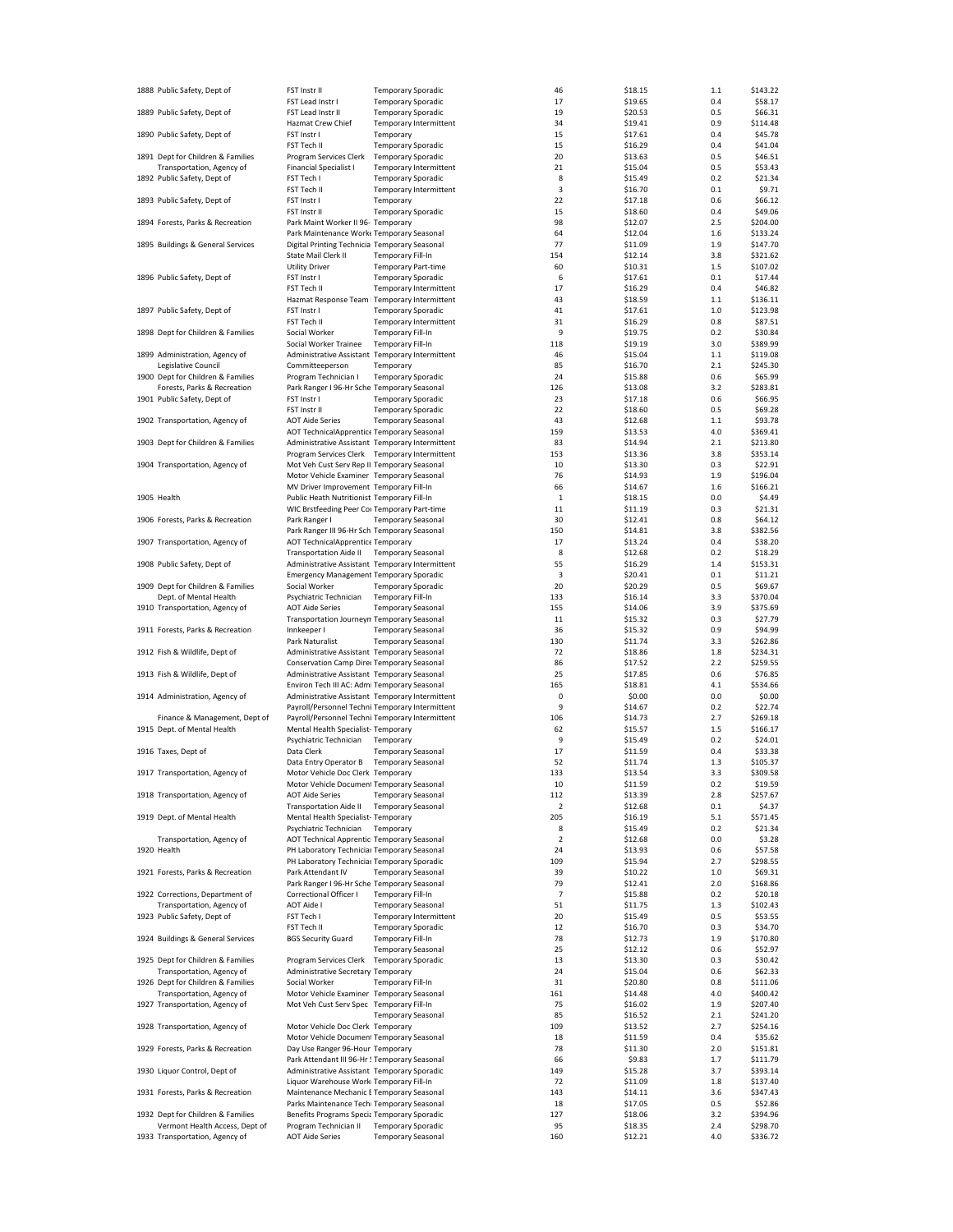| | | | | | | | |
|---|---|---|---|---|---|---|---|
| 1888 | Public Safety, Dept of | FST Instr II | Temporary Sporadic | 46 | $18.15 | 1.1 | $143.22 |
| | | FST Lead Instr I | Temporary Sporadic | 17 | $19.65 | 0.4 | $58.17 |
| 1889 | Public Safety, Dept of | FST Lead Instr II | Temporary Sporadic | 19 | $20.53 | 0.5 | $66.31 |
| | | Hazmat Crew Chief | Temporary Intermittent | 34 | $19.41 | 0.9 | $114.48 |
| 1890 | Public Safety, Dept of | FST Instr I | Temporary | 15 | $17.61 | 0.4 | $45.78 |
| | | FST Tech II | Temporary Sporadic | 15 | $16.29 | 0.4 | $41.04 |
| 1891 | Dept for Children & Families | Program Services Clerk | Temporary Sporadic | 20 | $13.63 | 0.5 | $46.51 |
| | Transportation, Agency of | Financial Specialist I | Temporary Intermittent | 21 | $15.04 | 0.5 | $53.43 |
| 1892 | Public Safety, Dept of | FST Tech I | Temporary Sporadic | 8 | $15.49 | 0.2 | $21.34 |
| | | FST Tech II | Temporary Intermittent | 3 | $16.70 | 0.1 | $9.71 |
| 1893 | Public Safety, Dept of | FST Instr I | Temporary | 22 | $17.18 | 0.6 | $66.12 |
| | | FST Instr II | Temporary Sporadic | 15 | $18.60 | 0.4 | $49.06 |
| 1894 | Forests, Parks & Recreation | Park Maint Worker II 96- | Temporary | 98 | $12.07 | 2.5 | $204.00 |
| | | Park Maintenance Worke | Temporary Seasonal | 64 | $12.04 | 1.6 | $133.24 |
| 1895 | Buildings & General Services | Digital Printing Technicia | Temporary Seasonal | 77 | $11.09 | 1.9 | $147.70 |
| | | State Mail Clerk II | Temporary Fill-In | 154 | $12.14 | 3.8 | $321.62 |
| | | Utility Driver | Temporary Part-time | 60 | $10.31 | 1.5 | $107.02 |
| 1896 | Public Safety, Dept of | FST Instr I | Temporary Sporadic | 6 | $17.61 | 0.1 | $17.44 |
| | | FST Tech II | Temporary Intermittent | 17 | $16.29 | 0.4 | $46.82 |
| | | Hazmat Response Team | Temporary Intermittent | 43 | $18.59 | 1.1 | $136.11 |
| 1897 | Public Safety, Dept of | FST Instr I | Temporary Sporadic | 41 | $17.61 | 1.0 | $123.98 |
| | | FST Tech II | Temporary Intermittent | 31 | $16.29 | 0.8 | $87.51 |
| 1898 | Dept for Children & Families | Social Worker | Temporary Fill-In | 9 | $19.75 | 0.2 | $30.84 |
| | | Social Worker Trainee | Temporary Fill-In | 118 | $19.19 | 3.0 | $389.99 |
| 1899 | Administration, Agency of | Administrative Assistant | Temporary Intermittent | 46 | $15.04 | 1.1 | $119.08 |
| | Legislative Council | Committeeperson | Temporary | 85 | $16.70 | 2.1 | $245.30 |
| 1900 | Dept for Children & Families | Program Technician I | Temporary Sporadic | 24 | $15.88 | 0.6 | $65.99 |
| | Forests, Parks & Recreation | Park Ranger I 96-Hr Sche | Temporary Seasonal | 126 | $13.08 | 3.2 | $283.81 |
| 1901 | Public Safety, Dept of | FST Instr I | Temporary Sporadic | 23 | $17.18 | 0.6 | $66.95 |
| | | FST Instr II | Temporary Sporadic | 22 | $18.60 | 0.5 | $69.28 |
| 1902 | Transportation, Agency of | AOT Aide Series | Temporary Seasonal | 43 | $12.68 | 1.1 | $93.78 |
| | | AOT TechnicalApprentice | Temporary Seasonal | 159 | $13.53 | 4.0 | $369.41 |
| 1903 | Dept for Children & Families | Administrative Assistant | Temporary Intermittent | 83 | $14.94 | 2.1 | $213.80 |
| | | Program Services Clerk | Temporary Intermittent | 153 | $13.36 | 3.8 | $353.14 |
| 1904 | Transportation, Agency of | Mot Veh Cust Serv Rep II | Temporary Seasonal | 10 | $13.30 | 0.3 | $22.91 |
| | | Motor Vehicle Examiner | Temporary Seasonal | 76 | $14.93 | 1.9 | $196.04 |
| | | MV Driver Improvement | Temporary Fill-In | 66 | $14.67 | 1.6 | $166.21 |
| 1905 | Health | Public Heath Nutritionist | Temporary Fill-In | 1 | $18.15 | 0.0 | $4.49 |
| | | WIC Brstfeeding Peer Co | Temporary Part-time | 11 | $11.19 | 0.3 | $21.31 |
| 1906 | Forests, Parks & Recreation | Park Ranger I | Temporary Seasonal | 30 | $12.41 | 0.8 | $64.12 |
| | | Park Ranger III 96-Hr Sch | Temporary Seasonal | 150 | $14.81 | 3.8 | $382.56 |
| 1907 | Transportation, Agency of | AOT TechnicalApprentice | Temporary | 17 | $13.24 | 0.4 | $38.20 |
| | | Transportation Aide II | Temporary Seasonal | 8 | $12.68 | 0.2 | $18.29 |
| 1908 | Public Safety, Dept of | Administrative Assistant | Temporary Intermittent | 55 | $16.29 | 1.4 | $153.31 |
| | | Emergency Management | Temporary Sporadic | 3 | $20.41 | 0.1 | $11.21 |
| 1909 | Dept for Children & Families | Social Worker | Temporary Sporadic | 20 | $20.29 | 0.5 | $69.67 |
| | Dept. of Mental Health | Psychiatric Technician | Temporary Fill-In | 133 | $16.14 | 3.3 | $370.04 |
| 1910 | Transportation, Agency of | AOT Aide Series | Temporary Seasonal | 155 | $14.06 | 3.9 | $375.69 |
| | | Transportation Journeym | Temporary Seasonal | 11 | $15.32 | 0.3 | $27.79 |
| 1911 | Forests, Parks & Recreation | Innkeeper I | Temporary Seasonal | 36 | $15.32 | 0.9 | $94.99 |
| | | Park Naturalist | Temporary Seasonal | 130 | $11.74 | 3.3 | $262.86 |
| 1912 | Fish & Wildlife, Dept of | Administrative Assistant | Temporary Seasonal | 72 | $18.86 | 1.8 | $234.31 |
| | | Conservation Camp Dire | Temporary Seasonal | 86 | $17.52 | 2.2 | $259.55 |
| 1913 | Fish & Wildlife, Dept of | Administrative Assistant | Temporary Seasonal | 25 | $17.85 | 0.6 | $76.85 |
| | | Environ Tech III AC: Adm | Temporary Seasonal | 165 | $18.81 | 4.1 | $534.66 |
| 1914 | Administration, Agency of | Administrative Assistant | Temporary Intermittent | 0 | $0.00 | 0.0 | $0.00 |
| | | Payroll/Personnel Techni | Temporary Intermittent | 9 | $14.67 | 0.2 | $22.74 |
| | Finance & Management, Dept of | Payroll/Personnel Techni | Temporary Intermittent | 106 | $14.73 | 2.7 | $269.18 |
| 1915 | Dept. of Mental Health | Mental Health Specialist- | Temporary | 62 | $15.57 | 1.5 | $166.17 |
| | | Psychiatric Technician | Temporary | 9 | $15.49 | 0.2 | $24.01 |
| 1916 | Taxes, Dept of | Data Clerk | Temporary Seasonal | 17 | $11.59 | 0.4 | $33.38 |
| | | Data Entry Operator B | Temporary Seasonal | 52 | $11.74 | 1.3 | $105.37 |
| 1917 | Transportation, Agency of | Motor Vehicle Doc Clerk | Temporary | 133 | $13.54 | 3.3 | $309.58 |
| | | Motor Vehicle Document | Temporary Seasonal | 10 | $11.59 | 0.2 | $19.59 |
| 1918 | Transportation, Agency of | AOT Aide Series | Temporary Seasonal | 112 | $13.39 | 2.8 | $257.67 |
| | | Transportation Aide II | Temporary Seasonal | 2 | $12.68 | 0.1 | $4.37 |
| 1919 | Dept. of Mental Health | Mental Health Specialist- | Temporary | 205 | $16.19 | 5.1 | $571.45 |
| | | Psychiatric Technician | Temporary | 8 | $15.49 | 0.2 | $21.34 |
| | Transportation, Agency of | AOT Technical Apprentic | Temporary Seasonal | 2 | $12.68 | 0.0 | $3.28 |
| 1920 | Health | PH Laboratory Technicia | Temporary Seasonal | 24 | $13.93 | 0.6 | $57.58 |
| | | PH Laboratory Technicia | Temporary Sporadic | 109 | $15.94 | 2.7 | $298.55 |
| 1921 | Forests, Parks & Recreation | Park Attendant IV | Temporary Seasonal | 39 | $10.22 | 1.0 | $69.31 |
| | | Park Ranger I 96-Hr Sche | Temporary Seasonal | 79 | $12.41 | 2.0 | $168.86 |
| 1922 | Corrections, Department of | Correctional Officer I | Temporary Fill-In | 7 | $15.88 | 0.2 | $20.18 |
| | Transportation, Agency of | AOT Aide I | Temporary Seasonal | 51 | $11.75 | 1.3 | $102.43 |
| 1923 | Public Safety, Dept of | FST Tech I | Temporary Intermittent | 20 | $15.49 | 0.5 | $53.55 |
| | | FST Tech II | Temporary Sporadic | 12 | $16.70 | 0.3 | $34.70 |
| 1924 | Buildings & General Services | BGS Security Guard | Temporary Fill-In | 78 | $12.73 | 1.9 | $170.80 |
| | | | Temporary Seasonal | 25 | $12.12 | 0.6 | $52.97 |
| 1925 | Dept for Children & Families | Program Services Clerk | Temporary Sporadic | 13 | $13.30 | 0.3 | $30.42 |
| | Transportation, Agency of | Administrative Secretary | Temporary | 24 | $15.04 | 0.6 | $62.33 |
| 1926 | Dept for Children & Families | Social Worker | Temporary Fill-In | 31 | $20.80 | 0.8 | $111.06 |
| | Transportation, Agency of | Motor Vehicle Examiner | Temporary Seasonal | 161 | $14.48 | 4.0 | $400.42 |
| 1927 | Transportation, Agency of | Mot Veh Cust Serv Spec | Temporary Fill-In | 75 | $16.02 | 1.9 | $207.40 |
| | | | Temporary Seasonal | 85 | $16.52 | 2.1 | $241.20 |
| 1928 | Transportation, Agency of | Motor Vehicle Doc Clerk | Temporary | 109 | $13.52 | 2.7 | $254.16 |
| | | Motor Vehicle Document | Temporary Seasonal | 18 | $11.59 | 0.4 | $35.62 |
| 1929 | Forests, Parks & Recreation | Day Use Ranger 96-Hour | Temporary | 78 | $11.30 | 2.0 | $151.81 |
| | | Park Attendant III 96-Hr S | Temporary Seasonal | 66 | $9.83 | 1.7 | $111.79 |
| 1930 | Liquor Control, Dept of | Administrative Assistant | Temporary Sporadic | 149 | $15.28 | 3.7 | $393.14 |
| | | Liquor Warehouse Work | Temporary Fill-In | 72 | $11.09 | 1.8 | $137.40 |
| 1931 | Forests, Parks & Recreation | Maintenance Mechanic I | Temporary Seasonal | 143 | $14.11 | 3.6 | $347.43 |
| | | Parks Maintenance Tech | Temporary Seasonal | 18 | $17.05 | 0.5 | $52.86 |
| 1932 | Dept for Children & Families | Benefits Programs Speci | Temporary Sporadic | 127 | $18.06 | 3.2 | $394.96 |
| | Vermont Health Access, Dept of | Program Technician II | Temporary Sporadic | 95 | $18.35 | 2.4 | $298.70 |
| 1933 | Transportation, Agency of | AOT Aide Series | Temporary Seasonal | 160 | $12.21 | 4.0 | $336.72 |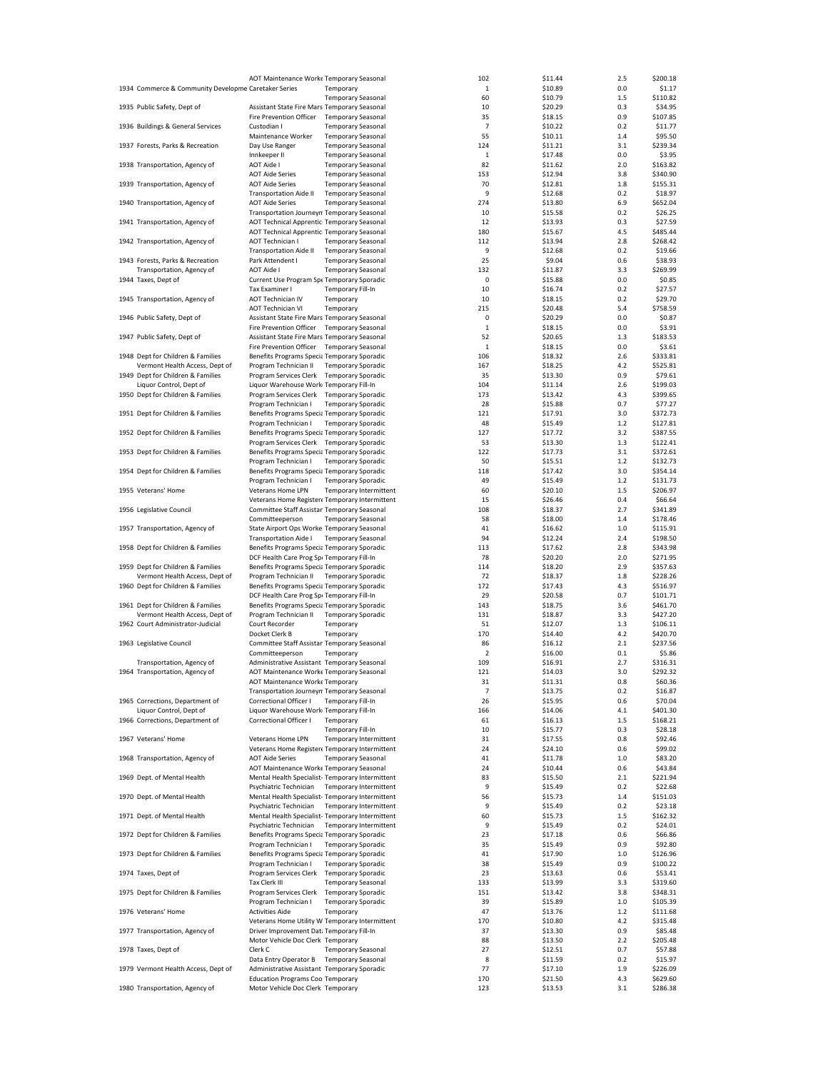| | | | | | | | |
|---|---|---|---|---|---|---|---|
| | | AOT Maintenance Worke | Temporary Seasonal | 102 | $11.44 | 2.5 | $200.18 |
| 1934 | Commerce & Community Developme | Caretaker Series | Temporary | 1 | $10.89 | 0.0 | $1.17 |
| | | | Temporary Seasonal | 60 | $10.79 | 1.5 | $110.82 |
| 1935 | Public Safety, Dept of | Assistant State Fire Mars | Temporary Seasonal | 10 | $20.29 | 0.3 | $34.95 |
| | | Fire Prevention Officer | Temporary Seasonal | 35 | $18.15 | 0.9 | $107.85 |
| 1936 | Buildings & General Services | Custodian I | Temporary Seasonal | 7 | $10.22 | 0.2 | $11.77 |
| | | Maintenance Worker | Temporary Seasonal | 55 | $10.11 | 1.4 | $95.50 |
| 1937 | Forests, Parks & Recreation | Day Use Ranger | Temporary Seasonal | 124 | $11.21 | 3.1 | $239.34 |
| | | Innkeeper II | Temporary Seasonal | 1 | $17.48 | 0.0 | $3.95 |
| 1938 | Transportation, Agency of | AOT Aide I | Temporary Seasonal | 82 | $11.62 | 2.0 | $163.82 |
| | | AOT Aide Series | Temporary Seasonal | 153 | $12.94 | 3.8 | $340.90 |
| 1939 | Transportation, Agency of | AOT Aide Series | Temporary Seasonal | 70 | $12.81 | 1.8 | $155.31 |
| | | Transportation Aide II | Temporary Seasonal | 9 | $12.68 | 0.2 | $18.97 |
| 1940 | Transportation, Agency of | AOT Aide Series | Temporary Seasonal | 274 | $13.80 | 6.9 | $652.04 |
| | | Transportation Journeym | Temporary Seasonal | 10 | $15.58 | 0.2 | $26.25 |
| 1941 | Transportation, Agency of | AOT Technical Apprentic | Temporary Seasonal | 12 | $13.93 | 0.3 | $27.59 |
| | | AOT Technical Apprentic | Temporary Seasonal | 180 | $15.67 | 4.5 | $485.44 |
| 1942 | Transportation, Agency of | AOT Technician I | Temporary Seasonal | 112 | $13.94 | 2.8 | $268.42 |
| | | Transportation Aide II | Temporary Seasonal | 9 | $12.68 | 0.2 | $19.66 |
| 1943 | Forests, Parks & Recreation | Park Attendent I | Temporary Seasonal | 25 | $9.04 | 0.6 | $38.93 |
| | Transportation, Agency of | AOT Aide I | Temporary Seasonal | 132 | $11.87 | 3.3 | $269.99 |
| 1944 | Taxes, Dept of | Current Use Program Spe | Temporary Sporadic | 0 | $15.88 | 0.0 | $0.85 |
| | | Tax Examiner I | Temporary Fill-In | 10 | $16.74 | 0.2 | $27.57 |
| 1945 | Transportation, Agency of | AOT Technician IV | Temporary | 10 | $18.15 | 0.2 | $29.70 |
| | | AOT Technician VI | Temporary | 215 | $20.48 | 5.4 | $758.59 |
| 1946 | Public Safety, Dept of | Assistant State Fire Mars | Temporary Seasonal | 0 | $20.29 | 0.0 | $0.87 |
| | | Fire Prevention Officer | Temporary Seasonal | 1 | $18.15 | 0.0 | $3.91 |
| 1947 | Public Safety, Dept of | Assistant State Fire Mars | Temporary Seasonal | 52 | $20.65 | 1.3 | $183.53 |
| | | Fire Prevention Officer | Temporary Seasonal | 1 | $18.15 | 0.0 | $3.61 |
| 1948 | Dept for Children & Families | Benefits Programs Specia | Temporary Sporadic | 106 | $18.32 | 2.6 | $333.81 |
| | Vermont Health Access, Dept of | Program Technician II | Temporary Sporadic | 167 | $18.25 | 4.2 | $525.81 |
| 1949 | Dept for Children & Families | Program Services Clerk | Temporary Sporadic | 35 | $13.30 | 0.9 | $79.61 |
| | Liquor Control, Dept of | Liquor Warehouse Work | Temporary Fill-In | 104 | $11.14 | 2.6 | $199.03 |
| 1950 | Dept for Children & Families | Program Services Clerk | Temporary Sporadic | 173 | $13.42 | 4.3 | $399.65 |
| | | Program Technician I | Temporary Sporadic | 28 | $15.88 | 0.7 | $77.27 |
| 1951 | Dept for Children & Families | Benefits Programs Specia | Temporary Sporadic | 121 | $17.91 | 3.0 | $372.73 |
| | | Program Technician I | Temporary Sporadic | 48 | $15.49 | 1.2 | $127.81 |
| 1952 | Dept for Children & Families | Benefits Programs Specia | Temporary Sporadic | 127 | $17.72 | 3.2 | $387.55 |
| | | Program Services Clerk | Temporary Sporadic | 53 | $13.30 | 1.3 | $122.41 |
| 1953 | Dept for Children & Families | Benefits Programs Specia | Temporary Sporadic | 122 | $17.73 | 3.1 | $372.61 |
| | | Program Technician I | Temporary Sporadic | 50 | $15.51 | 1.2 | $132.73 |
| 1954 | Dept for Children & Families | Benefits Programs Specia | Temporary Sporadic | 118 | $17.42 | 3.0 | $354.14 |
| | | Program Technician I | Temporary Sporadic | 49 | $15.49 | 1.2 | $131.73 |
| 1955 | Veterans' Home | Veterans Home LPN | Temporary Intermittent | 60 | $20.10 | 1.5 | $206.97 |
| | | Veterans Home Registere | Temporary Intermittent | 15 | $26.46 | 0.4 | $66.64 |
| 1956 | Legislative Council | Committee Staff Assistan | Temporary Seasonal | 108 | $18.37 | 2.7 | $341.89 |
| | | Committeeperson | Temporary Seasonal | 58 | $18.00 | 1.4 | $178.46 |
| 1957 | Transportation, Agency of | State Airport Ops Worke | Temporary Seasonal | 41 | $16.62 | 1.0 | $115.91 |
| | | Transportation Aide I | Temporary Seasonal | 94 | $12.24 | 2.4 | $198.50 |
| 1958 | Dept for Children & Families | Benefits Programs Specia | Temporary Sporadic | 113 | $17.62 | 2.8 | $343.98 |
| | | DCF Health Care Prog Spe | Temporary Fill-In | 78 | $20.20 | 2.0 | $271.95 |
| 1959 | Dept for Children & Families | Benefits Programs Specia | Temporary Sporadic | 114 | $18.20 | 2.9 | $357.63 |
| | Vermont Health Access, Dept of | Program Technician II | Temporary Sporadic | 72 | $18.37 | 1.8 | $228.26 |
| 1960 | Dept for Children & Families | Benefits Programs Specia | Temporary Sporadic | 172 | $17.43 | 4.3 | $516.97 |
| | | DCF Health Care Prog Spe | Temporary Fill-In | 29 | $20.58 | 0.7 | $101.71 |
| 1961 | Dept for Children & Families | Benefits Programs Specia | Temporary Sporadic | 143 | $18.75 | 3.6 | $461.70 |
| | Vermont Health Access, Dept of | Program Technician II | Temporary Sporadic | 131 | $18.87 | 3.3 | $427.20 |
| 1962 | Court Administrator-Judicial | Court Recorder | Temporary | 51 | $12.07 | 1.3 | $106.11 |
| | | Docket Clerk B | Temporary | 170 | $14.40 | 4.2 | $420.70 |
| 1963 | Legislative Council | Committee Staff Assistan | Temporary Seasonal | 86 | $16.12 | 2.1 | $237.56 |
| | | Committeeperson | Temporary | 2 | $16.00 | 0.1 | $5.86 |
| | Transportation, Agency of | Administrative Assistant | Temporary Seasonal | 109 | $16.91 | 2.7 | $316.31 |
| 1964 | Transportation, Agency of | AOT Maintenance Worke | Temporary Seasonal | 121 | $14.03 | 3.0 | $292.32 |
| | | AOT Maintenance Worke | Temporary | 31 | $11.31 | 0.8 | $60.36 |
| | | Transportation Journeym | Temporary Seasonal | 7 | $13.75 | 0.2 | $16.87 |
| 1965 | Corrections, Department of | Correctional Officer I | Temporary Fill-In | 26 | $15.95 | 0.6 | $70.04 |
| | Liquor Control, Dept of | Liquor Warehouse Work | Temporary Fill-In | 166 | $14.06 | 4.1 | $401.30 |
| 1966 | Corrections, Department of | Correctional Officer I | Temporary | 61 | $16.13 | 1.5 | $168.21 |
| | | | Temporary Fill-In | 10 | $15.77 | 0.3 | $28.18 |
| 1967 | Veterans' Home | Veterans Home LPN | Temporary Intermittent | 31 | $17.55 | 0.8 | $92.46 |
| | | Veterans Home Registere | Temporary Intermittent | 24 | $24.10 | 0.6 | $99.02 |
| 1968 | Transportation, Agency of | AOT Aide Series | Temporary Seasonal | 41 | $11.78 | 1.0 | $83.20 |
| | | AOT Maintenance Worke | Temporary Seasonal | 24 | $10.44 | 0.6 | $43.84 |
| 1969 | Dept. of Mental Health | Mental Health Specialist- | Temporary Intermittent | 83 | $15.50 | 2.1 | $221.94 |
| | | Psychiatric Technician | Temporary Intermittent | 9 | $15.49 | 0.2 | $22.68 |
| 1970 | Dept. of Mental Health | Mental Health Specialist- | Temporary Intermittent | 56 | $15.73 | 1.4 | $151.03 |
| | | Psychiatric Technician | Temporary Intermittent | 9 | $15.49 | 0.2 | $23.18 |
| 1971 | Dept. of Mental Health | Mental Health Specialist- | Temporary Intermittent | 60 | $15.73 | 1.5 | $162.32 |
| | | Psychiatric Technician | Temporary Intermittent | 9 | $15.49 | 0.2 | $24.01 |
| 1972 | Dept for Children & Families | Benefits Programs Specia | Temporary Sporadic | 23 | $17.18 | 0.6 | $66.86 |
| | | Program Technician I | Temporary Sporadic | 35 | $15.49 | 0.9 | $92.80 |
| 1973 | Dept for Children & Families | Benefits Programs Specia | Temporary Sporadic | 41 | $17.90 | 1.0 | $126.96 |
| | | Program Technician I | Temporary Sporadic | 38 | $15.49 | 0.9 | $100.22 |
| 1974 | Taxes, Dept of | Program Services Clerk | Temporary Sporadic | 23 | $13.63 | 0.6 | $53.41 |
| | | Tax Clerk III | Temporary Seasonal | 133 | $13.99 | 3.3 | $319.60 |
| 1975 | Dept for Children & Families | Program Services Clerk | Temporary Sporadic | 151 | $13.42 | 3.8 | $348.31 |
| | | Program Technician I | Temporary Sporadic | 39 | $15.89 | 1.0 | $105.39 |
| 1976 | Veterans' Home | Activities Aide | Temporary | 47 | $13.76 | 1.2 | $111.68 |
| | | Veterans Home Utility W | Temporary Intermittent | 170 | $10.80 | 4.2 | $315.48 |
| 1977 | Transportation, Agency of | Driver Improvement Dat | Temporary Fill-In | 37 | $13.30 | 0.9 | $85.48 |
| | | Motor Vehicle Doc Clerk | Temporary | 88 | $13.50 | 2.2 | $205.48 |
| 1978 | Taxes, Dept of | Clerk C | Temporary Seasonal | 27 | $12.51 | 0.7 | $57.88 |
| | | Data Entry Operator B | Temporary Seasonal | 8 | $11.59 | 0.2 | $15.97 |
| 1979 | Vermont Health Access, Dept of | Administrative Assistant | Temporary Sporadic | 77 | $17.10 | 1.9 | $226.09 |
| | | Education Programs Coo | Temporary | 170 | $21.50 | 4.3 | $629.60 |
| 1980 | Transportation, Agency of | Motor Vehicle Doc Clerk | Temporary | 123 | $13.53 | 3.1 | $286.38 |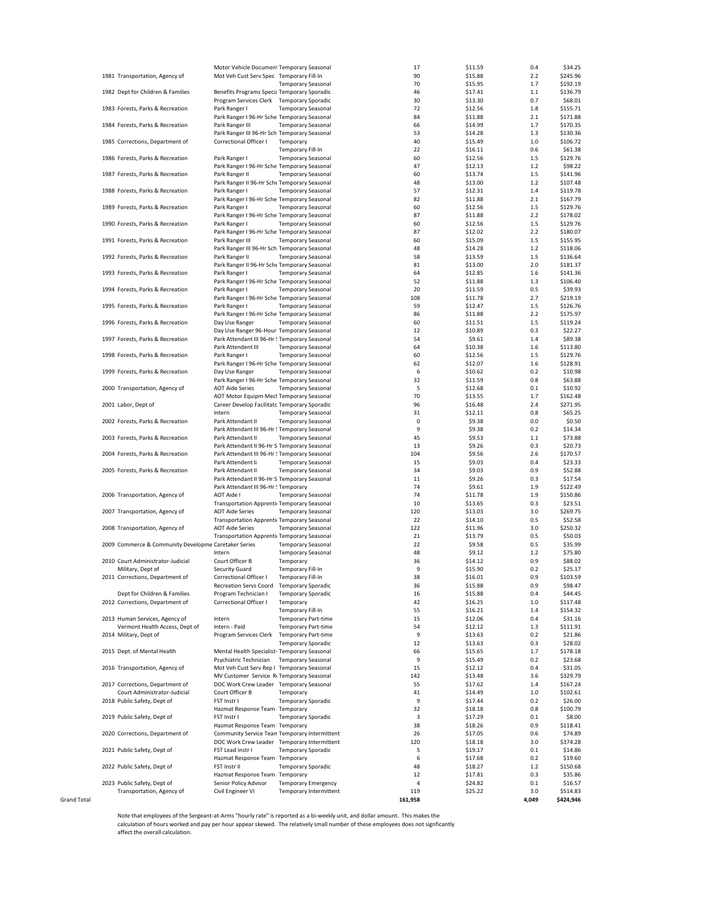| | | | | | | | |
|---|---|---|---|---|---|---|---|
| | | Motor Vehicle Document | Temporary Seasonal | 17 | $11.59 | 0.4 | $34.25 |
| 1981 | Transportation, Agency of | Mot Veh Cust Serv Spec | Temporary Fill-In | 90 | $15.88 | 2.2 | $245.96 |
| | | | Temporary Seasonal | 70 | $15.95 | 1.7 | $192.19 |
| 1982 | Dept for Children & Families | Benefits Programs Specia | Temporary Sporadic | 46 | $17.41 | 1.1 | $136.79 |
| | | Program Services Clerk | Temporary Sporadic | 30 | $13.30 | 0.7 | $68.01 |
| 1983 | Forests, Parks & Recreation | Park Ranger I | Temporary Seasonal | 72 | $12.56 | 1.8 | $155.71 |
| | | Park Ranger I 96-Hr Sche | Temporary Seasonal | 84 | $11.88 | 2.1 | $171.88 |
| 1984 | Forests, Parks & Recreation | Park Ranger III | Temporary Seasonal | 66 | $14.99 | 1.7 | $170.35 |
| | | Park Ranger III 96-Hr Sch | Temporary Seasonal | 53 | $14.28 | 1.3 | $130.36 |
| 1985 | Corrections, Department of | Correctional Officer I | Temporary | 40 | $15.49 | 1.0 | $106.72 |
| | | | Temporary Fill-In | 22 | $16.11 | 0.6 | $61.38 |
| 1986 | Forests, Parks & Recreation | Park Ranger I | Temporary Seasonal | 60 | $12.56 | 1.5 | $129.76 |
| | | Park Ranger I 96-Hr Sche | Temporary Seasonal | 47 | $12.13 | 1.2 | $98.22 |
| 1987 | Forests, Parks & Recreation | Park Ranger II | Temporary Seasonal | 60 | $13.74 | 1.5 | $141.96 |
| | | Park Ranger II 96-Hr Sche | Temporary Seasonal | 48 | $13.00 | 1.2 | $107.48 |
| 1988 | Forests, Parks & Recreation | Park Ranger I | Temporary Seasonal | 57 | $12.31 | 1.4 | $119.78 |
| | | Park Ranger I 96-Hr Sche | Temporary Seasonal | 82 | $11.88 | 2.1 | $167.79 |
| 1989 | Forests, Parks & Recreation | Park Ranger I | Temporary Seasonal | 60 | $12.56 | 1.5 | $129.76 |
| | | Park Ranger I 96-Hr Sche | Temporary Seasonal | 87 | $11.88 | 2.2 | $178.02 |
| 1990 | Forests, Parks & Recreation | Park Ranger I | Temporary Seasonal | 60 | $12.56 | 1.5 | $129.76 |
| | | Park Ranger I 96-Hr Sche | Temporary Seasonal | 87 | $12.02 | 2.2 | $180.07 |
| 1991 | Forests, Parks & Recreation | Park Ranger III | Temporary Seasonal | 60 | $15.09 | 1.5 | $155.95 |
| | | Park Ranger III 96-Hr Sch | Temporary Seasonal | 48 | $14.28 | 1.2 | $118.06 |
| 1992 | Forests, Parks & Recreation | Park Ranger II | Temporary Seasonal | 58 | $13.59 | 1.5 | $136.64 |
| | | Park Ranger II 96-Hr Sche | Temporary Seasonal | 81 | $13.00 | 2.0 | $181.37 |
| 1993 | Forests, Parks & Recreation | Park Ranger I | Temporary Seasonal | 64 | $12.85 | 1.6 | $141.36 |
| | | Park Ranger I 96-Hr Sche | Temporary Seasonal | 52 | $11.88 | 1.3 | $106.40 |
| 1994 | Forests, Parks & Recreation | Park Ranger I | Temporary Seasonal | 20 | $11.59 | 0.5 | $39.93 |
| | | Park Ranger I 96-Hr Sche | Temporary Seasonal | 108 | $11.78 | 2.7 | $219.19 |
| 1995 | Forests, Parks & Recreation | Park Ranger I | Temporary Seasonal | 59 | $12.47 | 1.5 | $126.76 |
| | | Park Ranger I 96-Hr Sche | Temporary Seasonal | 86 | $11.88 | 2.2 | $175.97 |
| 1996 | Forests, Parks & Recreation | Day Use Ranger | Temporary Seasonal | 60 | $11.51 | 1.5 | $119.24 |
| | | Day Use Ranger 96-Hour | Temporary Seasonal | 12 | $10.89 | 0.3 | $22.27 |
| 1997 | Forests, Parks & Recreation | Park Attendant III 96-Hr S | Temporary Seasonal | 54 | $9.61 | 1.4 | $89.38 |
| | | Park Attendent III | Temporary Seasonal | 64 | $10.38 | 1.6 | $113.80 |
| 1998 | Forests, Parks & Recreation | Park Ranger I | Temporary Seasonal | 60 | $12.56 | 1.5 | $129.76 |
| | | Park Ranger I 96-Hr Sche | Temporary Seasonal | 62 | $12.07 | 1.6 | $128.91 |
| 1999 | Forests, Parks & Recreation | Day Use Ranger | Temporary Seasonal | 6 | $10.62 | 0.2 | $10.98 |
| | | Park Ranger I 96-Hr Sche | Temporary Seasonal | 32 | $11.59 | 0.8 | $63.88 |
| 2000 | Transportation, Agency of | AOT Aide Series | Temporary Seasonal | 5 | $12.68 | 0.1 | $10.92 |
| | | AOT Motor Equipm Mecl | Temporary Seasonal | 70 | $13.55 | 1.7 | $162.48 |
| 2001 | Labor, Dept of | Career Develop Facilitato | Temporary Sporadic | 96 | $16.48 | 2.4 | $271.95 |
| | | Intern | Temporary Seasonal | 31 | $12.11 | 0.8 | $65.25 |
| 2002 | Forests, Parks & Recreation | Park Attendant II | Temporary Seasonal | 0 | $9.38 | 0.0 | $0.50 |
| | | Park Attendant III 96-Hr S | Temporary Seasonal | 9 | $9.38 | 0.2 | $14.34 |
| 2003 | Forests, Parks & Recreation | Park Attendant II | Temporary Seasonal | 45 | $9.53 | 1.1 | $73.88 |
| | | Park Attendant II 96-Hr S | Temporary Seasonal | 13 | $9.26 | 0.3 | $20.73 |
| 2004 | Forests, Parks & Recreation | Park Attendant III 96-Hr S | Temporary Seasonal | 104 | $9.56 | 2.6 | $170.57 |
| | | Park Attendent Ii | Temporary Seasonal | 15 | $9.03 | 0.4 | $23.33 |
| 2005 | Forests, Parks & Recreation | Park Attendant II | Temporary Seasonal | 34 | $9.03 | 0.9 | $52.88 |
| | | Park Attendant II 96-Hr S | Temporary Seasonal | 11 | $9.26 | 0.3 | $17.54 |
| | | Park Attendant III 96-Hr S | Temporary | 74 | $9.61 | 1.9 | $122.49 |
| 2006 | Transportation, Agency of | AOT Aide I | Temporary Seasonal | 74 | $11.78 | 1.9 | $150.86 |
| | | Transportation Apprenti | Temporary Seasonal | 10 | $13.65 | 0.3 | $23.51 |
| 2007 | Transportation, Agency of | AOT Aide Series | Temporary Seasonal | 120 | $13.03 | 3.0 | $269.75 |
| | | Transportation Apprenti | Temporary Seasonal | 22 | $14.10 | 0.5 | $52.58 |
| 2008 | Transportation, Agency of | AOT Aide Series | Temporary Seasonal | 122 | $11.96 | 3.0 | $250.32 |
| | | Transportation Apprenti | Temporary Seasonal | 21 | $13.79 | 0.5 | $50.03 |
| 2009 | Commerce & Community Developme | Caretaker Series | Temporary Seasonal | 22 | $9.58 | 0.5 | $35.99 |
| | | Intern | Temporary Seasonal | 48 | $9.12 | 1.2 | $75.80 |
| 2010 | Court Administrator-Judicial | Court Officer B | Temporary | 36 | $14.12 | 0.9 | $88.02 |
| | Military, Dept of | Security Guard | Temporary Fill-In | 9 | $15.90 | 0.2 | $25.17 |
| 2011 | Corrections, Department of | Correctional Officer I | Temporary Fill-In | 38 | $16.01 | 0.9 | $103.59 |
| | | Recreation Servs Coord | Temporary Sporadic | 36 | $15.88 | 0.9 | $98.47 |
| | Dept for Children & Families | Program Technician I | Temporary Sporadic | 16 | $15.88 | 0.4 | $44.45 |
| 2012 | Corrections, Department of | Correctional Officer I | Temporary | 42 | $16.25 | 1.0 | $117.48 |
| | | | Temporary Fill-In | 55 | $16.21 | 1.4 | $154.32 |
| 2013 | Human Services, Agency of | Intern | Temporary Part-time | 15 | $12.06 | 0.4 | $31.16 |
| | Vermont Health Access, Dept of | Intern - Paid | Temporary Part-time | 54 | $12.12 | 1.3 | $111.91 |
| 2014 | Military, Dept of | Program Services Clerk | Temporary Part-time | 9 | $13.63 | 0.2 | $21.86 |
| | | | Temporary Sporadic | 12 | $13.63 | 0.3 | $28.02 |
| 2015 | Dept. of Mental Health | Mental Health Specialist- | Temporary Seasonal | 66 | $15.65 | 1.7 | $178.18 |
| | | Psychiatric Technician | Temporary Seasonal | 9 | $15.49 | 0.2 | $23.68 |
| 2016 | Transportation, Agency of | Mot Veh Cust Serv Rep I | Temporary Seasonal | 15 | $12.12 | 0.4 | $31.05 |
| | | MV Customer Service R | Temporary Seasonal | 142 | $13.48 | 3.6 | $329.79 |
| 2017 | Corrections, Department of | DOC Work Crew Leader | Temporary Seasonal | 55 | $17.62 | 1.4 | $167.24 |
| | Court Administrator-Judicial | Court Officer B | Temporary | 41 | $14.49 | 1.0 | $102.61 |
| 2018 | Public Safety, Dept of | FST Instr I | Temporary Sporadic | 9 | $17.44 | 0.2 | $26.00 |
| | | Hazmat Response Team | Temporary | 32 | $18.18 | 0.8 | $100.79 |
| 2019 | Public Safety, Dept of | FST Instr I | Temporary Sporadic | 3 | $17.29 | 0.1 | $8.00 |
| | | Hazmat Response Team | Temporary | 38 | $18.26 | 0.9 | $118.41 |
| 2020 | Corrections, Department of | Community Service Team | Temporary Intermittent | 26 | $17.05 | 0.6 | $74.89 |
| | | DOC Work Crew Leader | Temporary Intermittent | 120 | $18.18 | 3.0 | $374.28 |
| 2021 | Public Safety, Dept of | FST Lead Instr I | Temporary Sporadic | 5 | $19.17 | 0.1 | $14.86 |
| | | Hazmat Response Team | Temporary | 6 | $17.68 | 0.2 | $19.60 |
| 2022 | Public Safety, Dept of | FST Instr II | Temporary Sporadic | 48 | $18.27 | 1.2 | $150.68 |
| | | Hazmat Response Team | Temporary | 12 | $17.81 | 0.3 | $35.86 |
| 2023 | Public Safety, Dept of | Senior Policy Advisor | Temporary Emergency | 4 | $24.82 | 0.1 | $16.57 |
| | Transportation, Agency of | Civil Engineer VI | Temporary Intermittent | 119 | $25.22 | 3.0 | $514.83 |
| Grand Total | | | | 161,958 | | 4,049 | $424,946 |

Note that employees of the Sergeant-at-Arms "hourly rate" is reported as a bi-weekly unit, and dollar amount. This makes the calculation of hours worked and pay per hour appear skewed. The relatively small number of these employees does not signficantly affect the overall calculation.